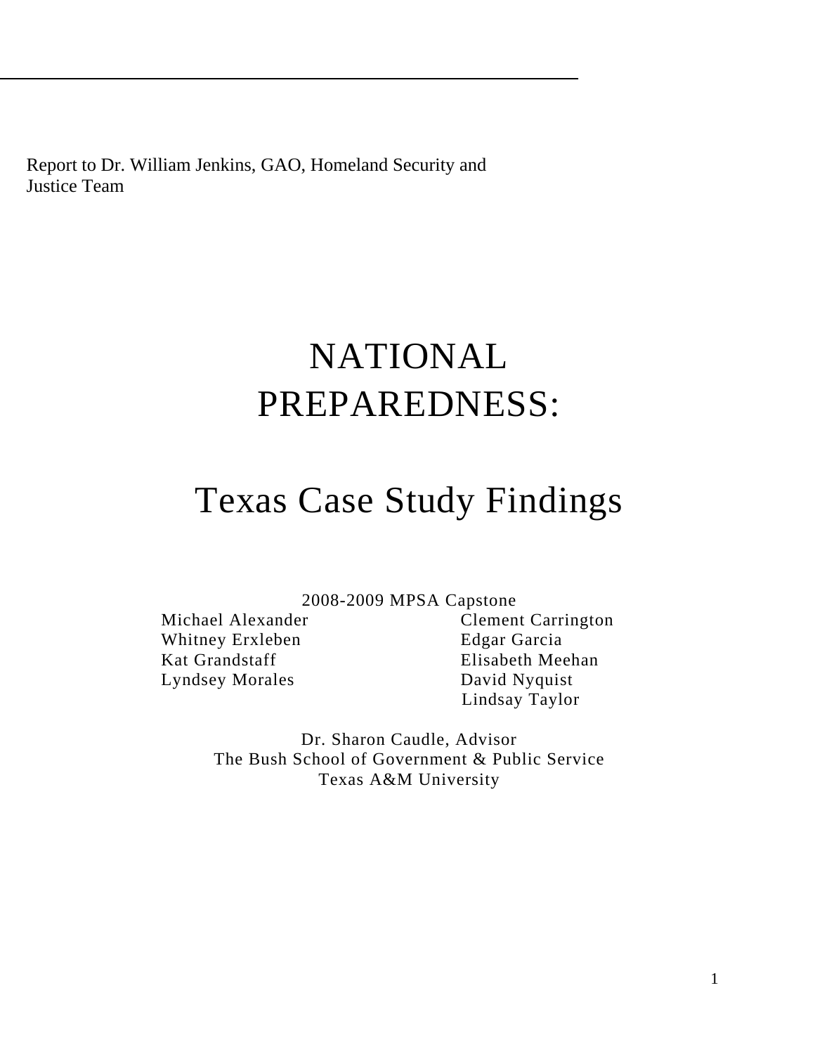Report to Dr. William Jenkins, GAO, Homeland Security and Justice Team

# NATIONAL PREPAREDNESS:

# Texas Case Study Findings

2008-2009 MPSA Capstone

Michael Alexander
Clement Carrington
Whitney Erxleben
Edgar Garcia
Kat Grandstaff
Elisabeth Meehan
Lyndsey Morales
David Nyquist
Lindsay Taylor

Dr. Sharon Caudle, Advisor
The Bush School of Government & Public Service
Texas A&M University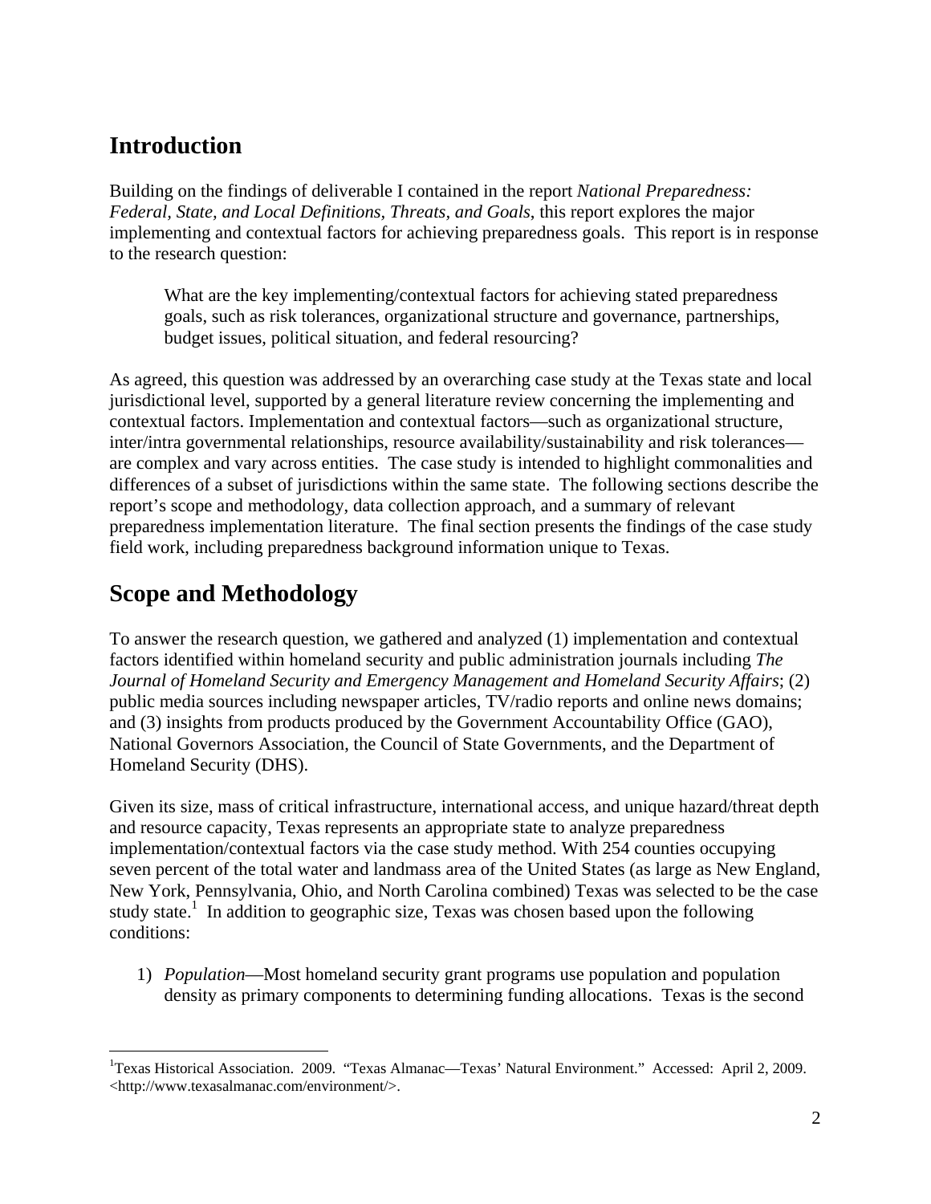## Introduction

Building on the findings of deliverable I contained in the report *National Preparedness: Federal, State, and Local Definitions, Threats, and Goals*, this report explores the major implementing and contextual factors for achieving preparedness goals. This report is in response to the research question:

> What are the key implementing/contextual factors for achieving stated preparedness goals, such as risk tolerances, organizational structure and governance, partnerships, budget issues, political situation, and federal resourcing?

As agreed, this question was addressed by an overarching case study at the Texas state and local jurisdictional level, supported by a general literature review concerning the implementing and contextual factors. Implementation and contextual factors—such as organizational structure, inter/intra governmental relationships, resource availability/sustainability and risk tolerances—are complex and vary across entities. The case study is intended to highlight commonalities and differences of a subset of jurisdictions within the same state. The following sections describe the report's scope and methodology, data collection approach, and a summary of relevant preparedness implementation literature. The final section presents the findings of the case study field work, including preparedness background information unique to Texas.

## Scope and Methodology

To answer the research question, we gathered and analyzed (1) implementation and contextual factors identified within homeland security and public administration journals including *The Journal of Homeland Security and Emergency Management and Homeland Security Affairs*; (2) public media sources including newspaper articles, TV/radio reports and online news domains; and (3) insights from products produced by the Government Accountability Office (GAO), National Governors Association, the Council of State Governments, and the Department of Homeland Security (DHS).

Given its size, mass of critical infrastructure, international access, and unique hazard/threat depth and resource capacity, Texas represents an appropriate state to analyze preparedness implementation/contextual factors via the case study method. With 254 counties occupying seven percent of the total water and landmass area of the United States (as large as New England, New York, Pennsylvania, Ohio, and North Carolina combined) Texas was selected to be the case study state.[1] In addition to geographic size, Texas was chosen based upon the following conditions:

1) *Population*—Most homeland security grant programs use population and population density as primary components to determining funding allocations. Texas is the second

---

[1] Texas Historical Association. 2009. "Texas Almanac—Texas' Natural Environment." Accessed: April 2, 2009. <http://www.texasalmanac.com/environment/>.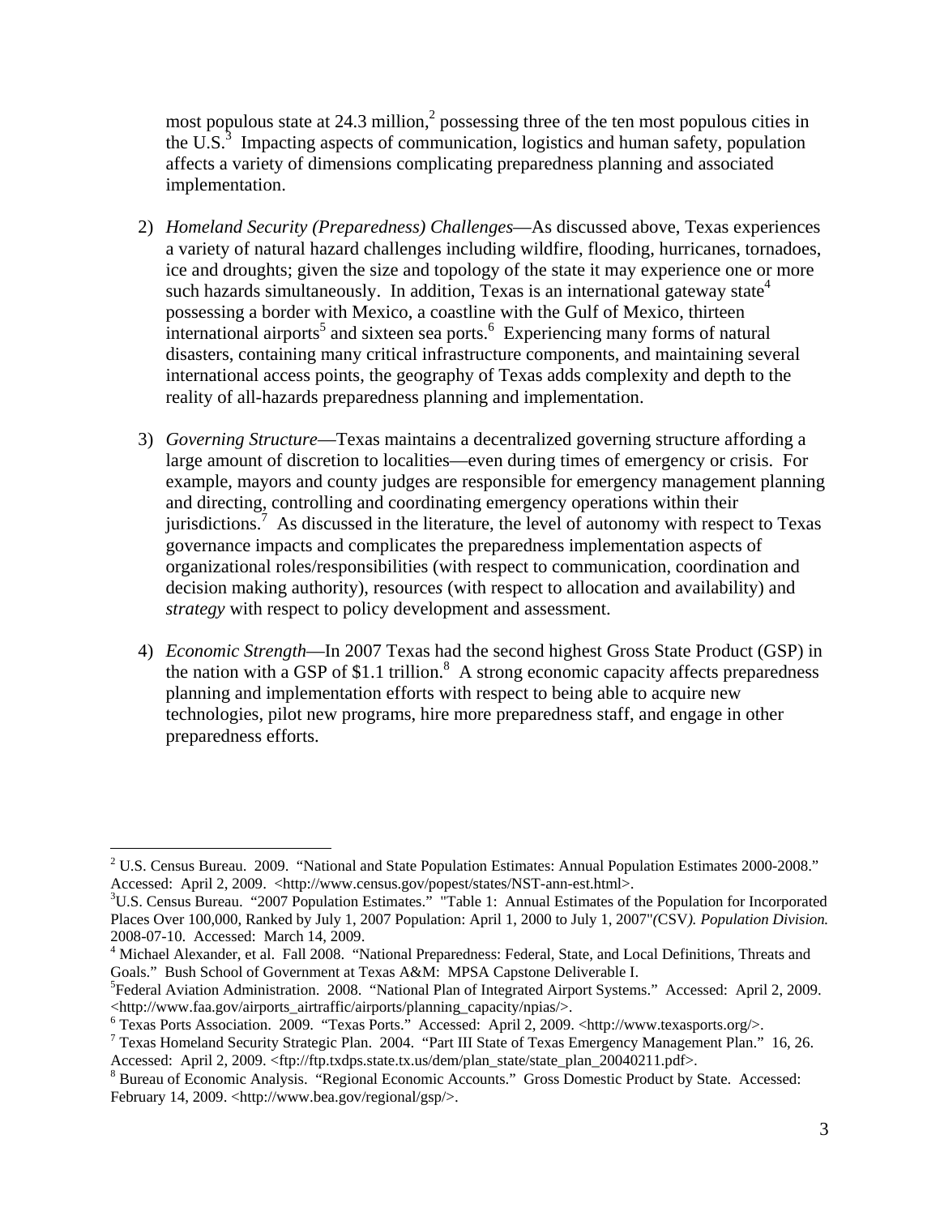most populous state at 24.3 million,[2] possessing three of the ten most populous cities in the U.S.[3] Impacting aspects of communication, logistics and human safety, population affects a variety of dimensions complicating preparedness planning and associated implementation.

2) *Homeland Security (Preparedness) Challenges*—As discussed above, Texas experiences a variety of natural hazard challenges including wildfire, flooding, hurricanes, tornadoes, ice and droughts; given the size and topology of the state it may experience one or more such hazards simultaneously. In addition, Texas is an international gateway state[4] possessing a border with Mexico, a coastline with the Gulf of Mexico, thirteen international airports[5] and sixteen sea ports.[6] Experiencing many forms of natural disasters, containing many critical infrastructure components, and maintaining several international access points, the geography of Texas adds complexity and depth to the reality of all-hazards preparedness planning and implementation.

3) *Governing Structure*—Texas maintains a decentralized governing structure affording a large amount of discretion to localities—even during times of emergency or crisis. For example, mayors and county judges are responsible for emergency management planning and directing, controlling and coordinating emergency operations within their jurisdictions.[7] As discussed in the literature, the level of autonomy with respect to Texas governance impacts and complicates the preparedness implementation aspects of organizational roles/responsibilities (with respect to communication, coordination and decision making authority), resources (with respect to allocation and availability) and *strategy* with respect to policy development and assessment.

4) *Economic Strength*—In 2007 Texas had the second highest Gross State Product (GSP) in the nation with a GSP of $1.1 trillion.[8] A strong economic capacity affects preparedness planning and implementation efforts with respect to being able to acquire new technologies, pilot new programs, hire more preparedness staff, and engage in other preparedness efforts.

---

[2] U.S. Census Bureau. 2009. "National and State Population Estimates: Annual Population Estimates 2000-2008." Accessed: April 2, 2009. <http://www.census.gov/popest/states/NST-ann-est.html>.

[3] U.S. Census Bureau. "2007 Population Estimates." "Table 1: Annual Estimates of the Population for Incorporated Places Over 100,000, Ranked by July 1, 2007 Population: April 1, 2000 to July 1, 2007"*(CSV). Population Division.* 2008-07-10. Accessed: March 14, 2009.

[4] Michael Alexander, et al. Fall 2008. "National Preparedness: Federal, State, and Local Definitions, Threats and Goals." Bush School of Government at Texas A&M: MPSA Capstone Deliverable I.

[5] Federal Aviation Administration. 2008. "National Plan of Integrated Airport Systems." Accessed: April 2, 2009. <http://www.faa.gov/airports_airtraffic/airports/planning_capacity/npias/>.

[6] Texas Ports Association. 2009. "Texas Ports." Accessed: April 2, 2009. <http://www.texasports.org/>.

[7] Texas Homeland Security Strategic Plan. 2004. "Part III State of Texas Emergency Management Plan." 16, 26. Accessed: April 2, 2009. <ftp://ftp.txdps.state.tx.us/dem/plan_state/state_plan_20040211.pdf>.

[8] Bureau of Economic Analysis. "Regional Economic Accounts." Gross Domestic Product by State. Accessed: February 14, 2009. <http://www.bea.gov/regional/gsp/>.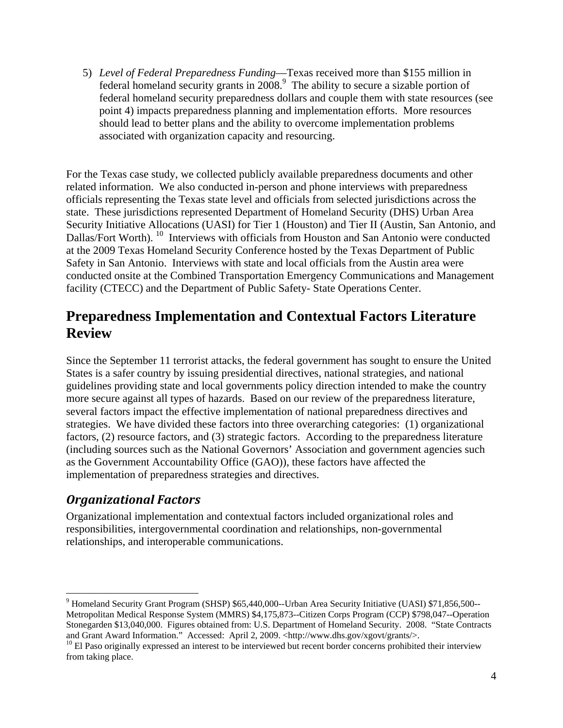5) *Level of Federal Preparedness Funding*—Texas received more than $155 million in federal homeland security grants in 2008.[9] The ability to secure a sizable portion of federal homeland security preparedness dollars and couple them with state resources (see point 4) impacts preparedness planning and implementation efforts. More resources should lead to better plans and the ability to overcome implementation problems associated with organization capacity and resourcing.

For the Texas case study, we collected publicly available preparedness documents and other related information. We also conducted in-person and phone interviews with preparedness officials representing the Texas state level and officials from selected jurisdictions across the state. These jurisdictions represented Department of Homeland Security (DHS) Urban Area Security Initiative Allocations (UASI) for Tier 1 (Houston) and Tier II (Austin, San Antonio, and Dallas/Fort Worth).[10] Interviews with officials from Houston and San Antonio were conducted at the 2009 Texas Homeland Security Conference hosted by the Texas Department of Public Safety in San Antonio. Interviews with state and local officials from the Austin area were conducted onsite at the Combined Transportation Emergency Communications and Management facility (CTECC) and the Department of Public Safety- State Operations Center.

## Preparedness Implementation and Contextual Factors Literature Review

Since the September 11 terrorist attacks, the federal government has sought to ensure the United States is a safer country by issuing presidential directives, national strategies, and national guidelines providing state and local governments policy direction intended to make the country more secure against all types of hazards. Based on our review of the preparedness literature, several factors impact the effective implementation of national preparedness directives and strategies. We have divided these factors into three overarching categories: (1) organizational factors, (2) resource factors, and (3) strategic factors. According to the preparedness literature (including sources such as the National Governors' Association and government agencies such as the Government Accountability Office (GAO)), these factors have affected the implementation of preparedness strategies and directives.

### *Organizational Factors*

Organizational implementation and contextual factors included organizational roles and responsibilities, intergovernmental coordination and relationships, non-governmental relationships, and interoperable communications.

---

[9] Homeland Security Grant Program (SHSP) $65,440,000--Urban Area Security Initiative (UASI) $71,856,500--Metropolitan Medical Response System (MMRS) $4,175,873--Citizen Corps Program (CCP) $798,047--Operation Stonegarden $13,040,000. Figures obtained from: U.S. Department of Homeland Security. 2008. "State Contracts and Grant Award Information." Accessed: April 2, 2009. <http://www.dhs.gov/xgovt/grants/>.

[10] El Paso originally expressed an interest to be interviewed but recent border concerns prohibited their interview from taking place.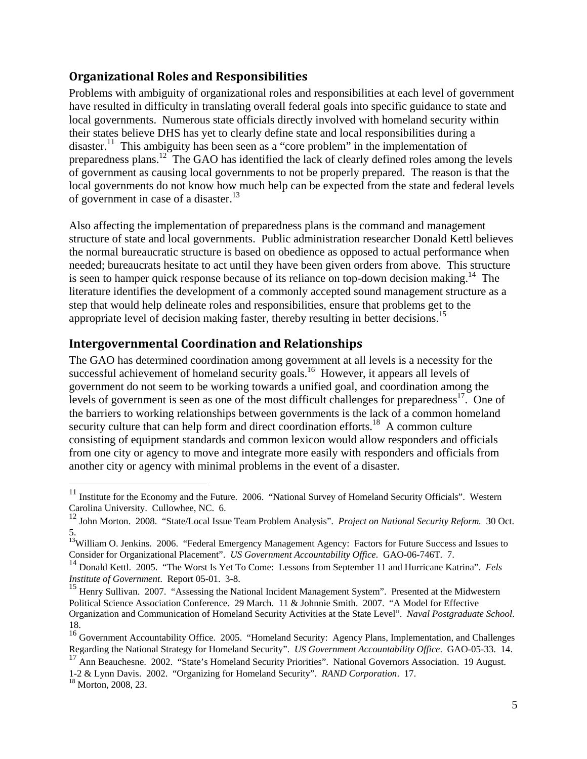## Organizational Roles and Responsibilities

Problems with ambiguity of organizational roles and responsibilities at each level of government have resulted in difficulty in translating overall federal goals into specific guidance to state and local governments. Numerous state officials directly involved with homeland security within their states believe DHS has yet to clearly define state and local responsibilities during a disaster.[11] This ambiguity has been seen as a "core problem" in the implementation of preparedness plans.[12] The GAO has identified the lack of clearly defined roles among the levels of government as causing local governments to not be properly prepared. The reason is that the local governments do not know how much help can be expected from the state and federal levels of government in case of a disaster.[13]

Also affecting the implementation of preparedness plans is the command and management structure of state and local governments. Public administration researcher Donald Kettl believes the normal bureaucratic structure is based on obedience as opposed to actual performance when needed; bureaucrats hesitate to act until they have been given orders from above. This structure is seen to hamper quick response because of its reliance on top-down decision making.[14] The literature identifies the development of a commonly accepted sound management structure as a step that would help delineate roles and responsibilities, ensure that problems get to the appropriate level of decision making faster, thereby resulting in better decisions.[15]

## Intergovernmental Coordination and Relationships

The GAO has determined coordination among government at all levels is a necessity for the successful achievement of homeland security goals.[16] However, it appears all levels of government do not seem to be working towards a unified goal, and coordination among the levels of government is seen as one of the most difficult challenges for preparedness[17]. One of the barriers to working relationships between governments is the lack of a common homeland security culture that can help form and direct coordination efforts.[18] A common culture consisting of equipment standards and common lexicon would allow responders and officials from one city or agency to move and integrate more easily with responders and officials from another city or agency with minimal problems in the event of a disaster.

---

[11] Institute for the Economy and the Future. 2006. "National Survey of Homeland Security Officials". Western Carolina University. Cullowhee, NC. 6.

[12] John Morton. 2008. "State/Local Issue Team Problem Analysis". *Project on National Security Reform.* 30 Oct. 5.

[13] William O. Jenkins. 2006. "Federal Emergency Management Agency: Factors for Future Success and Issues to Consider for Organizational Placement". *US Government Accountability Office*. GAO-06-746T. 7.

[14] Donald Kettl. 2005. "The Worst Is Yet To Come: Lessons from September 11 and Hurricane Katrina". *Fels Institute of Government*. Report 05-01. 3-8.

[15] Henry Sullivan. 2007. "Assessing the National Incident Management System". Presented at the Midwestern Political Science Association Conference. 29 March. 11 & Johnnie Smith. 2007. "A Model for Effective Organization and Communication of Homeland Security Activities at the State Level". *Naval Postgraduate School*. 18.

[16] Government Accountability Office. 2005. "Homeland Security: Agency Plans, Implementation, and Challenges Regarding the National Strategy for Homeland Security". *US Government Accountability Office*. GAO-05-33. 14.

[17] Ann Beauchesne. 2002. "State's Homeland Security Priorities". National Governors Association. 19 August. 1-2 & Lynn Davis. 2002. "Organizing for Homeland Security". *RAND Corporation*. 17.

[18] Morton, 2008, 23.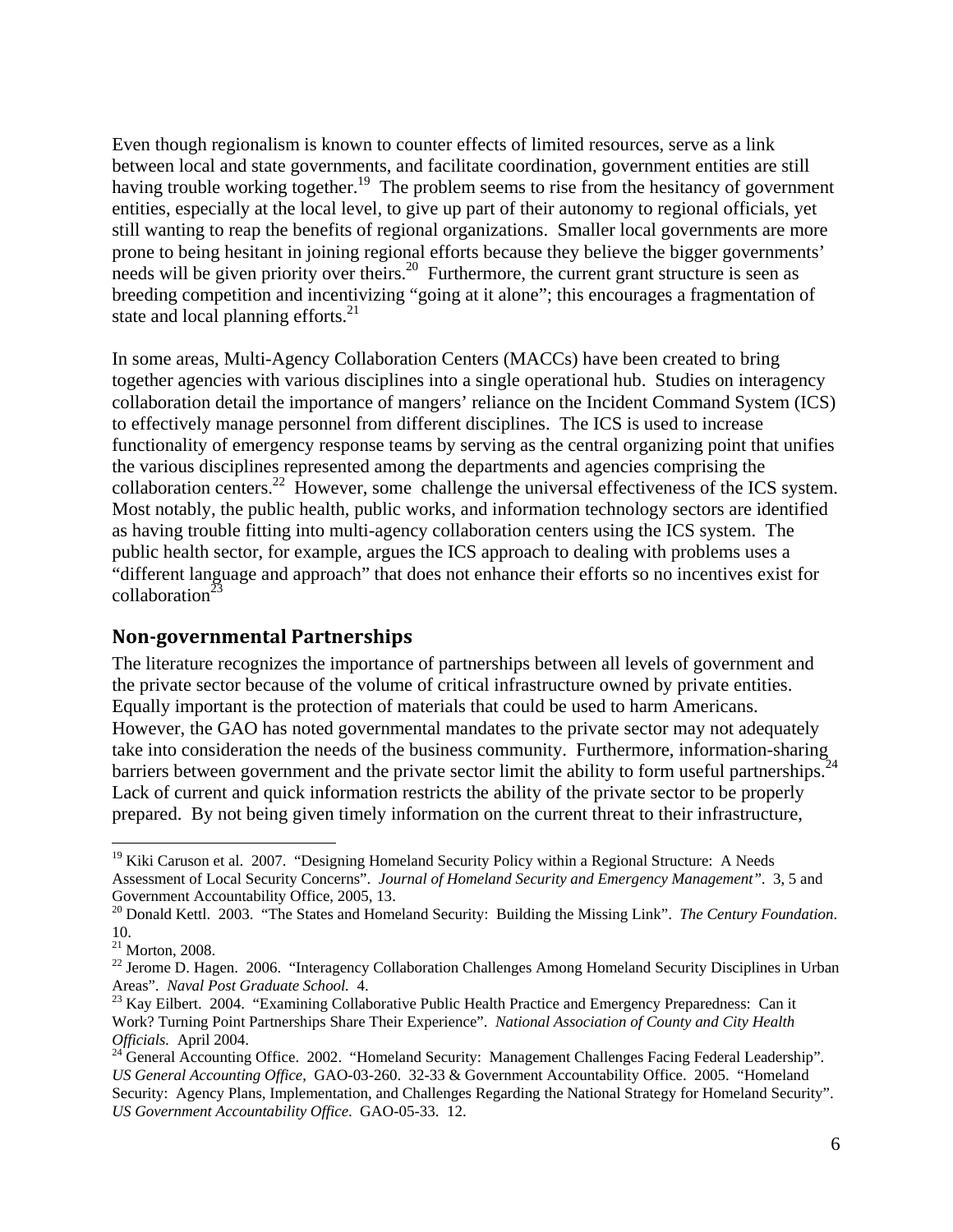Even though regionalism is known to counter effects of limited resources, serve as a link between local and state governments, and facilitate coordination, government entities are still having trouble working together.[19] The problem seems to rise from the hesitancy of government entities, especially at the local level, to give up part of their autonomy to regional officials, yet still wanting to reap the benefits of regional organizations. Smaller local governments are more prone to being hesitant in joining regional efforts because they believe the bigger governments' needs will be given priority over theirs.[20] Furthermore, the current grant structure is seen as breeding competition and incentivizing "going at it alone"; this encourages a fragmentation of state and local planning efforts.[21]

In some areas, Multi-Agency Collaboration Centers (MACCs) have been created to bring together agencies with various disciplines into a single operational hub. Studies on interagency collaboration detail the importance of mangers' reliance on the Incident Command System (ICS) to effectively manage personnel from different disciplines. The ICS is used to increase functionality of emergency response teams by serving as the central organizing point that unifies the various disciplines represented among the departments and agencies comprising the collaboration centers.[22] However, some challenge the universal effectiveness of the ICS system. Most notably, the public health, public works, and information technology sectors are identified as having trouble fitting into multi-agency collaboration centers using the ICS system. The public health sector, for example, argues the ICS approach to dealing with problems uses a "different language and approach" that does not enhance their efforts so no incentives exist for collaboration[23]

## Non-governmental Partnerships

The literature recognizes the importance of partnerships between all levels of government and the private sector because of the volume of critical infrastructure owned by private entities. Equally important is the protection of materials that could be used to harm Americans. However, the GAO has noted governmental mandates to the private sector may not adequately take into consideration the needs of the business community. Furthermore, information-sharing barriers between government and the private sector limit the ability to form useful partnerships.[24] Lack of current and quick information restricts the ability of the private sector to be properly prepared. By not being given timely information on the current threat to their infrastructure,

---

[19] Kiki Caruson et al. 2007. "Designing Homeland Security Policy within a Regional Structure: A Needs Assessment of Local Security Concerns". *Journal of Homeland Security and Emergency Management"*. 3, 5 and Government Accountability Office, 2005, 13.

[20] Donald Kettl. 2003. "The States and Homeland Security: Building the Missing Link". *The Century Foundation*. 10.

[21] Morton, 2008.

[22] Jerome D. Hagen. 2006. "Interagency Collaboration Challenges Among Homeland Security Disciplines in Urban Areas". *Naval Post Graduate School.* 4.

[23] Kay Eilbert. 2004. "Examining Collaborative Public Health Practice and Emergency Preparedness: Can it Work? Turning Point Partnerships Share Their Experience". *National Association of County and City Health Officials.* April 2004.

[24] General Accounting Office. 2002. "Homeland Security: Management Challenges Facing Federal Leadership". *US General Accounting Office*, GAO-03-260. 32-33 & Government Accountability Office. 2005. "Homeland Security: Agency Plans, Implementation, and Challenges Regarding the National Strategy for Homeland Security". *US Government Accountability Office*. GAO-05-33. 12.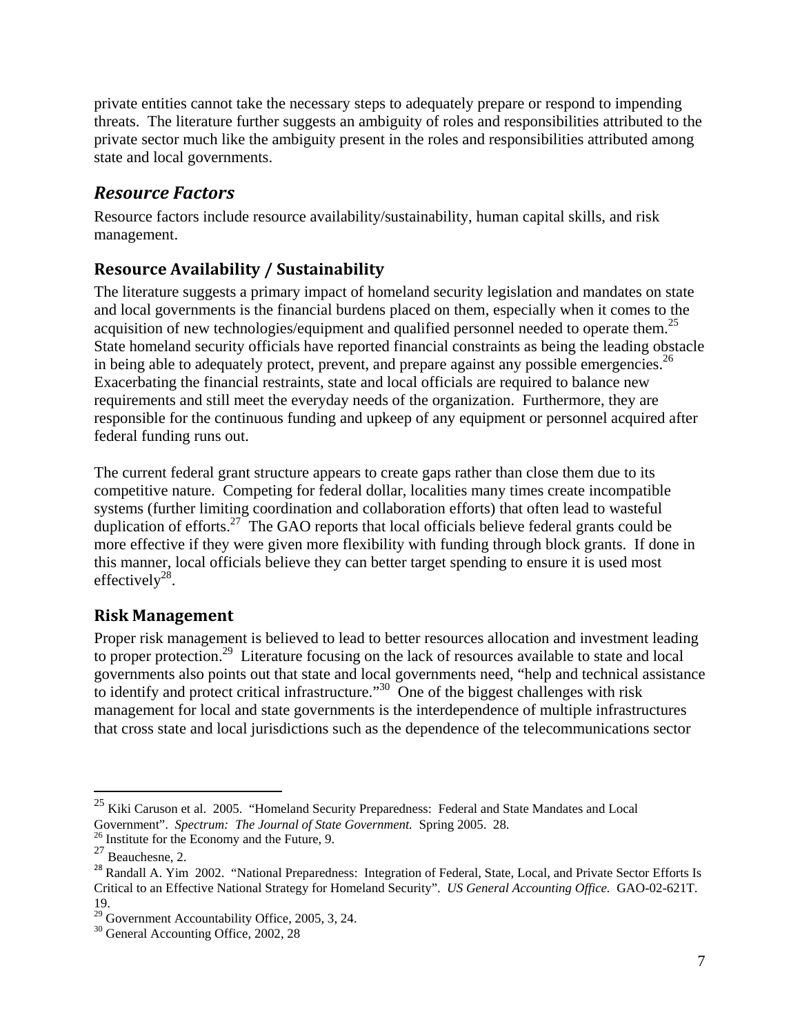private entities cannot take the necessary steps to adequately prepare or respond to impending threats. The literature further suggests an ambiguity of roles and responsibilities attributed to the private sector much like the ambiguity present in the roles and responsibilities attributed among state and local governments.

## *Resource Factors*

Resource factors include resource availability/sustainability, human capital skills, and risk management.

### Resource Availability / Sustainability

The literature suggests a primary impact of homeland security legislation and mandates on state and local governments is the financial burdens placed on them, especially when it comes to the acquisition of new technologies/equipment and qualified personnel needed to operate them.[25] State homeland security officials have reported financial constraints as being the leading obstacle in being able to adequately protect, prevent, and prepare against any possible emergencies.[26] Exacerbating the financial restraints, state and local officials are required to balance new requirements and still meet the everyday needs of the organization. Furthermore, they are responsible for the continuous funding and upkeep of any equipment or personnel acquired after federal funding runs out.

The current federal grant structure appears to create gaps rather than close them due to its competitive nature. Competing for federal dollar, localities many times create incompatible systems (further limiting coordination and collaboration efforts) that often lead to wasteful duplication of efforts.[27] The GAO reports that local officials believe federal grants could be more effective if they were given more flexibility with funding through block grants. If done in this manner, local officials believe they can better target spending to ensure it is used most effectively[28].

### Risk Management

Proper risk management is believed to lead to better resources allocation and investment leading to proper protection.[29] Literature focusing on the lack of resources available to state and local governments also points out that state and local governments need, "help and technical assistance to identify and protect critical infrastructure."[30] One of the biggest challenges with risk management for local and state governments is the interdependence of multiple infrastructures that cross state and local jurisdictions such as the dependence of the telecommunications sector

---

[25] Kiki Caruson et al. 2005. "Homeland Security Preparedness: Federal and State Mandates and Local Government". *Spectrum: The Journal of State Government.* Spring 2005. 28.

[26] Institute for the Economy and the Future, 9.

[27] Beauchesne, 2.

[28] Randall A. Yim 2002. "National Preparedness: Integration of Federal, State, Local, and Private Sector Efforts Is Critical to an Effective National Strategy for Homeland Security". *US General Accounting Office.* GAO-02-621T. 19.

[29] Government Accountability Office, 2005, 3, 24.

[30] General Accounting Office, 2002, 28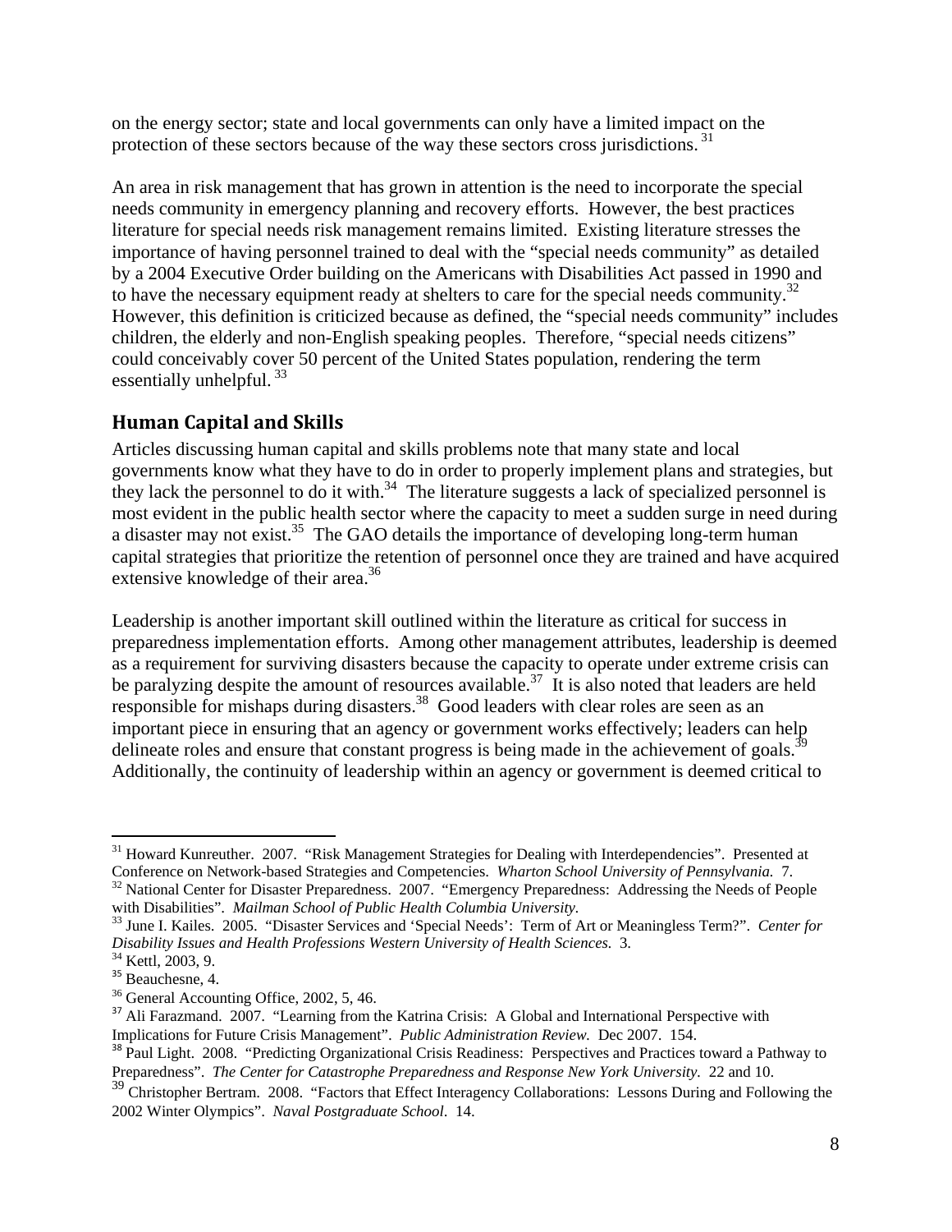on the energy sector; state and local governments can only have a limited impact on the protection of these sectors because of the way these sectors cross jurisdictions. [31]

An area in risk management that has grown in attention is the need to incorporate the special needs community in emergency planning and recovery efforts. However, the best practices literature for special needs risk management remains limited. Existing literature stresses the importance of having personnel trained to deal with the "special needs community" as detailed by a 2004 Executive Order building on the Americans with Disabilities Act passed in 1990 and to have the necessary equipment ready at shelters to care for the special needs community.[32] However, this definition is criticized because as defined, the "special needs community" includes children, the elderly and non-English speaking peoples. Therefore, "special needs citizens" could conceivably cover 50 percent of the United States population, rendering the term essentially unhelpful. [33]

## Human Capital and Skills

Articles discussing human capital and skills problems note that many state and local governments know what they have to do in order to properly implement plans and strategies, but they lack the personnel to do it with.[34] The literature suggests a lack of specialized personnel is most evident in the public health sector where the capacity to meet a sudden surge in need during a disaster may not exist.[35] The GAO details the importance of developing long-term human capital strategies that prioritize the retention of personnel once they are trained and have acquired extensive knowledge of their area.[36]

Leadership is another important skill outlined within the literature as critical for success in preparedness implementation efforts. Among other management attributes, leadership is deemed as a requirement for surviving disasters because the capacity to operate under extreme crisis can be paralyzing despite the amount of resources available.[37] It is also noted that leaders are held responsible for mishaps during disasters.[38] Good leaders with clear roles are seen as an important piece in ensuring that an agency or government works effectively; leaders can help delineate roles and ensure that constant progress is being made in the achievement of goals.[39] Additionally, the continuity of leadership within an agency or government is deemed critical to

---

[31] Howard Kunreuther. 2007. "Risk Management Strategies for Dealing with Interdependencies". Presented at Conference on Network-based Strategies and Competencies. *Wharton School University of Pennsylvania.* 7.

[32] National Center for Disaster Preparedness. 2007. "Emergency Preparedness: Addressing the Needs of People with Disabilities". *Mailman School of Public Health Columbia University.*

[33] June I. Kailes. 2005. "Disaster Services and 'Special Needs': Term of Art or Meaningless Term?". *Center for Disability Issues and Health Professions Western University of Health Sciences.* 3.

[34] Kettl, 2003, 9.

[35] Beauchesne, 4.

[36] General Accounting Office, 2002, 5, 46.

[37] Ali Farazmand. 2007. "Learning from the Katrina Crisis: A Global and International Perspective with Implications for Future Crisis Management". *Public Administration Review.* Dec 2007. 154.

[38] Paul Light. 2008. "Predicting Organizational Crisis Readiness: Perspectives and Practices toward a Pathway to Preparedness". *The Center for Catastrophe Preparedness and Response New York University.* 22 and 10.

[39] Christopher Bertram. 2008. "Factors that Effect Interagency Collaborations: Lessons During and Following the 2002 Winter Olympics". *Naval Postgraduate School*. 14.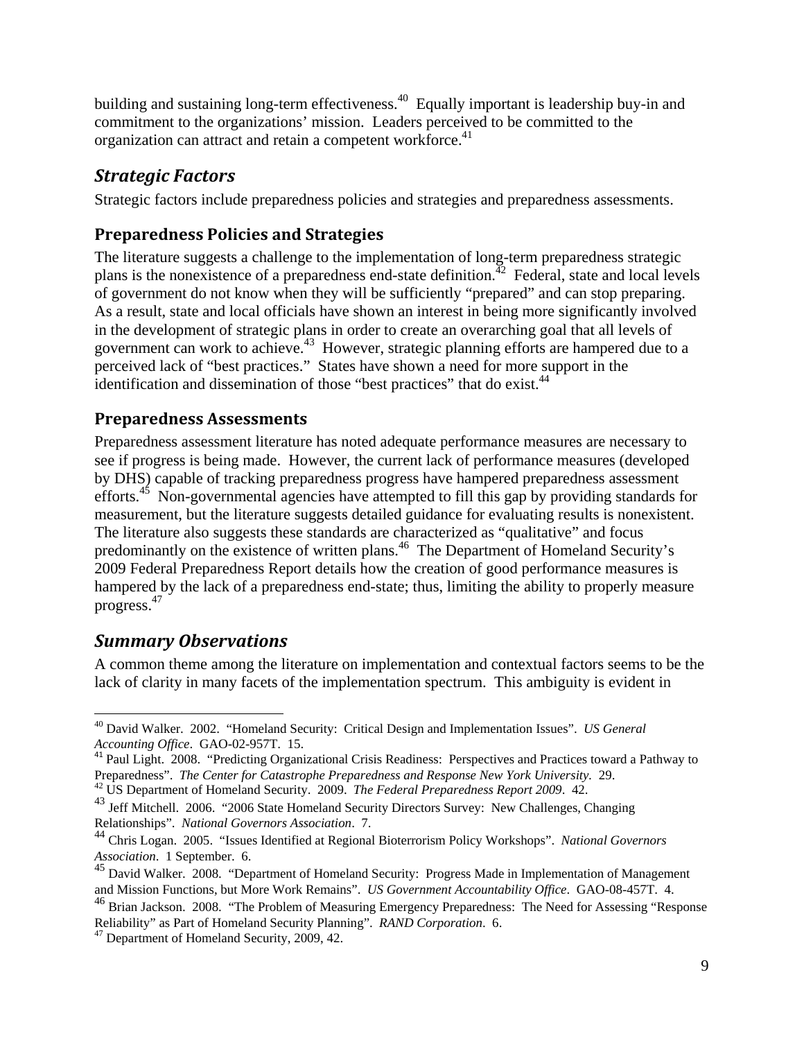building and sustaining long-term effectiveness.[40] Equally important is leadership buy-in and commitment to the organizations' mission. Leaders perceived to be committed to the organization can attract and retain a competent workforce.[41]

## *Strategic Factors*

Strategic factors include preparedness policies and strategies and preparedness assessments.

### Preparedness Policies and Strategies

The literature suggests a challenge to the implementation of long-term preparedness strategic plans is the nonexistence of a preparedness end-state definition.[42] Federal, state and local levels of government do not know when they will be sufficiently "prepared" and can stop preparing. As a result, state and local officials have shown an interest in being more significantly involved in the development of strategic plans in order to create an overarching goal that all levels of government can work to achieve.[43] However, strategic planning efforts are hampered due to a perceived lack of "best practices." States have shown a need for more support in the identification and dissemination of those "best practices" that do exist.[44]

### Preparedness Assessments

Preparedness assessment literature has noted adequate performance measures are necessary to see if progress is being made. However, the current lack of performance measures (developed by DHS) capable of tracking preparedness progress have hampered preparedness assessment efforts.[45] Non-governmental agencies have attempted to fill this gap by providing standards for measurement, but the literature suggests detailed guidance for evaluating results is nonexistent. The literature also suggests these standards are characterized as "qualitative" and focus predominantly on the existence of written plans.[46] The Department of Homeland Security's 2009 Federal Preparedness Report details how the creation of good performance measures is hampered by the lack of a preparedness end-state; thus, limiting the ability to properly measure progress.[47]

## *Summary Observations*

A common theme among the literature on implementation and contextual factors seems to be the lack of clarity in many facets of the implementation spectrum. This ambiguity is evident in

---

[40] David Walker. 2002. "Homeland Security: Critical Design and Implementation Issues". *US General Accounting Office*. GAO-02-957T. 15.

[41] Paul Light. 2008. "Predicting Organizational Crisis Readiness: Perspectives and Practices toward a Pathway to Preparedness". *The Center for Catastrophe Preparedness and Response New York University*. 29.

[42] US Department of Homeland Security. 2009. *The Federal Preparedness Report 2009*. 42.

[43] Jeff Mitchell. 2006. "2006 State Homeland Security Directors Survey: New Challenges, Changing Relationships". *National Governors Association*. 7.

[44] Chris Logan. 2005. "Issues Identified at Regional Bioterrorism Policy Workshops". *National Governors Association*. 1 September. 6.

[45] David Walker. 2008. "Department of Homeland Security: Progress Made in Implementation of Management and Mission Functions, but More Work Remains". *US Government Accountability Office*. GAO-08-457T. 4.

[46] Brian Jackson. 2008. "The Problem of Measuring Emergency Preparedness: The Need for Assessing "Response Reliability" as Part of Homeland Security Planning". *RAND Corporation*. 6.

[47] Department of Homeland Security, 2009, 42.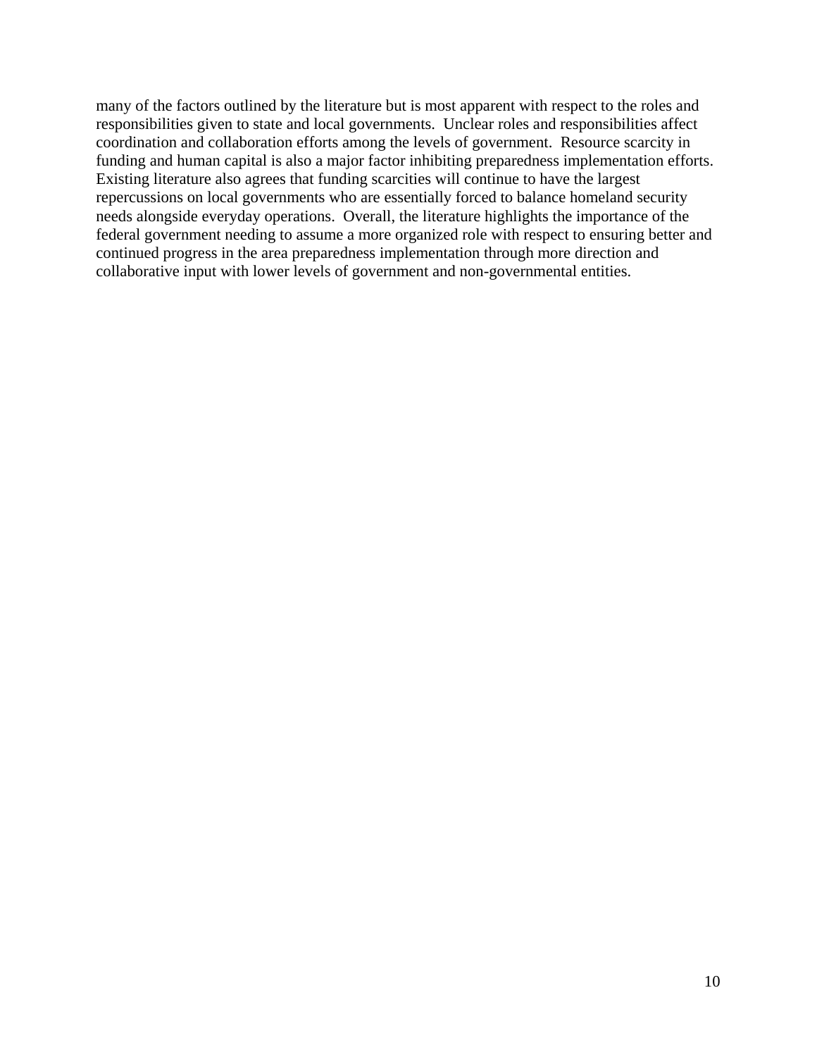many of the factors outlined by the literature but is most apparent with respect to the roles and responsibilities given to state and local governments. Unclear roles and responsibilities affect coordination and collaboration efforts among the levels of government. Resource scarcity in funding and human capital is also a major factor inhibiting preparedness implementation efforts. Existing literature also agrees that funding scarcities will continue to have the largest repercussions on local governments who are essentially forced to balance homeland security needs alongside everyday operations. Overall, the literature highlights the importance of the federal government needing to assume a more organized role with respect to ensuring better and continued progress in the area preparedness implementation through more direction and collaborative input with lower levels of government and non-governmental entities.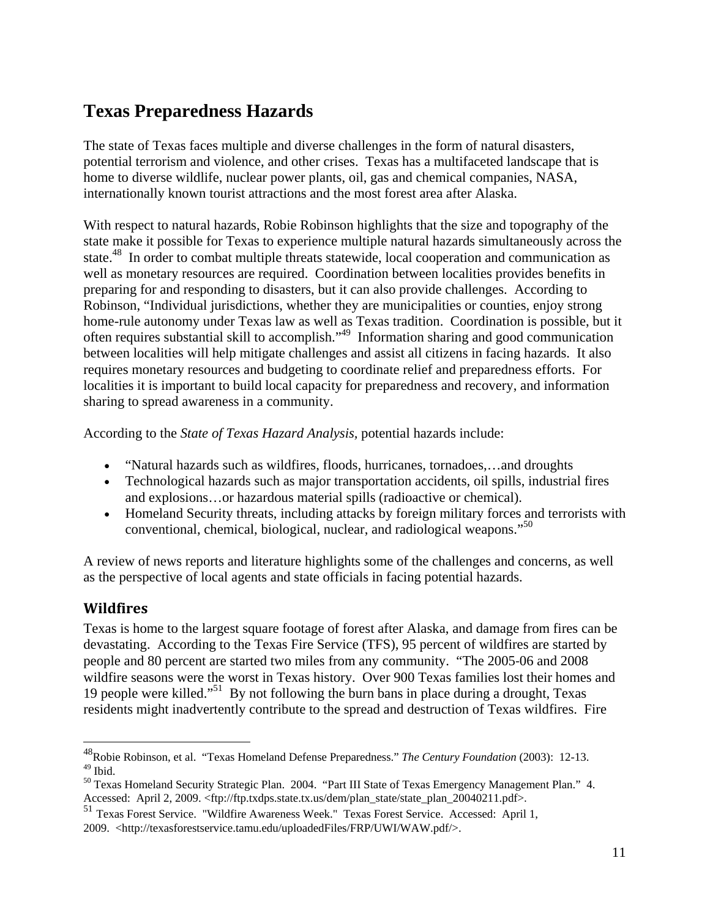# Texas Preparedness Hazards

The state of Texas faces multiple and diverse challenges in the form of natural disasters, potential terrorism and violence, and other crises. Texas has a multifaceted landscape that is home to diverse wildlife, nuclear power plants, oil, gas and chemical companies, NASA, internationally known tourist attractions and the most forest area after Alaska.

With respect to natural hazards, Robie Robinson highlights that the size and topography of the state make it possible for Texas to experience multiple natural hazards simultaneously across the state.[48] In order to combat multiple threats statewide, local cooperation and communication as well as monetary resources are required. Coordination between localities provides benefits in preparing for and responding to disasters, but it can also provide challenges. According to Robinson, "Individual jurisdictions, whether they are municipalities or counties, enjoy strong home-rule autonomy under Texas law as well as Texas tradition. Coordination is possible, but it often requires substantial skill to accomplish."[49] Information sharing and good communication between localities will help mitigate challenges and assist all citizens in facing hazards. It also requires monetary resources and budgeting to coordinate relief and preparedness efforts. For localities it is important to build local capacity for preparedness and recovery, and information sharing to spread awareness in a community.

According to the *State of Texas Hazard Analysis,* potential hazards include:

- "Natural hazards such as wildfires, floods, hurricanes, tornadoes,…and droughts
- Technological hazards such as major transportation accidents, oil spills, industrial fires and explosions…or hazardous material spills (radioactive or chemical).
- Homeland Security threats, including attacks by foreign military forces and terrorists with conventional, chemical, biological, nuclear, and radiological weapons."[50]

A review of news reports and literature highlights some of the challenges and concerns, as well as the perspective of local agents and state officials in facing potential hazards.

## Wildfires

Texas is home to the largest square footage of forest after Alaska, and damage from fires can be devastating. According to the Texas Fire Service (TFS), 95 percent of wildfires are started by people and 80 percent are started two miles from any community. "The 2005-06 and 2008 wildfire seasons were the worst in Texas history. Over 900 Texas families lost their homes and 19 people were killed."[51] By not following the burn bans in place during a drought, Texas residents might inadvertently contribute to the spread and destruction of Texas wildfires. Fire

---

[48] Robie Robinson, et al. "Texas Homeland Defense Preparedness." *The Century Foundation* (2003): 12-13.

[49] Ibid.

[50] Texas Homeland Security Strategic Plan. 2004. "Part III State of Texas Emergency Management Plan." 4. Accessed: April 2, 2009. <ftp://ftp.txdps.state.tx.us/dem/plan_state/state_plan_20040211.pdf>.

[51] Texas Forest Service. "Wildfire Awareness Week." Texas Forest Service. Accessed: April 1, 2009. <http://texasforestservice.tamu.edu/uploadedFiles/FRP/UWI/WAW.pdf/>.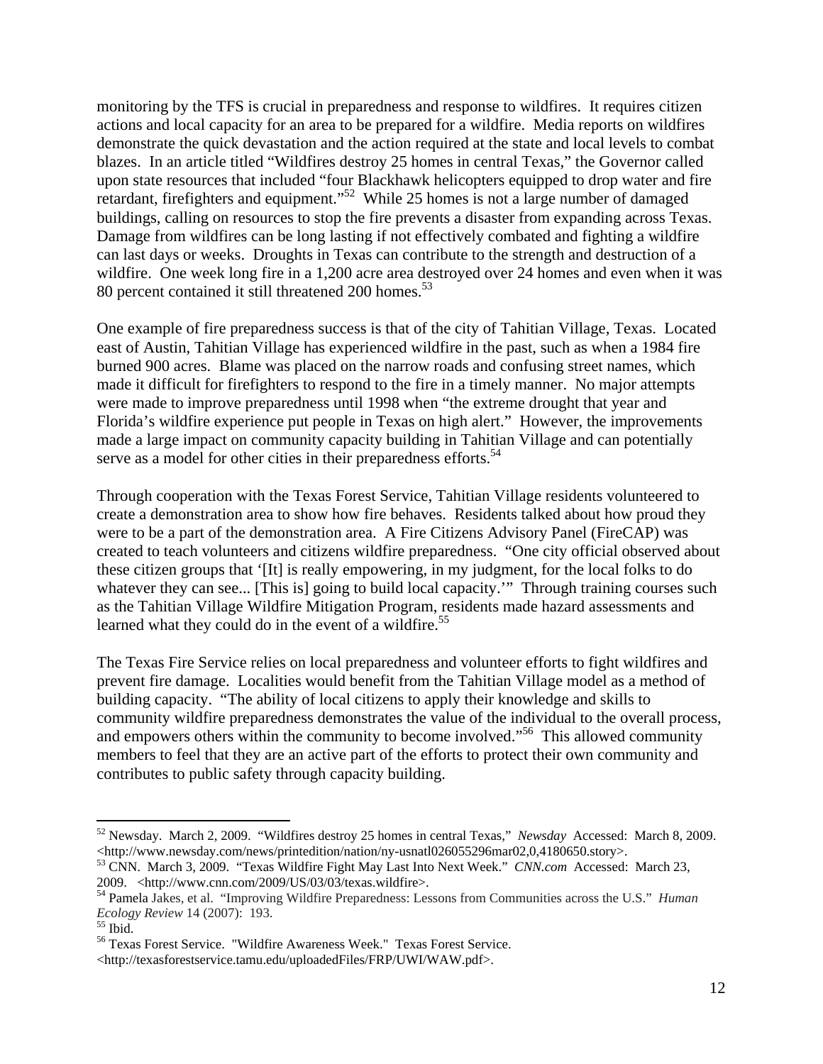monitoring by the TFS is crucial in preparedness and response to wildfires. It requires citizen actions and local capacity for an area to be prepared for a wildfire. Media reports on wildfires demonstrate the quick devastation and the action required at the state and local levels to combat blazes. In an article titled "Wildfires destroy 25 homes in central Texas," the Governor called upon state resources that included "four Blackhawk helicopters equipped to drop water and fire retardant, firefighters and equipment."[52] While 25 homes is not a large number of damaged buildings, calling on resources to stop the fire prevents a disaster from expanding across Texas. Damage from wildfires can be long lasting if not effectively combated and fighting a wildfire can last days or weeks. Droughts in Texas can contribute to the strength and destruction of a wildfire. One week long fire in a 1,200 acre area destroyed over 24 homes and even when it was 80 percent contained it still threatened 200 homes.[53]

One example of fire preparedness success is that of the city of Tahitian Village, Texas. Located east of Austin, Tahitian Village has experienced wildfire in the past, such as when a 1984 fire burned 900 acres. Blame was placed on the narrow roads and confusing street names, which made it difficult for firefighters to respond to the fire in a timely manner. No major attempts were made to improve preparedness until 1998 when "the extreme drought that year and Florida's wildfire experience put people in Texas on high alert." However, the improvements made a large impact on community capacity building in Tahitian Village and can potentially serve as a model for other cities in their preparedness efforts.[54]

Through cooperation with the Texas Forest Service, Tahitian Village residents volunteered to create a demonstration area to show how fire behaves. Residents talked about how proud they were to be a part of the demonstration area. A Fire Citizens Advisory Panel (FireCAP) was created to teach volunteers and citizens wildfire preparedness. "One city official observed about these citizen groups that '[It] is really empowering, in my judgment, for the local folks to do whatever they can see... [This is] going to build local capacity.'" Through training courses such as the Tahitian Village Wildfire Mitigation Program, residents made hazard assessments and learned what they could do in the event of a wildfire.[55]

The Texas Fire Service relies on local preparedness and volunteer efforts to fight wildfires and prevent fire damage. Localities would benefit from the Tahitian Village model as a method of building capacity. "The ability of local citizens to apply their knowledge and skills to community wildfire preparedness demonstrates the value of the individual to the overall process, and empowers others within the community to become involved."[56] This allowed community members to feel that they are an active part of the efforts to protect their own community and contributes to public safety through capacity building.

---

[52] Newsday. March 2, 2009. "Wildfires destroy 25 homes in central Texas," *Newsday* Accessed: March 8, 2009. <http://www.newsday.com/news/printedition/nation/ny-usnatl026055296mar02,0,4180650.story>.

[53] CNN. March 3, 2009. "Texas Wildfire Fight May Last Into Next Week." *CNN.com* Accessed: March 23, 2009. <http://www.cnn.com/2009/US/03/03/texas.wildfire>.

[54] Pamela Jakes, et al. "Improving Wildfire Preparedness: Lessons from Communities across the U.S." *Human Ecology Review* 14 (2007): 193.

[55] Ibid.

[56] Texas Forest Service. "Wildfire Awareness Week." Texas Forest Service. <http://texasforestservice.tamu.edu/uploadedFiles/FRP/UWI/WAW.pdf>.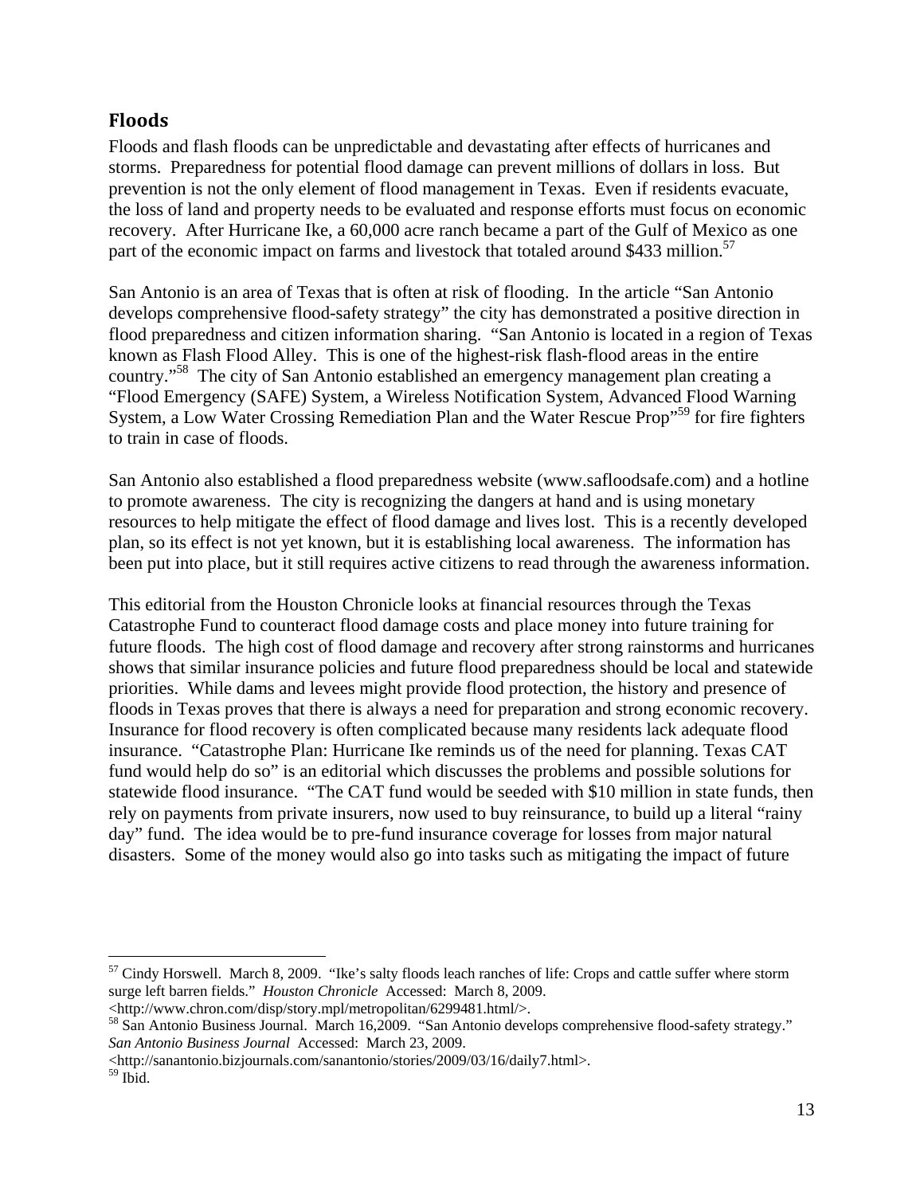## Floods

Floods and flash floods can be unpredictable and devastating after effects of hurricanes and storms. Preparedness for potential flood damage can prevent millions of dollars in loss. But prevention is not the only element of flood management in Texas. Even if residents evacuate, the loss of land and property needs to be evaluated and response efforts must focus on economic recovery. After Hurricane Ike, a 60,000 acre ranch became a part of the Gulf of Mexico as one part of the economic impact on farms and livestock that totaled around $433 million.[57]

San Antonio is an area of Texas that is often at risk of flooding. In the article "San Antonio develops comprehensive flood-safety strategy" the city has demonstrated a positive direction in flood preparedness and citizen information sharing. "San Antonio is located in a region of Texas known as Flash Flood Alley. This is one of the highest-risk flash-flood areas in the entire country."[58] The city of San Antonio established an emergency management plan creating a "Flood Emergency (SAFE) System, a Wireless Notification System, Advanced Flood Warning System, a Low Water Crossing Remediation Plan and the Water Rescue Prop"[59] for fire fighters to train in case of floods.

San Antonio also established a flood preparedness website (www.safloodsafe.com) and a hotline to promote awareness. The city is recognizing the dangers at hand and is using monetary resources to help mitigate the effect of flood damage and lives lost. This is a recently developed plan, so its effect is not yet known, but it is establishing local awareness. The information has been put into place, but it still requires active citizens to read through the awareness information.

This editorial from the Houston Chronicle looks at financial resources through the Texas Catastrophe Fund to counteract flood damage costs and place money into future training for future floods. The high cost of flood damage and recovery after strong rainstorms and hurricanes shows that similar insurance policies and future flood preparedness should be local and statewide priorities. While dams and levees might provide flood protection, the history and presence of floods in Texas proves that there is always a need for preparation and strong economic recovery. Insurance for flood recovery is often complicated because many residents lack adequate flood insurance. "Catastrophe Plan: Hurricane Ike reminds us of the need for planning. Texas CAT fund would help do so" is an editorial which discusses the problems and possible solutions for statewide flood insurance. "The CAT fund would be seeded with $10 million in state funds, then rely on payments from private insurers, now used to buy reinsurance, to build up a literal "rainy day" fund. The idea would be to pre-fund insurance coverage for losses from major natural disasters. Some of the money would also go into tasks such as mitigating the impact of future

---

[57] Cindy Horswell. March 8, 2009. "Ike's salty floods leach ranches of life: Crops and cattle suffer where storm surge left barren fields." *Houston Chronicle* Accessed: March 8, 2009. <http://www.chron.com/disp/story.mpl/metropolitan/6299481.html/>.

[58] San Antonio Business Journal. March 16,2009. "San Antonio develops comprehensive flood-safety strategy." *San Antonio Business Journal* Accessed: March 23, 2009. <http://sanantonio.bizjournals.com/sanantonio/stories/2009/03/16/daily7.html>.

[59] Ibid.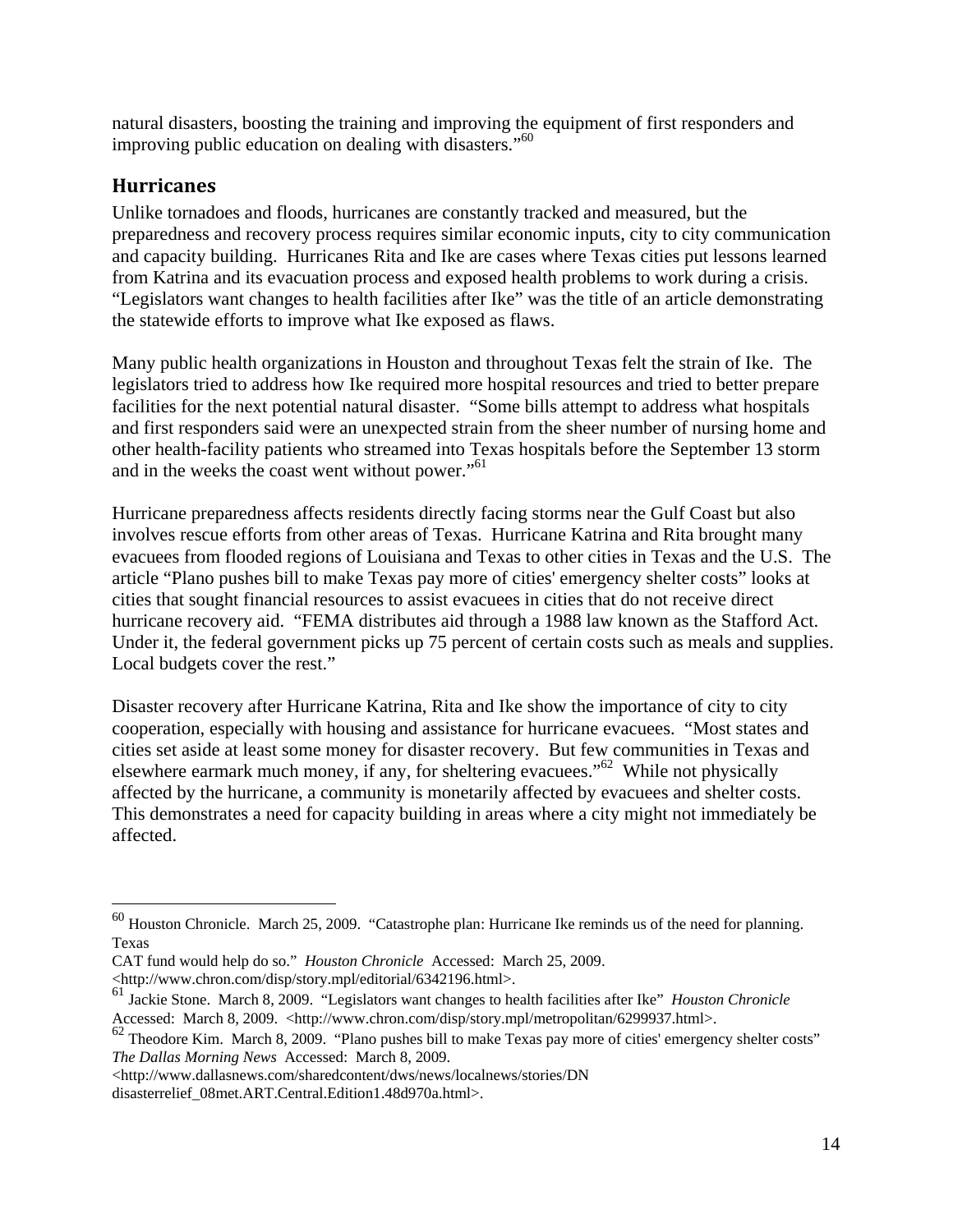natural disasters, boosting the training and improving the equipment of first responders and improving public education on dealing with disasters."[60]

## Hurricanes

Unlike tornadoes and floods, hurricanes are constantly tracked and measured, but the preparedness and recovery process requires similar economic inputs, city to city communication and capacity building. Hurricanes Rita and Ike are cases where Texas cities put lessons learned from Katrina and its evacuation process and exposed health problems to work during a crisis. "Legislators want changes to health facilities after Ike" was the title of an article demonstrating the statewide efforts to improve what Ike exposed as flaws.

Many public health organizations in Houston and throughout Texas felt the strain of Ike. The legislators tried to address how Ike required more hospital resources and tried to better prepare facilities for the next potential natural disaster. "Some bills attempt to address what hospitals and first responders said were an unexpected strain from the sheer number of nursing home and other health-facility patients who streamed into Texas hospitals before the September 13 storm and in the weeks the coast went without power."[61]

Hurricane preparedness affects residents directly facing storms near the Gulf Coast but also involves rescue efforts from other areas of Texas. Hurricane Katrina and Rita brought many evacuees from flooded regions of Louisiana and Texas to other cities in Texas and the U.S. The article "Plano pushes bill to make Texas pay more of cities' emergency shelter costs" looks at cities that sought financial resources to assist evacuees in cities that do not receive direct hurricane recovery aid. "FEMA distributes aid through a 1988 law known as the Stafford Act. Under it, the federal government picks up 75 percent of certain costs such as meals and supplies. Local budgets cover the rest."

Disaster recovery after Hurricane Katrina, Rita and Ike show the importance of city to city cooperation, especially with housing and assistance for hurricane evacuees. "Most states and cities set aside at least some money for disaster recovery. But few communities in Texas and elsewhere earmark much money, if any, for sheltering evacuees."[62] While not physically affected by the hurricane, a community is monetarily affected by evacuees and shelter costs. This demonstrates a need for capacity building in areas where a city might not immediately be affected.

---

[60] Houston Chronicle. March 25, 2009. "Catastrophe plan: Hurricane Ike reminds us of the need for planning. Texas CAT fund would help do so." *Houston Chronicle* Accessed: March 25, 2009. <http://www.chron.com/disp/story.mpl/editorial/6342196.html>.

[61] Jackie Stone. March 8, 2009. "Legislators want changes to health facilities after Ike" *Houston Chronicle* Accessed: March 8, 2009. <http://www.chron.com/disp/story.mpl/metropolitan/6299937.html>.

[62] Theodore Kim. March 8, 2009. "Plano pushes bill to make Texas pay more of cities' emergency shelter costs" *The Dallas Morning News* Accessed: March 8, 2009. <http://www.dallasnews.com/sharedcontent/dws/news/localnews/stories/DN disasterrelief_08met.ART.Central.Edition1.48d970a.html>.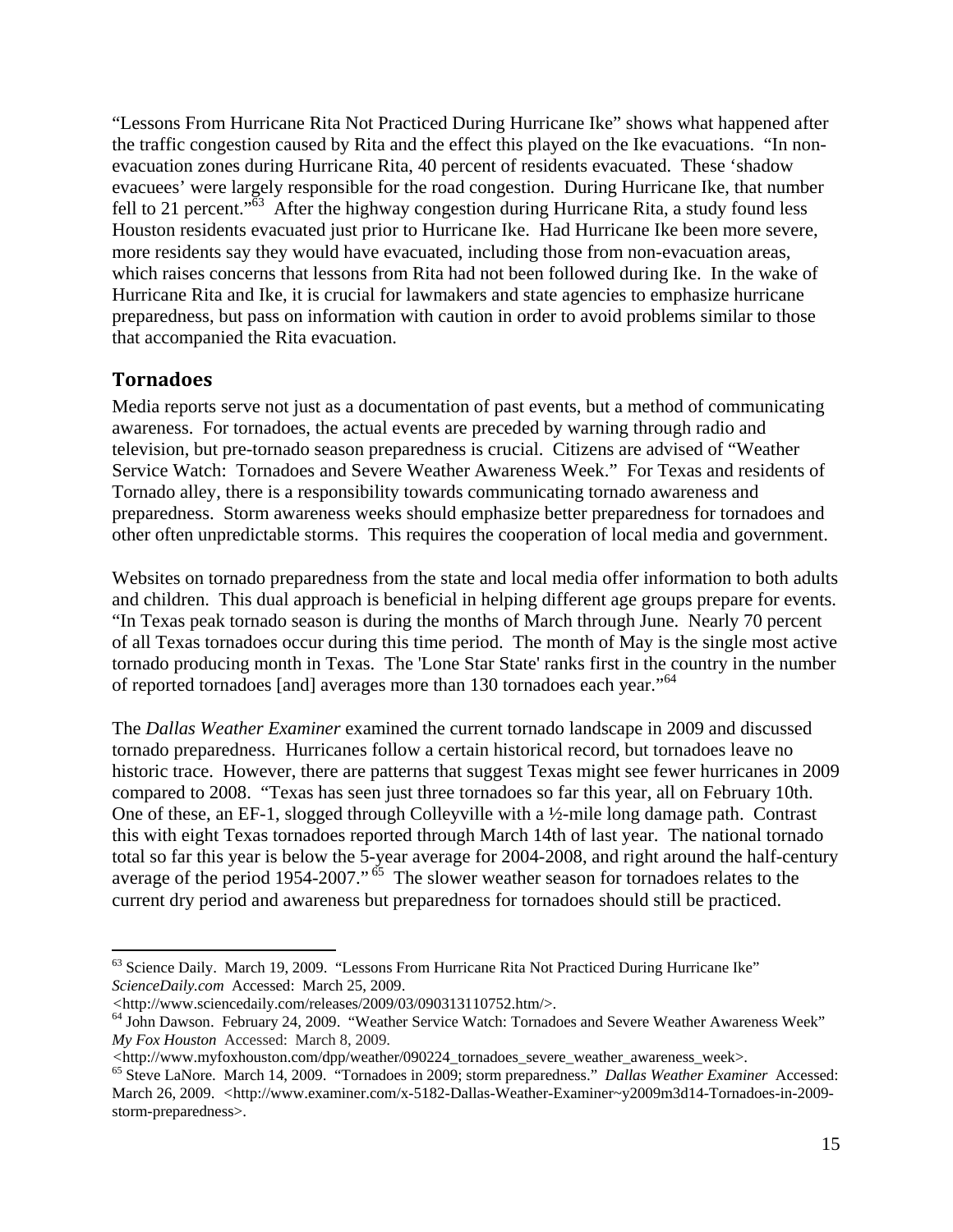"Lessons From Hurricane Rita Not Practiced During Hurricane Ike" shows what happened after the traffic congestion caused by Rita and the effect this played on the Ike evacuations. "In non-evacuation zones during Hurricane Rita, 40 percent of residents evacuated. These 'shadow evacuees' were largely responsible for the road congestion. During Hurricane Ike, that number fell to 21 percent."[63] After the highway congestion during Hurricane Rita, a study found less Houston residents evacuated just prior to Hurricane Ike. Had Hurricane Ike been more severe, more residents say they would have evacuated, including those from non-evacuation areas, which raises concerns that lessons from Rita had not been followed during Ike. In the wake of Hurricane Rita and Ike, it is crucial for lawmakers and state agencies to emphasize hurricane preparedness, but pass on information with caution in order to avoid problems similar to those that accompanied the Rita evacuation.

## Tornadoes

Media reports serve not just as a documentation of past events, but a method of communicating awareness. For tornadoes, the actual events are preceded by warning through radio and television, but pre-tornado season preparedness is crucial. Citizens are advised of "Weather Service Watch: Tornadoes and Severe Weather Awareness Week." For Texas and residents of Tornado alley, there is a responsibility towards communicating tornado awareness and preparedness. Storm awareness weeks should emphasize better preparedness for tornadoes and other often unpredictable storms. This requires the cooperation of local media and government.

Websites on tornado preparedness from the state and local media offer information to both adults and children. This dual approach is beneficial in helping different age groups prepare for events. "In Texas peak tornado season is during the months of March through June. Nearly 70 percent of all Texas tornadoes occur during this time period. The month of May is the single most active tornado producing month in Texas. The 'Lone Star State' ranks first in the country in the number of reported tornadoes [and] averages more than 130 tornadoes each year."[64]

The *Dallas Weather Examiner* examined the current tornado landscape in 2009 and discussed tornado preparedness. Hurricanes follow a certain historical record, but tornadoes leave no historic trace. However, there are patterns that suggest Texas might see fewer hurricanes in 2009 compared to 2008. "Texas has seen just three tornadoes so far this year, all on February 10th. One of these, an EF-1, slogged through Colleyville with a ½-mile long damage path. Contrast this with eight Texas tornadoes reported through March 14th of last year. The national tornado total so far this year is below the 5-year average for 2004-2008, and right around the half-century average of the period 1954-2007."[65] The slower weather season for tornadoes relates to the current dry period and awareness but preparedness for tornadoes should still be practiced.

---

[63] Science Daily. March 19, 2009. "Lessons From Hurricane Rita Not Practiced During Hurricane Ike" *ScienceDaily.com* Accessed: March 25, 2009. <http://www.sciencedaily.com/releases/2009/03/090313110752.htm/>.

[64] John Dawson. February 24, 2009. "Weather Service Watch: Tornadoes and Severe Weather Awareness Week" *My Fox Houston* Accessed: March 8, 2009. <http://www.myfoxhouston.com/dpp/weather/090224_tornadoes_severe_weather_awareness_week>.

[65] Steve LaNore. March 14, 2009. "Tornadoes in 2009; storm preparedness." *Dallas Weather Examiner* Accessed: March 26, 2009. <http://www.examiner.com/x-5182-Dallas-Weather-Examiner~y2009m3d14-Tornadoes-in-2009-storm-preparedness>.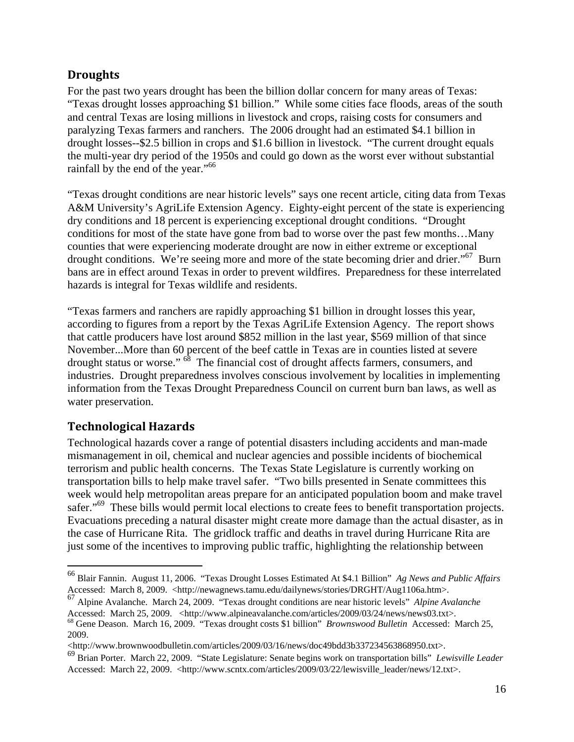## Droughts

For the past two years drought has been the billion dollar concern for many areas of Texas: "Texas drought losses approaching $1 billion." While some cities face floods, areas of the south and central Texas are losing millions in livestock and crops, raising costs for consumers and paralyzing Texas farmers and ranchers. The 2006 drought had an estimated $4.1 billion in drought losses--$2.5 billion in crops and $1.6 billion in livestock. "The current drought equals the multi-year dry period of the 1950s and could go down as the worst ever without substantial rainfall by the end of the year."[66]

"Texas drought conditions are near historic levels" says one recent article, citing data from Texas A&M University's AgriLife Extension Agency. Eighty-eight percent of the state is experiencing dry conditions and 18 percent is experiencing exceptional drought conditions. "Drought conditions for most of the state have gone from bad to worse over the past few months…Many counties that were experiencing moderate drought are now in either extreme or exceptional drought conditions. We're seeing more and more of the state becoming drier and drier."[67] Burn bans are in effect around Texas in order to prevent wildfires. Preparedness for these interrelated hazards is integral for Texas wildlife and residents.

"Texas farmers and ranchers are rapidly approaching $1 billion in drought losses this year, according to figures from a report by the Texas AgriLife Extension Agency. The report shows that cattle producers have lost around $852 million in the last year, $569 million of that since November...More than 60 percent of the beef cattle in Texas are in counties listed at severe drought status or worse."[68] The financial cost of drought affects farmers, consumers, and industries. Drought preparedness involves conscious involvement by localities in implementing information from the Texas Drought Preparedness Council on current burn ban laws, as well as water preservation.

## Technological Hazards

Technological hazards cover a range of potential disasters including accidents and man-made mismanagement in oil, chemical and nuclear agencies and possible incidents of biochemical terrorism and public health concerns. The Texas State Legislature is currently working on transportation bills to help make travel safer. "Two bills presented in Senate committees this week would help metropolitan areas prepare for an anticipated population boom and make travel safer."[69] These bills would permit local elections to create fees to benefit transportation projects. Evacuations preceding a natural disaster might create more damage than the actual disaster, as in the case of Hurricane Rita. The gridlock traffic and deaths in travel during Hurricane Rita are just some of the incentives to improving public traffic, highlighting the relationship between

---

[66] Blair Fannin. August 11, 2006. "Texas Drought Losses Estimated At $4.1 Billion" *Ag News and Public Affairs* Accessed: March 8, 2009. <http://newagnews.tamu.edu/dailynews/stories/DRGHT/Aug1106a.htm>.

[67] Alpine Avalanche. March 24, 2009. "Texas drought conditions are near historic levels" *Alpine Avalanche* Accessed: March 25, 2009. <http://www.alpineavalanche.com/articles/2009/03/24/news/news03.txt>.

[68] Gene Deason. March 16, 2009. "Texas drought costs $1 billion" *Brownswood Bulletin* Accessed: March 25, 2009. <http://www.brownwoodbulletin.com/articles/2009/03/16/news/doc49bdd3b337234563868950.txt>.

[69] Brian Porter. March 22, 2009. "State Legislature: Senate begins work on transportation bills" *Lewisville Leader* Accessed: March 22, 2009. <http://www.scntx.com/articles/2009/03/22/lewisville_leader/news/12.txt>.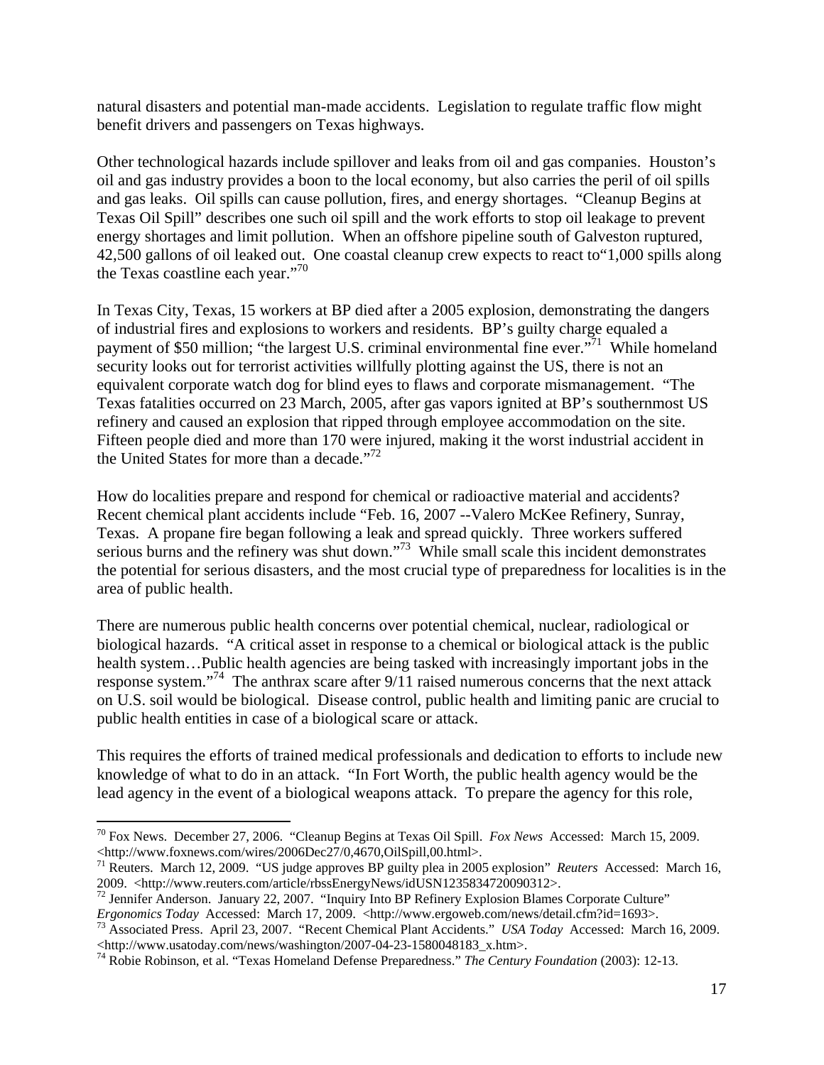natural disasters and potential man-made accidents. Legislation to regulate traffic flow might benefit drivers and passengers on Texas highways.

Other technological hazards include spillover and leaks from oil and gas companies. Houston's oil and gas industry provides a boon to the local economy, but also carries the peril of oil spills and gas leaks. Oil spills can cause pollution, fires, and energy shortages. "Cleanup Begins at Texas Oil Spill" describes one such oil spill and the work efforts to stop oil leakage to prevent energy shortages and limit pollution. When an offshore pipeline south of Galveston ruptured, 42,500 gallons of oil leaked out. One coastal cleanup crew expects to react to"1,000 spills along the Texas coastline each year."[70]

In Texas City, Texas, 15 workers at BP died after a 2005 explosion, demonstrating the dangers of industrial fires and explosions to workers and residents. BP's guilty charge equaled a payment of $50 million; "the largest U.S. criminal environmental fine ever."[71] While homeland security looks out for terrorist activities willfully plotting against the US, there is not an equivalent corporate watch dog for blind eyes to flaws and corporate mismanagement. "The Texas fatalities occurred on 23 March, 2005, after gas vapors ignited at BP's southernmost US refinery and caused an explosion that ripped through employee accommodation on the site. Fifteen people died and more than 170 were injured, making it the worst industrial accident in the United States for more than a decade."[72]

How do localities prepare and respond for chemical or radioactive material and accidents? Recent chemical plant accidents include "Feb. 16, 2007 --Valero McKee Refinery, Sunray, Texas. A propane fire began following a leak and spread quickly. Three workers suffered serious burns and the refinery was shut down."[73] While small scale this incident demonstrates the potential for serious disasters, and the most crucial type of preparedness for localities is in the area of public health.

There are numerous public health concerns over potential chemical, nuclear, radiological or biological hazards. "A critical asset in response to a chemical or biological attack is the public health system…Public health agencies are being tasked with increasingly important jobs in the response system."[74] The anthrax scare after 9/11 raised numerous concerns that the next attack on U.S. soil would be biological. Disease control, public health and limiting panic are crucial to public health entities in case of a biological scare or attack.

This requires the efforts of trained medical professionals and dedication to efforts to include new knowledge of what to do in an attack. "In Fort Worth, the public health agency would be the lead agency in the event of a biological weapons attack. To prepare the agency for this role,

---

[70] Fox News. December 27, 2006. "Cleanup Begins at Texas Oil Spill. *Fox News* Accessed: March 15, 2009. <http://www.foxnews.com/wires/2006Dec27/0,4670,OilSpill,00.html>.

[71] Reuters. March 12, 2009. "US judge approves BP guilty plea in 2005 explosion" *Reuters* Accessed: March 16, 2009. <http://www.reuters.com/article/rbssEnergyNews/idUSN1235834720090312>.

[72] Jennifer Anderson. January 22, 2007. "Inquiry Into BP Refinery Explosion Blames Corporate Culture" *Ergonomics Today* Accessed: March 17, 2009. <http://www.ergoweb.com/news/detail.cfm?id=1693>.

[73] Associated Press. April 23, 2007. "Recent Chemical Plant Accidents." *USA Today* Accessed: March 16, 2009. <http://www.usatoday.com/news/washington/2007-04-23-1580048183_x.htm>.

[74] Robie Robinson, et al. "Texas Homeland Defense Preparedness." *The Century Foundation* (2003): 12-13.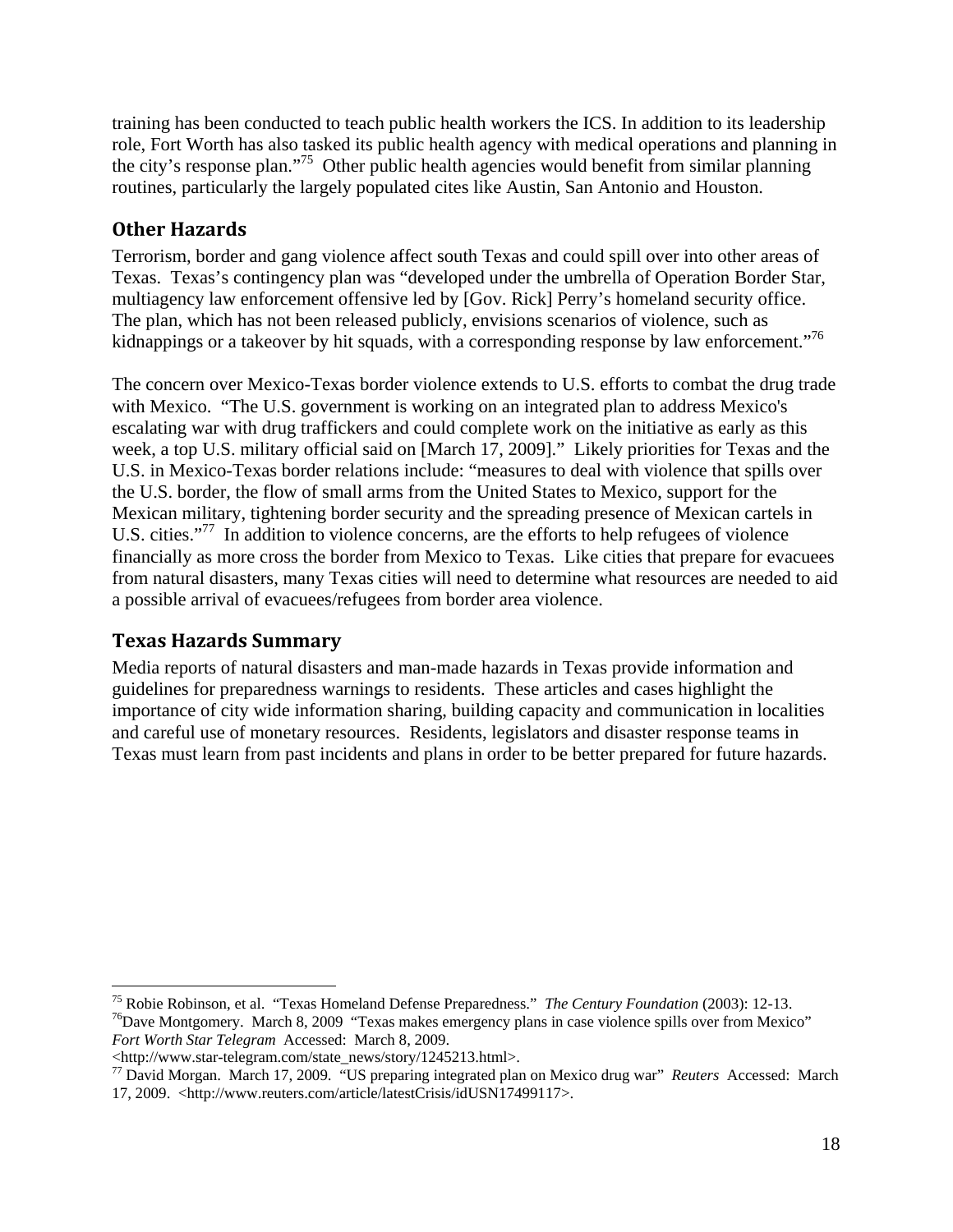training has been conducted to teach public health workers the ICS. In addition to its leadership role, Fort Worth has also tasked its public health agency with medical operations and planning in the city's response plan."[75] Other public health agencies would benefit from similar planning routines, particularly the largely populated cites like Austin, San Antonio and Houston.

## Other Hazards

Terrorism, border and gang violence affect south Texas and could spill over into other areas of Texas. Texas's contingency plan was "developed under the umbrella of Operation Border Star, multiagency law enforcement offensive led by [Gov. Rick] Perry's homeland security office. The plan, which has not been released publicly, envisions scenarios of violence, such as kidnappings or a takeover by hit squads, with a corresponding response by law enforcement."[76]

The concern over Mexico-Texas border violence extends to U.S. efforts to combat the drug trade with Mexico. "The U.S. government is working on an integrated plan to address Mexico's escalating war with drug traffickers and could complete work on the initiative as early as this week, a top U.S. military official said on [March 17, 2009]." Likely priorities for Texas and the U.S. in Mexico-Texas border relations include: "measures to deal with violence that spills over the U.S. border, the flow of small arms from the United States to Mexico, support for the Mexican military, tightening border security and the spreading presence of Mexican cartels in U.S. cities."[77] In addition to violence concerns, are the efforts to help refugees of violence financially as more cross the border from Mexico to Texas. Like cities that prepare for evacuees from natural disasters, many Texas cities will need to determine what resources are needed to aid a possible arrival of evacuees/refugees from border area violence.

## Texas Hazards Summary

Media reports of natural disasters and man-made hazards in Texas provide information and guidelines for preparedness warnings to residents. These articles and cases highlight the importance of city wide information sharing, building capacity and communication in localities and careful use of monetary resources. Residents, legislators and disaster response teams in Texas must learn from past incidents and plans in order to be better prepared for future hazards.

---

[75] Robie Robinson, et al. "Texas Homeland Defense Preparedness." *The Century Foundation* (2003): 12-13.

[76] Dave Montgomery. March 8, 2009 "Texas makes emergency plans in case violence spills over from Mexico" *Fort Worth Star Telegram* Accessed: March 8, 2009. <http://www.star-telegram.com/state_news/story/1245213.html>.

[77] David Morgan. March 17, 2009. "US preparing integrated plan on Mexico drug war" *Reuters* Accessed: March 17, 2009. <http://www.reuters.com/article/latestCrisis/idUSN17499117>.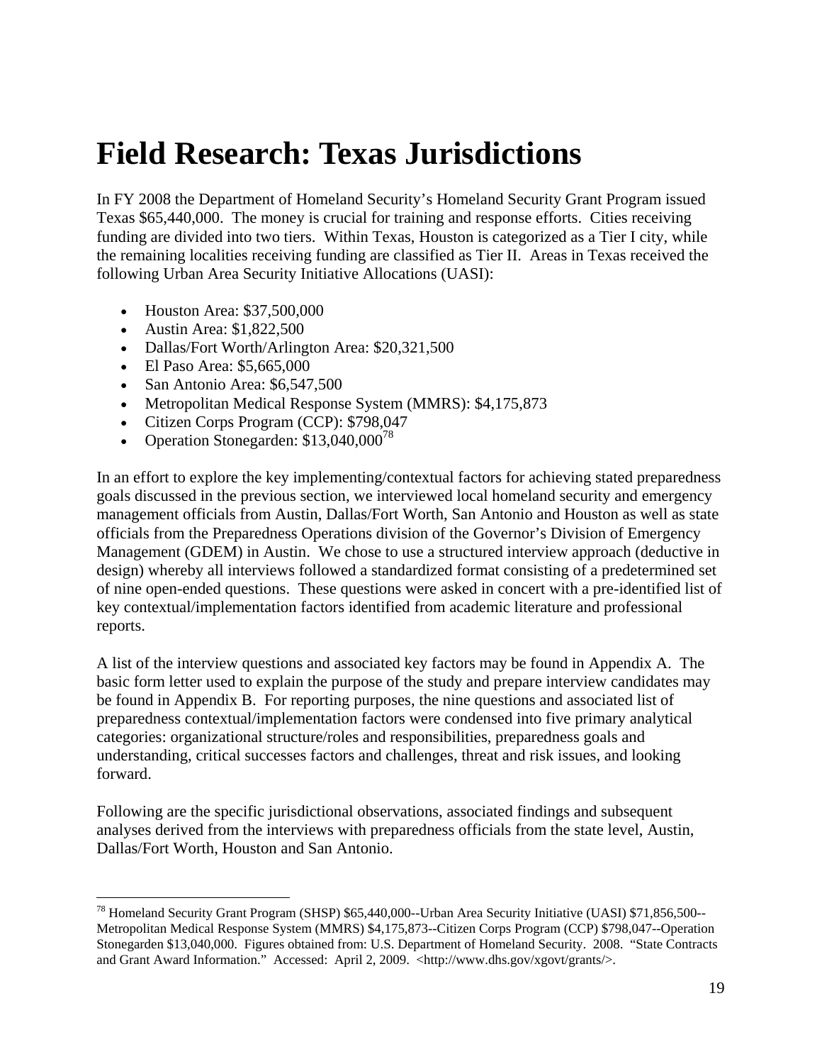# Field Research: Texas Jurisdictions

In FY 2008 the Department of Homeland Security's Homeland Security Grant Program issued Texas $65,440,000. The money is crucial for training and response efforts. Cities receiving funding are divided into two tiers. Within Texas, Houston is categorized as a Tier I city, while the remaining localities receiving funding are classified as Tier II. Areas in Texas received the following Urban Area Security Initiative Allocations (UASI):

- Houston Area: $37,500,000
- Austin Area: $1,822,500
- Dallas/Fort Worth/Arlington Area: $20,321,500
- El Paso Area: $5,665,000
- San Antonio Area: $6,547,500
- Metropolitan Medical Response System (MMRS): $4,175,873
- Citizen Corps Program (CCP): $798,047
- Operation Stonegarden: $13,040,000[78]

In an effort to explore the key implementing/contextual factors for achieving stated preparedness goals discussed in the previous section, we interviewed local homeland security and emergency management officials from Austin, Dallas/Fort Worth, San Antonio and Houston as well as state officials from the Preparedness Operations division of the Governor's Division of Emergency Management (GDEM) in Austin. We chose to use a structured interview approach (deductive in design) whereby all interviews followed a standardized format consisting of a predetermined set of nine open-ended questions. These questions were asked in concert with a pre-identified list of key contextual/implementation factors identified from academic literature and professional reports.

A list of the interview questions and associated key factors may be found in Appendix A. The basic form letter used to explain the purpose of the study and prepare interview candidates may be found in Appendix B. For reporting purposes, the nine questions and associated list of preparedness contextual/implementation factors were condensed into five primary analytical categories: organizational structure/roles and responsibilities, preparedness goals and understanding, critical successes factors and challenges, threat and risk issues, and looking forward.

Following are the specific jurisdictional observations, associated findings and subsequent analyses derived from the interviews with preparedness officials from the state level, Austin, Dallas/Fort Worth, Houston and San Antonio.

---

[78] Homeland Security Grant Program (SHSP) $65,440,000--Urban Area Security Initiative (UASI) $71,856,500--Metropolitan Medical Response System (MMRS) $4,175,873--Citizen Corps Program (CCP) $798,047--Operation Stonegarden $13,040,000. Figures obtained from: U.S. Department of Homeland Security. 2008. "State Contracts and Grant Award Information." Accessed: April 2, 2009. <http://www.dhs.gov/xgovt/grants/>.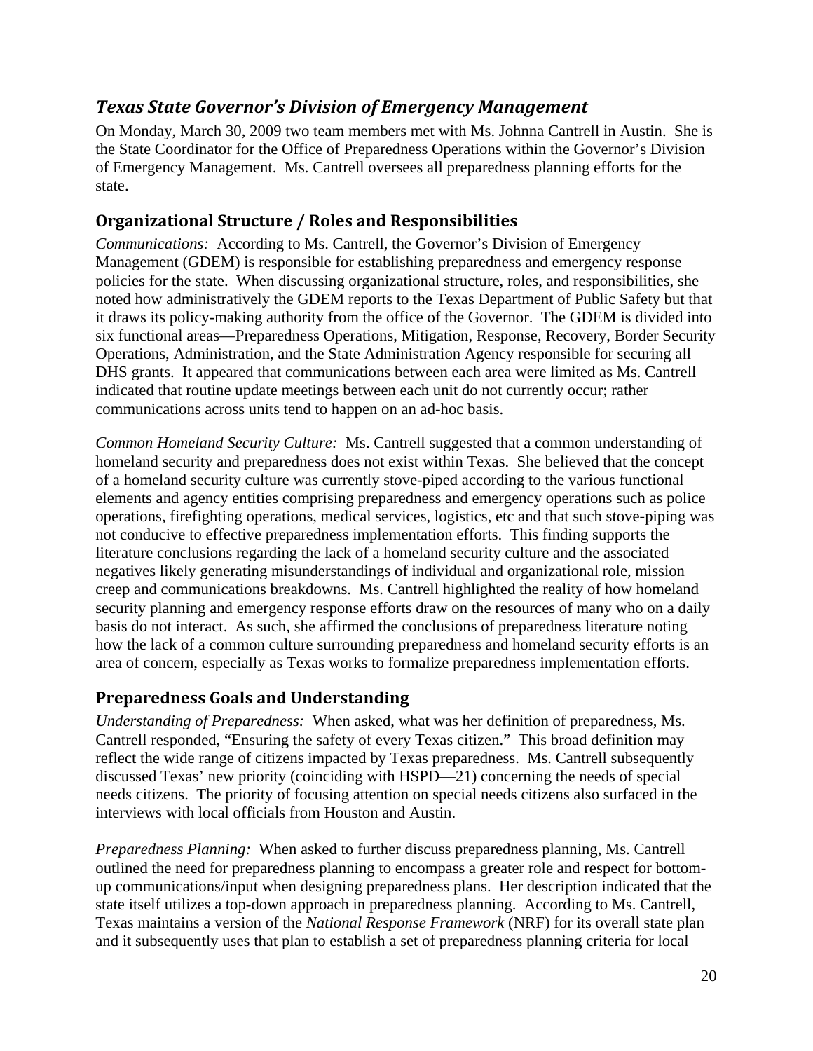## *Texas State Governor's Division of Emergency Management*

On Monday, March 30, 2009 two team members met with Ms. Johnna Cantrell in Austin. She is the State Coordinator for the Office of Preparedness Operations within the Governor's Division of Emergency Management. Ms. Cantrell oversees all preparedness planning efforts for the state.

### Organizational Structure / Roles and Responsibilities

*Communications:* According to Ms. Cantrell, the Governor's Division of Emergency Management (GDEM) is responsible for establishing preparedness and emergency response policies for the state. When discussing organizational structure, roles, and responsibilities, she noted how administratively the GDEM reports to the Texas Department of Public Safety but that it draws its policy-making authority from the office of the Governor. The GDEM is divided into six functional areas—Preparedness Operations, Mitigation, Response, Recovery, Border Security Operations, Administration, and the State Administration Agency responsible for securing all DHS grants. It appeared that communications between each area were limited as Ms. Cantrell indicated that routine update meetings between each unit do not currently occur; rather communications across units tend to happen on an ad-hoc basis.

*Common Homeland Security Culture:* Ms. Cantrell suggested that a common understanding of homeland security and preparedness does not exist within Texas. She believed that the concept of a homeland security culture was currently stove-piped according to the various functional elements and agency entities comprising preparedness and emergency operations such as police operations, firefighting operations, medical services, logistics, etc and that such stove-piping was not conducive to effective preparedness implementation efforts. This finding supports the literature conclusions regarding the lack of a homeland security culture and the associated negatives likely generating misunderstandings of individual and organizational role, mission creep and communications breakdowns. Ms. Cantrell highlighted the reality of how homeland security planning and emergency response efforts draw on the resources of many who on a daily basis do not interact. As such, she affirmed the conclusions of preparedness literature noting how the lack of a common culture surrounding preparedness and homeland security efforts is an area of concern, especially as Texas works to formalize preparedness implementation efforts.

### Preparedness Goals and Understanding

*Understanding of Preparedness:* When asked, what was her definition of preparedness, Ms. Cantrell responded, "Ensuring the safety of every Texas citizen." This broad definition may reflect the wide range of citizens impacted by Texas preparedness. Ms. Cantrell subsequently discussed Texas' new priority (coinciding with HSPD—21) concerning the needs of special needs citizens. The priority of focusing attention on special needs citizens also surfaced in the interviews with local officials from Houston and Austin.

*Preparedness Planning:* When asked to further discuss preparedness planning, Ms. Cantrell outlined the need for preparedness planning to encompass a greater role and respect for bottom-up communications/input when designing preparedness plans. Her description indicated that the state itself utilizes a top-down approach in preparedness planning. According to Ms. Cantrell, Texas maintains a version of the *National Response Framework* (NRF) for its overall state plan and it subsequently uses that plan to establish a set of preparedness planning criteria for local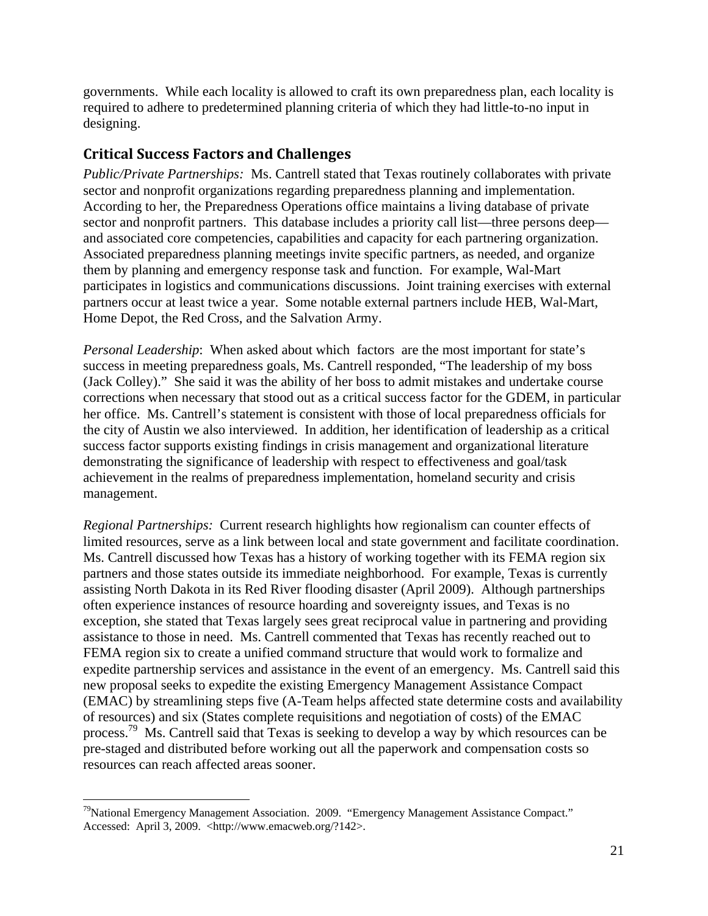governments. While each locality is allowed to craft its own preparedness plan, each locality is required to adhere to predetermined planning criteria of which they had little-to-no input in designing.

## Critical Success Factors and Challenges

*Public/Private Partnerships:* Ms. Cantrell stated that Texas routinely collaborates with private sector and nonprofit organizations regarding preparedness planning and implementation. According to her, the Preparedness Operations office maintains a living database of private sector and nonprofit partners. This database includes a priority call list—three persons deep—and associated core competencies, capabilities and capacity for each partnering organization. Associated preparedness planning meetings invite specific partners, as needed, and organize them by planning and emergency response task and function. For example, Wal-Mart participates in logistics and communications discussions. Joint training exercises with external partners occur at least twice a year. Some notable external partners include HEB, Wal-Mart, Home Depot, the Red Cross, and the Salvation Army.

*Personal Leadership*: When asked about which factors are the most important for state's success in meeting preparedness goals, Ms. Cantrell responded, "The leadership of my boss (Jack Colley)." She said it was the ability of her boss to admit mistakes and undertake course corrections when necessary that stood out as a critical success factor for the GDEM, in particular her office. Ms. Cantrell's statement is consistent with those of local preparedness officials for the city of Austin we also interviewed. In addition, her identification of leadership as a critical success factor supports existing findings in crisis management and organizational literature demonstrating the significance of leadership with respect to effectiveness and goal/task achievement in the realms of preparedness implementation, homeland security and crisis management.

*Regional Partnerships:* Current research highlights how regionalism can counter effects of limited resources, serve as a link between local and state government and facilitate coordination. Ms. Cantrell discussed how Texas has a history of working together with its FEMA region six partners and those states outside its immediate neighborhood. For example, Texas is currently assisting North Dakota in its Red River flooding disaster (April 2009). Although partnerships often experience instances of resource hoarding and sovereignty issues, and Texas is no exception, she stated that Texas largely sees great reciprocal value in partnering and providing assistance to those in need. Ms. Cantrell commented that Texas has recently reached out to FEMA region six to create a unified command structure that would work to formalize and expedite partnership services and assistance in the event of an emergency. Ms. Cantrell said this new proposal seeks to expedite the existing Emergency Management Assistance Compact (EMAC) by streamlining steps five (A-Team helps affected state determine costs and availability of resources) and six (States complete requisitions and negotiation of costs) of the EMAC process.[79] Ms. Cantrell said that Texas is seeking to develop a way by which resources can be pre-staged and distributed before working out all the paperwork and compensation costs so resources can reach affected areas sooner.

---

[79]National Emergency Management Association. 2009. "Emergency Management Assistance Compact." Accessed: April 3, 2009. <http://www.emacweb.org/?142>.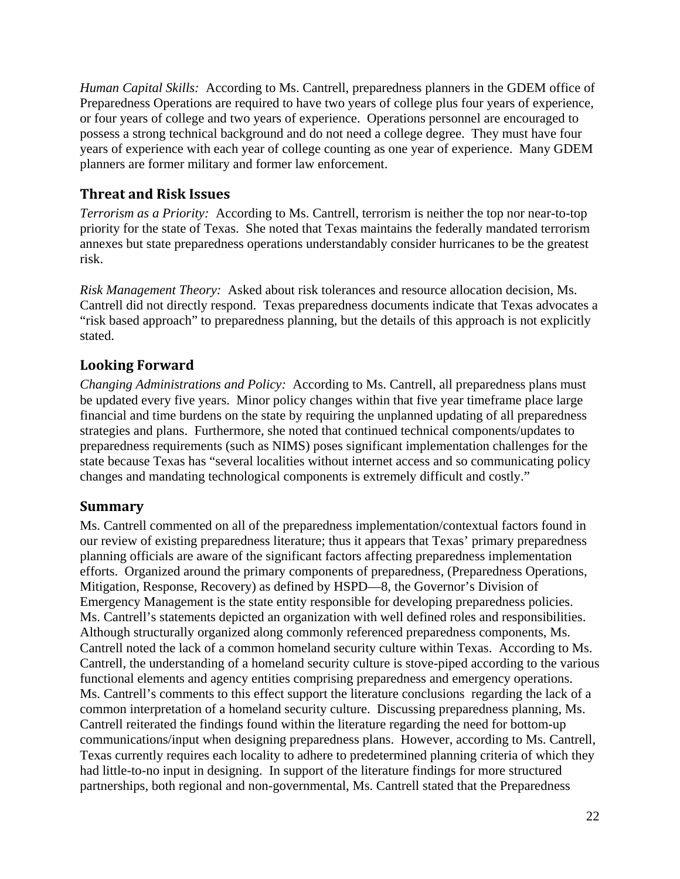*Human Capital Skills:* According to Ms. Cantrell, preparedness planners in the GDEM office of Preparedness Operations are required to have two years of college plus four years of experience, or four years of college and two years of experience. Operations personnel are encouraged to possess a strong technical background and do not need a college degree. They must have four years of experience with each year of college counting as one year of experience. Many GDEM planners are former military and former law enforcement.

## Threat and Risk Issues

*Terrorism as a Priority:* According to Ms. Cantrell, terrorism is neither the top nor near-to-top priority for the state of Texas. She noted that Texas maintains the federally mandated terrorism annexes but state preparedness operations understandably consider hurricanes to be the greatest risk.

*Risk Management Theory:* Asked about risk tolerances and resource allocation decision, Ms. Cantrell did not directly respond. Texas preparedness documents indicate that Texas advocates a "risk based approach" to preparedness planning, but the details of this approach is not explicitly stated.

## Looking Forward

*Changing Administrations and Policy:* According to Ms. Cantrell, all preparedness plans must be updated every five years. Minor policy changes within that five year timeframe place large financial and time burdens on the state by requiring the unplanned updating of all preparedness strategies and plans. Furthermore, she noted that continued technical components/updates to preparedness requirements (such as NIMS) poses significant implementation challenges for the state because Texas has "several localities without internet access and so communicating policy changes and mandating technological components is extremely difficult and costly."

## Summary

Ms. Cantrell commented on all of the preparedness implementation/contextual factors found in our review of existing preparedness literature; thus it appears that Texas' primary preparedness planning officials are aware of the significant factors affecting preparedness implementation efforts. Organized around the primary components of preparedness, (Preparedness Operations, Mitigation, Response, Recovery) as defined by HSPD—8, the Governor's Division of Emergency Management is the state entity responsible for developing preparedness policies. Ms. Cantrell's statements depicted an organization with well defined roles and responsibilities. Although structurally organized along commonly referenced preparedness components, Ms. Cantrell noted the lack of a common homeland security culture within Texas. According to Ms. Cantrell, the understanding of a homeland security culture is stove-piped according to the various functional elements and agency entities comprising preparedness and emergency operations. Ms. Cantrell's comments to this effect support the literature conclusions regarding the lack of a common interpretation of a homeland security culture. Discussing preparedness planning, Ms. Cantrell reiterated the findings found within the literature regarding the need for bottom-up communications/input when designing preparedness plans. However, according to Ms. Cantrell, Texas currently requires each locality to adhere to predetermined planning criteria of which they had little-to-no input in designing. In support of the literature findings for more structured partnerships, both regional and non-governmental, Ms. Cantrell stated that the Preparedness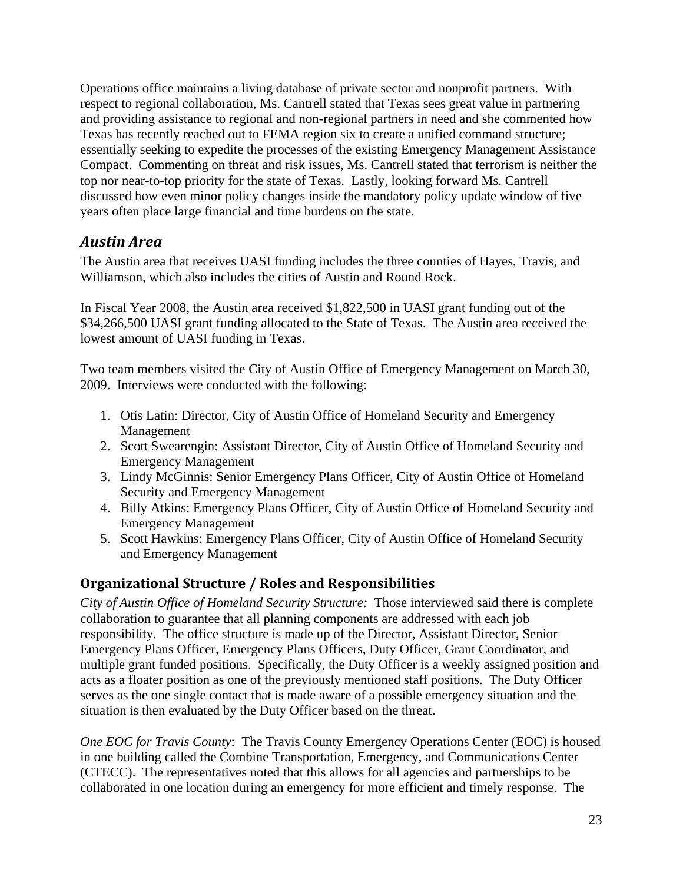Operations office maintains a living database of private sector and nonprofit partners. With respect to regional collaboration, Ms. Cantrell stated that Texas sees great value in partnering and providing assistance to regional and non-regional partners in need and she commented how Texas has recently reached out to FEMA region six to create a unified command structure; essentially seeking to expedite the processes of the existing Emergency Management Assistance Compact. Commenting on threat and risk issues, Ms. Cantrell stated that terrorism is neither the top nor near-to-top priority for the state of Texas. Lastly, looking forward Ms. Cantrell discussed how even minor policy changes inside the mandatory policy update window of five years often place large financial and time burdens on the state.

## *Austin Area*

The Austin area that receives UASI funding includes the three counties of Hayes, Travis, and Williamson, which also includes the cities of Austin and Round Rock.

In Fiscal Year 2008, the Austin area received $1,822,500 in UASI grant funding out of the $34,266,500 UASI grant funding allocated to the State of Texas. The Austin area received the lowest amount of UASI funding in Texas.

Two team members visited the City of Austin Office of Emergency Management on March 30, 2009. Interviews were conducted with the following:

1. Otis Latin: Director, City of Austin Office of Homeland Security and Emergency Management
2. Scott Swearengin: Assistant Director, City of Austin Office of Homeland Security and Emergency Management
3. Lindy McGinnis: Senior Emergency Plans Officer, City of Austin Office of Homeland Security and Emergency Management
4. Billy Atkins: Emergency Plans Officer, City of Austin Office of Homeland Security and Emergency Management
5. Scott Hawkins: Emergency Plans Officer, City of Austin Office of Homeland Security and Emergency Management

### Organizational Structure / Roles and Responsibilities

*City of Austin Office of Homeland Security Structure:* Those interviewed said there is complete collaboration to guarantee that all planning components are addressed with each job responsibility. The office structure is made up of the Director, Assistant Director, Senior Emergency Plans Officer, Emergency Plans Officers, Duty Officer, Grant Coordinator, and multiple grant funded positions. Specifically, the Duty Officer is a weekly assigned position and acts as a floater position as one of the previously mentioned staff positions. The Duty Officer serves as the one single contact that is made aware of a possible emergency situation and the situation is then evaluated by the Duty Officer based on the threat.

*One EOC for Travis County*: The Travis County Emergency Operations Center (EOC) is housed in one building called the Combine Transportation, Emergency, and Communications Center (CTECC). The representatives noted that this allows for all agencies and partnerships to be collaborated in one location during an emergency for more efficient and timely response. The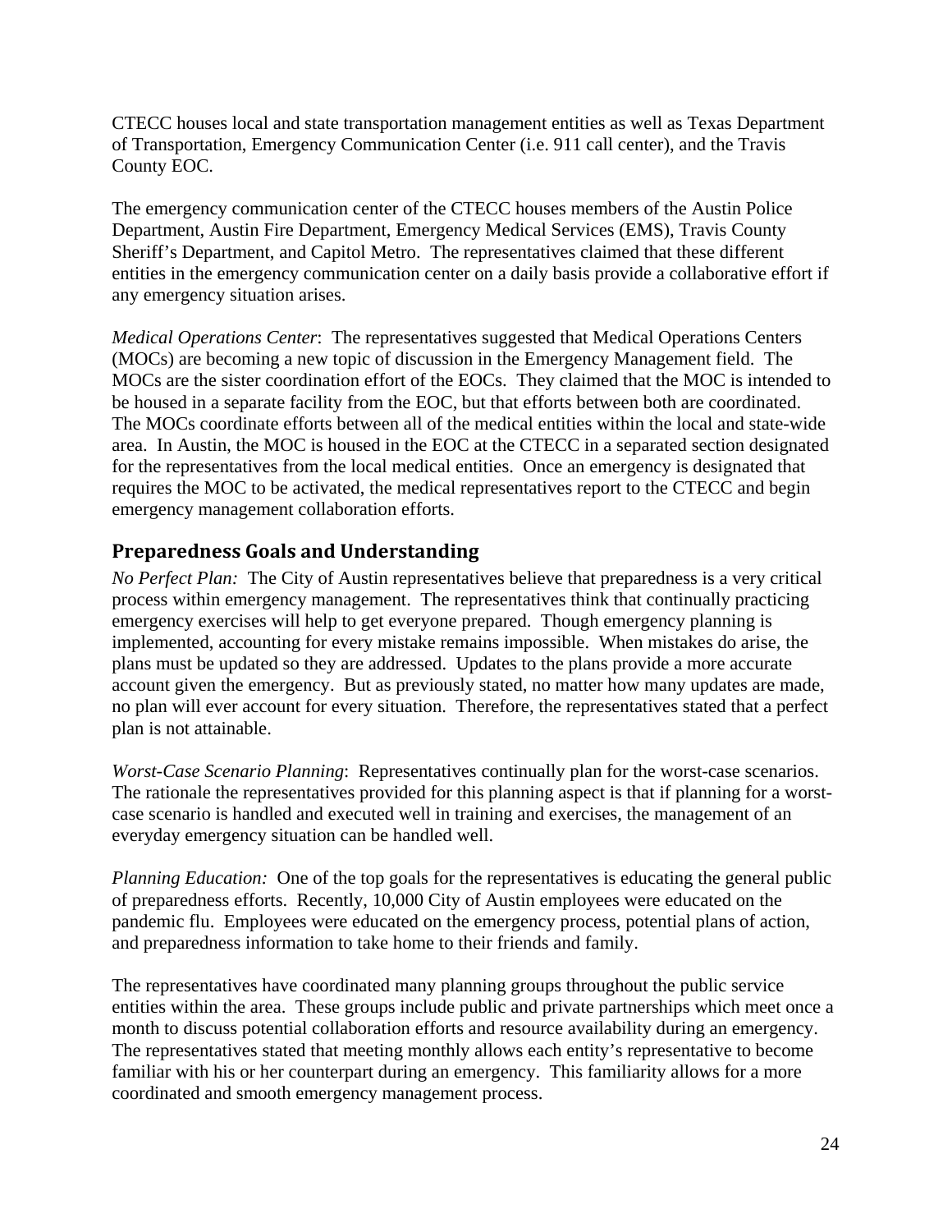CTECC houses local and state transportation management entities as well as Texas Department of Transportation, Emergency Communication Center (i.e. 911 call center), and the Travis County EOC.

The emergency communication center of the CTECC houses members of the Austin Police Department, Austin Fire Department, Emergency Medical Services (EMS), Travis County Sheriff's Department, and Capitol Metro. The representatives claimed that these different entities in the emergency communication center on a daily basis provide a collaborative effort if any emergency situation arises.

*Medical Operations Center*: The representatives suggested that Medical Operations Centers (MOCs) are becoming a new topic of discussion in the Emergency Management field. The MOCs are the sister coordination effort of the EOCs. They claimed that the MOC is intended to be housed in a separate facility from the EOC, but that efforts between both are coordinated. The MOCs coordinate efforts between all of the medical entities within the local and state-wide area. In Austin, the MOC is housed in the EOC at the CTECC in a separated section designated for the representatives from the local medical entities. Once an emergency is designated that requires the MOC to be activated, the medical representatives report to the CTECC and begin emergency management collaboration efforts.

## Preparedness Goals and Understanding

*No Perfect Plan:* The City of Austin representatives believe that preparedness is a very critical process within emergency management. The representatives think that continually practicing emergency exercises will help to get everyone prepared. Though emergency planning is implemented, accounting for every mistake remains impossible. When mistakes do arise, the plans must be updated so they are addressed. Updates to the plans provide a more accurate account given the emergency. But as previously stated, no matter how many updates are made, no plan will ever account for every situation. Therefore, the representatives stated that a perfect plan is not attainable.

*Worst-Case Scenario Planning*: Representatives continually plan for the worst-case scenarios. The rationale the representatives provided for this planning aspect is that if planning for a worst-case scenario is handled and executed well in training and exercises, the management of an everyday emergency situation can be handled well.

*Planning Education:* One of the top goals for the representatives is educating the general public of preparedness efforts. Recently, 10,000 City of Austin employees were educated on the pandemic flu. Employees were educated on the emergency process, potential plans of action, and preparedness information to take home to their friends and family.

The representatives have coordinated many planning groups throughout the public service entities within the area. These groups include public and private partnerships which meet once a month to discuss potential collaboration efforts and resource availability during an emergency. The representatives stated that meeting monthly allows each entity's representative to become familiar with his or her counterpart during an emergency. This familiarity allows for a more coordinated and smooth emergency management process.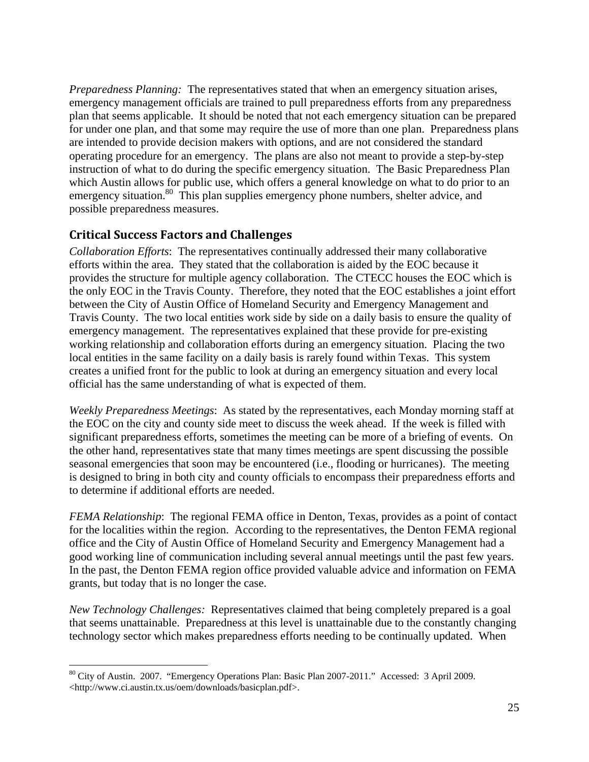*Preparedness Planning:* The representatives stated that when an emergency situation arises, emergency management officials are trained to pull preparedness efforts from any preparedness plan that seems applicable. It should be noted that not each emergency situation can be prepared for under one plan, and that some may require the use of more than one plan. Preparedness plans are intended to provide decision makers with options, and are not considered the standard operating procedure for an emergency. The plans are also not meant to provide a step-by-step instruction of what to do during the specific emergency situation. The Basic Preparedness Plan which Austin allows for public use, which offers a general knowledge on what to do prior to an emergency situation.[80] This plan supplies emergency phone numbers, shelter advice, and possible preparedness measures.

## Critical Success Factors and Challenges

*Collaboration Efforts*: The representatives continually addressed their many collaborative efforts within the area. They stated that the collaboration is aided by the EOC because it provides the structure for multiple agency collaboration. The CTECC houses the EOC which is the only EOC in the Travis County. Therefore, they noted that the EOC establishes a joint effort between the City of Austin Office of Homeland Security and Emergency Management and Travis County. The two local entities work side by side on a daily basis to ensure the quality of emergency management. The representatives explained that these provide for pre-existing working relationship and collaboration efforts during an emergency situation. Placing the two local entities in the same facility on a daily basis is rarely found within Texas. This system creates a unified front for the public to look at during an emergency situation and every local official has the same understanding of what is expected of them.

*Weekly Preparedness Meetings*: As stated by the representatives, each Monday morning staff at the EOC on the city and county side meet to discuss the week ahead. If the week is filled with significant preparedness efforts, sometimes the meeting can be more of a briefing of events. On the other hand, representatives state that many times meetings are spent discussing the possible seasonal emergencies that soon may be encountered (i.e., flooding or hurricanes). The meeting is designed to bring in both city and county officials to encompass their preparedness efforts and to determine if additional efforts are needed.

*FEMA Relationship*: The regional FEMA office in Denton, Texas, provides as a point of contact for the localities within the region. According to the representatives, the Denton FEMA regional office and the City of Austin Office of Homeland Security and Emergency Management had a good working line of communication including several annual meetings until the past few years. In the past, the Denton FEMA region office provided valuable advice and information on FEMA grants, but today that is no longer the case.

*New Technology Challenges:* Representatives claimed that being completely prepared is a goal that seems unattainable. Preparedness at this level is unattainable due to the constantly changing technology sector which makes preparedness efforts needing to be continually updated. When

[80] City of Austin. 2007. "Emergency Operations Plan: Basic Plan 2007-2011." Accessed: 3 April 2009. <http://www.ci.austin.tx.us/oem/downloads/basicplan.pdf>.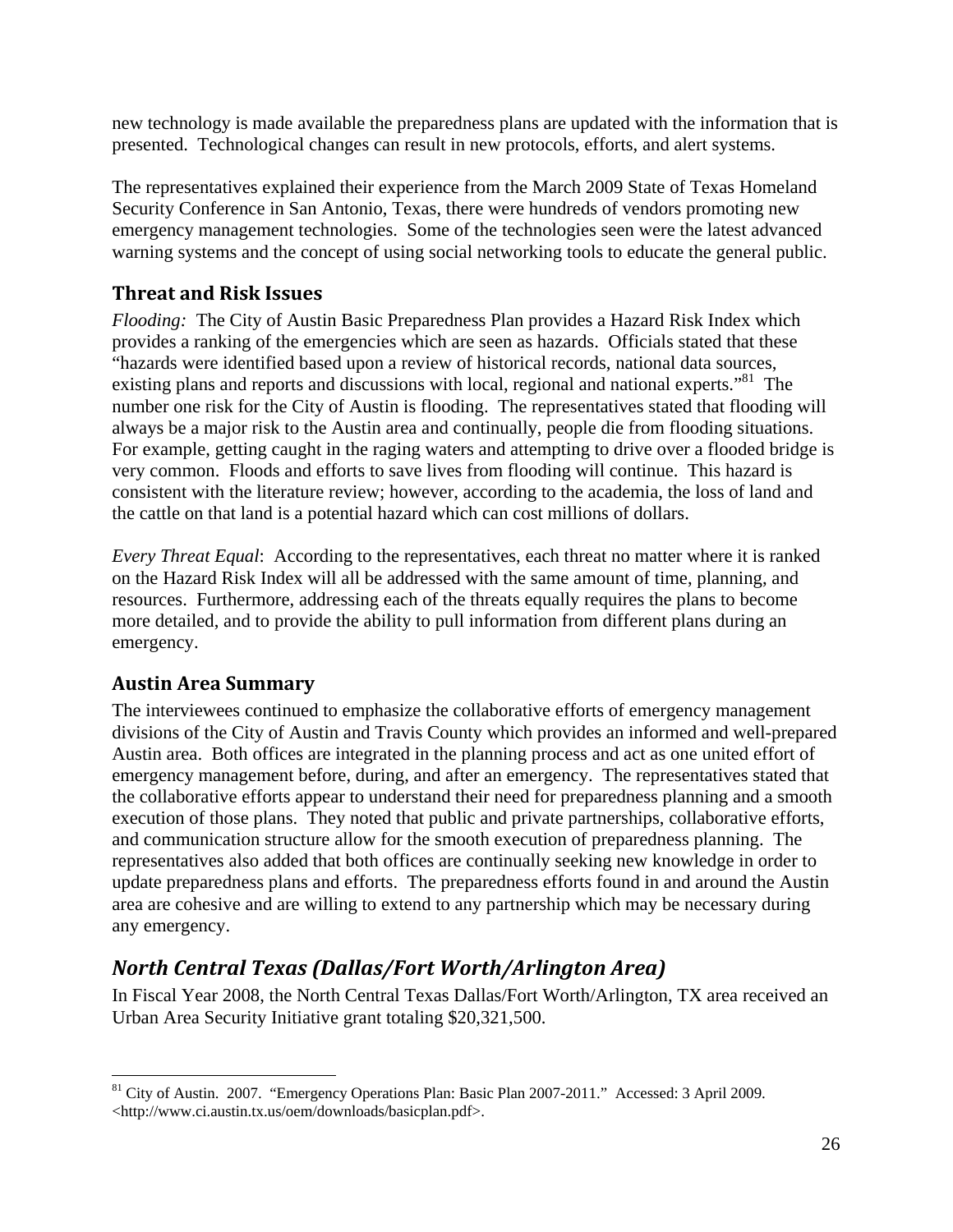new technology is made available the preparedness plans are updated with the information that is presented. Technological changes can result in new protocols, efforts, and alert systems.

The representatives explained their experience from the March 2009 State of Texas Homeland Security Conference in San Antonio, Texas, there were hundreds of vendors promoting new emergency management technologies. Some of the technologies seen were the latest advanced warning systems and the concept of using social networking tools to educate the general public.

### Threat and Risk Issues

*Flooding:* The City of Austin Basic Preparedness Plan provides a Hazard Risk Index which provides a ranking of the emergencies which are seen as hazards. Officials stated that these "hazards were identified based upon a review of historical records, national data sources, existing plans and reports and discussions with local, regional and national experts."[81] The number one risk for the City of Austin is flooding. The representatives stated that flooding will always be a major risk to the Austin area and continually, people die from flooding situations. For example, getting caught in the raging waters and attempting to drive over a flooded bridge is very common. Floods and efforts to save lives from flooding will continue. This hazard is consistent with the literature review; however, according to the academia, the loss of land and the cattle on that land is a potential hazard which can cost millions of dollars.

*Every Threat Equal*: According to the representatives, each threat no matter where it is ranked on the Hazard Risk Index will all be addressed with the same amount of time, planning, and resources. Furthermore, addressing each of the threats equally requires the plans to become more detailed, and to provide the ability to pull information from different plans during an emergency.

### Austin Area Summary

The interviewees continued to emphasize the collaborative efforts of emergency management divisions of the City of Austin and Travis County which provides an informed and well-prepared Austin area. Both offices are integrated in the planning process and act as one united effort of emergency management before, during, and after an emergency. The representatives stated that the collaborative efforts appear to understand their need for preparedness planning and a smooth execution of those plans. They noted that public and private partnerships, collaborative efforts, and communication structure allow for the smooth execution of preparedness planning. The representatives also added that both offices are continually seeking new knowledge in order to update preparedness plans and efforts. The preparedness efforts found in and around the Austin area are cohesive and are willing to extend to any partnership which may be necessary during any emergency.

## *North Central Texas (Dallas/Fort Worth/Arlington Area)*

In Fiscal Year 2008, the North Central Texas Dallas/Fort Worth/Arlington, TX area received an Urban Area Security Initiative grant totaling $20,321,500.

---

[81] City of Austin. 2007. "Emergency Operations Plan: Basic Plan 2007-2011." Accessed: 3 April 2009. <http://www.ci.austin.tx.us/oem/downloads/basicplan.pdf>.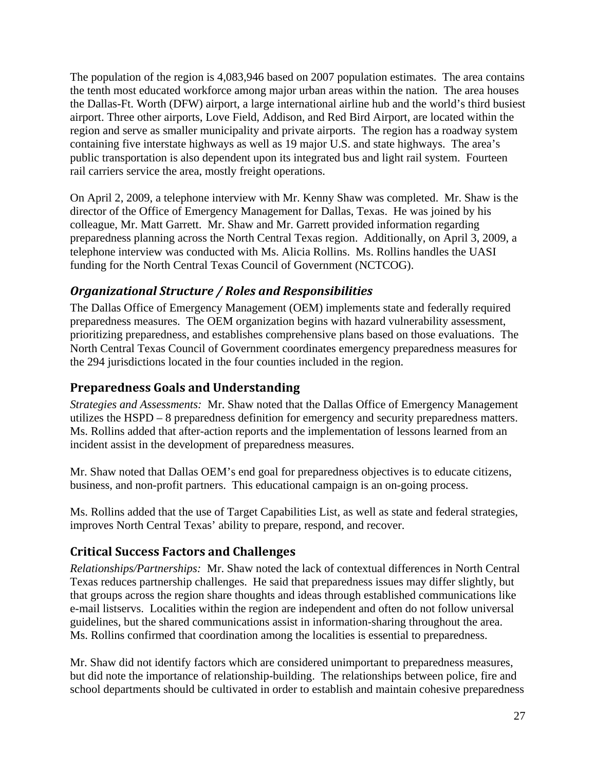The population of the region is 4,083,946 based on 2007 population estimates. The area contains the tenth most educated workforce among major urban areas within the nation. The area houses the Dallas-Ft. Worth (DFW) airport, a large international airline hub and the world's third busiest airport. Three other airports, Love Field, Addison, and Red Bird Airport, are located within the region and serve as smaller municipality and private airports. The region has a roadway system containing five interstate highways as well as 19 major U.S. and state highways. The area's public transportation is also dependent upon its integrated bus and light rail system. Fourteen rail carriers service the area, mostly freight operations.

On April 2, 2009, a telephone interview with Mr. Kenny Shaw was completed. Mr. Shaw is the director of the Office of Emergency Management for Dallas, Texas. He was joined by his colleague, Mr. Matt Garrett. Mr. Shaw and Mr. Garrett provided information regarding preparedness planning across the North Central Texas region. Additionally, on April 3, 2009, a telephone interview was conducted with Ms. Alicia Rollins. Ms. Rollins handles the UASI funding for the North Central Texas Council of Government (NCTCOG).

### *Organizational Structure / Roles and Responsibilities*

The Dallas Office of Emergency Management (OEM) implements state and federally required preparedness measures. The OEM organization begins with hazard vulnerability assessment, prioritizing preparedness, and establishes comprehensive plans based on those evaluations. The North Central Texas Council of Government coordinates emergency preparedness measures for the 294 jurisdictions located in the four counties included in the region.

## Preparedness Goals and Understanding

*Strategies and Assessments:* Mr. Shaw noted that the Dallas Office of Emergency Management utilizes the HSPD – 8 preparedness definition for emergency and security preparedness matters. Ms. Rollins added that after-action reports and the implementation of lessons learned from an incident assist in the development of preparedness measures.

Mr. Shaw noted that Dallas OEM's end goal for preparedness objectives is to educate citizens, business, and non-profit partners. This educational campaign is an on-going process.

Ms. Rollins added that the use of Target Capabilities List, as well as state and federal strategies, improves North Central Texas' ability to prepare, respond, and recover.

## Critical Success Factors and Challenges

*Relationships/Partnerships:* Mr. Shaw noted the lack of contextual differences in North Central Texas reduces partnership challenges. He said that preparedness issues may differ slightly, but that groups across the region share thoughts and ideas through established communications like e-mail listservs. Localities within the region are independent and often do not follow universal guidelines, but the shared communications assist in information-sharing throughout the area. Ms. Rollins confirmed that coordination among the localities is essential to preparedness.

Mr. Shaw did not identify factors which are considered unimportant to preparedness measures, but did note the importance of relationship-building. The relationships between police, fire and school departments should be cultivated in order to establish and maintain cohesive preparedness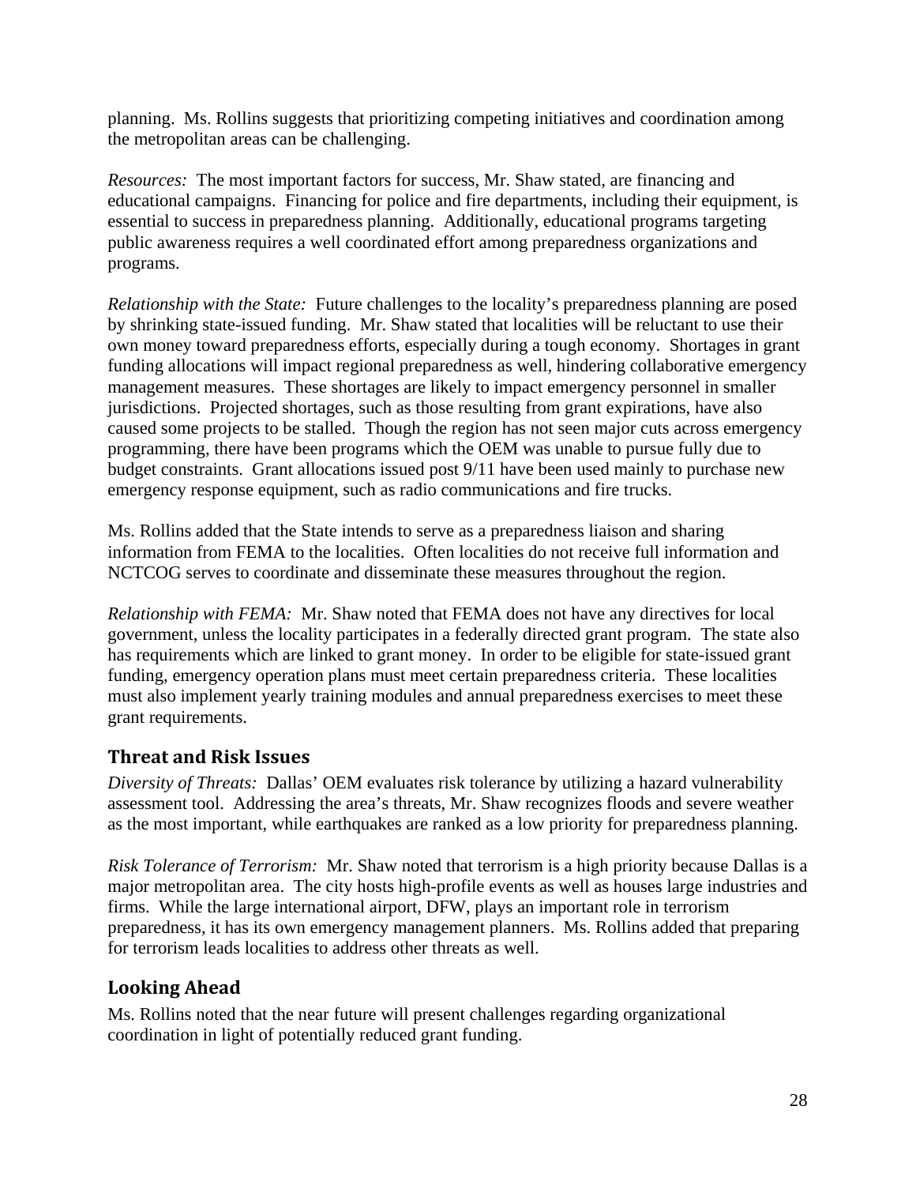planning. Ms. Rollins suggests that prioritizing competing initiatives and coordination among the metropolitan areas can be challenging.

*Resources:* The most important factors for success, Mr. Shaw stated, are financing and educational campaigns. Financing for police and fire departments, including their equipment, is essential to success in preparedness planning. Additionally, educational programs targeting public awareness requires a well coordinated effort among preparedness organizations and programs.

*Relationship with the State:* Future challenges to the locality's preparedness planning are posed by shrinking state-issued funding. Mr. Shaw stated that localities will be reluctant to use their own money toward preparedness efforts, especially during a tough economy. Shortages in grant funding allocations will impact regional preparedness as well, hindering collaborative emergency management measures. These shortages are likely to impact emergency personnel in smaller jurisdictions. Projected shortages, such as those resulting from grant expirations, have also caused some projects to be stalled. Though the region has not seen major cuts across emergency programming, there have been programs which the OEM was unable to pursue fully due to budget constraints. Grant allocations issued post 9/11 have been used mainly to purchase new emergency response equipment, such as radio communications and fire trucks.

Ms. Rollins added that the State intends to serve as a preparedness liaison and sharing information from FEMA to the localities. Often localities do not receive full information and NCTCOG serves to coordinate and disseminate these measures throughout the region.

*Relationship with FEMA:* Mr. Shaw noted that FEMA does not have any directives for local government, unless the locality participates in a federally directed grant program. The state also has requirements which are linked to grant money. In order to be eligible for state-issued grant funding, emergency operation plans must meet certain preparedness criteria. These localities must also implement yearly training modules and annual preparedness exercises to meet these grant requirements.

## Threat and Risk Issues

*Diversity of Threats:* Dallas' OEM evaluates risk tolerance by utilizing a hazard vulnerability assessment tool. Addressing the area's threats, Mr. Shaw recognizes floods and severe weather as the most important, while earthquakes are ranked as a low priority for preparedness planning.

*Risk Tolerance of Terrorism:* Mr. Shaw noted that terrorism is a high priority because Dallas is a major metropolitan area. The city hosts high-profile events as well as houses large industries and firms. While the large international airport, DFW, plays an important role in terrorism preparedness, it has its own emergency management planners. Ms. Rollins added that preparing for terrorism leads localities to address other threats as well.

## Looking Ahead

Ms. Rollins noted that the near future will present challenges regarding organizational coordination in light of potentially reduced grant funding.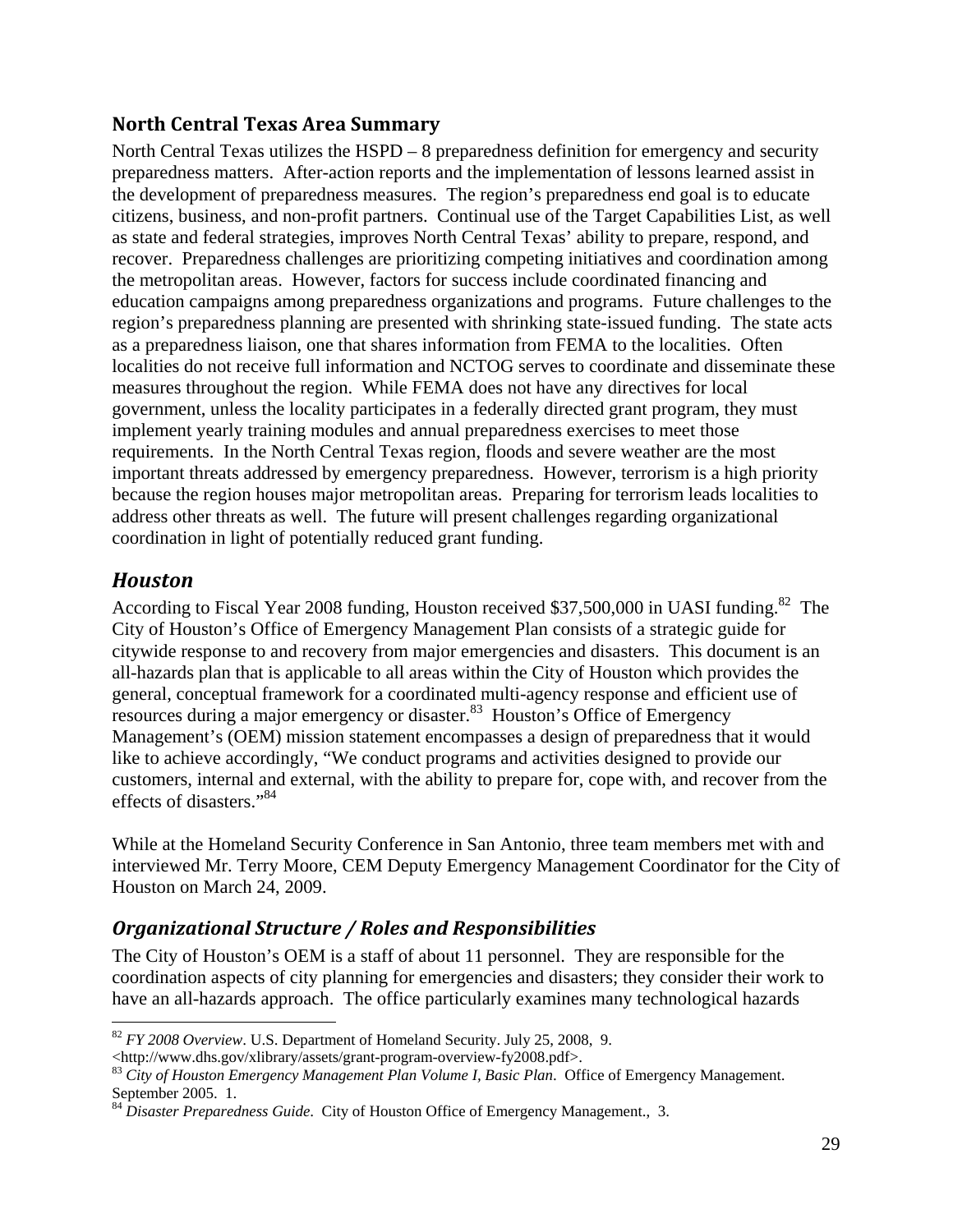### North Central Texas Area Summary

North Central Texas utilizes the HSPD – 8 preparedness definition for emergency and security preparedness matters. After-action reports and the implementation of lessons learned assist in the development of preparedness measures. The region's preparedness end goal is to educate citizens, business, and non-profit partners. Continual use of the Target Capabilities List, as well as state and federal strategies, improves North Central Texas' ability to prepare, respond, and recover. Preparedness challenges are prioritizing competing initiatives and coordination among the metropolitan areas. However, factors for success include coordinated financing and education campaigns among preparedness organizations and programs. Future challenges to the region's preparedness planning are presented with shrinking state-issued funding. The state acts as a preparedness liaison, one that shares information from FEMA to the localities. Often localities do not receive full information and NCTOG serves to coordinate and disseminate these measures throughout the region. While FEMA does not have any directives for local government, unless the locality participates in a federally directed grant program, they must implement yearly training modules and annual preparedness exercises to meet those requirements. In the North Central Texas region, floods and severe weather are the most important threats addressed by emergency preparedness. However, terrorism is a high priority because the region houses major metropolitan areas. Preparing for terrorism leads localities to address other threats as well. The future will present challenges regarding organizational coordination in light of potentially reduced grant funding.

## *Houston*

According to Fiscal Year 2008 funding, Houston received $37,500,000 in UASI funding.[82] The City of Houston's Office of Emergency Management Plan consists of a strategic guide for citywide response to and recovery from major emergencies and disasters. This document is an all-hazards plan that is applicable to all areas within the City of Houston which provides the general, conceptual framework for a coordinated multi-agency response and efficient use of resources during a major emergency or disaster.[83] Houston's Office of Emergency Management's (OEM) mission statement encompasses a design of preparedness that it would like to achieve accordingly, "We conduct programs and activities designed to provide our customers, internal and external, with the ability to prepare for, cope with, and recover from the effects of disasters."[84]

While at the Homeland Security Conference in San Antonio, three team members met with and interviewed Mr. Terry Moore, CEM Deputy Emergency Management Coordinator for the City of Houston on March 24, 2009.

### *Organizational Structure / Roles and Responsibilities*

The City of Houston's OEM is a staff of about 11 personnel. They are responsible for the coordination aspects of city planning for emergencies and disasters; they consider their work to have an all-hazards approach. The office particularly examines many technological hazards

---

[82] *FY 2008 Overview*. U.S. Department of Homeland Security. July 25, 2008, 9. <http://www.dhs.gov/xlibrary/assets/grant-program-overview-fy2008.pdf>.

[83] *City of Houston Emergency Management Plan Volume I, Basic Plan*. Office of Emergency Management. September 2005. 1.

[84] *Disaster Preparedness Guide*. City of Houston Office of Emergency Management., 3.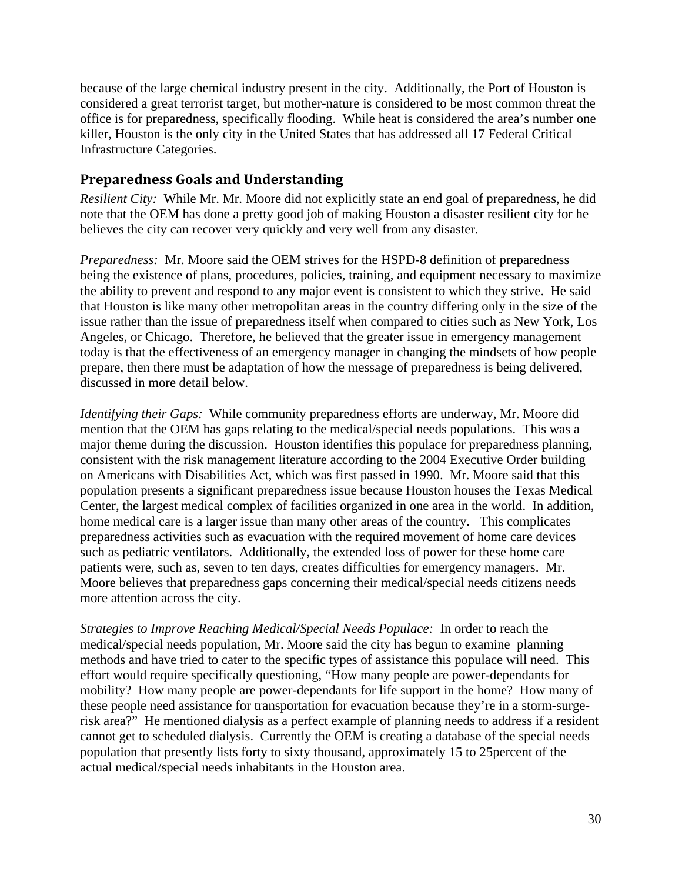because of the large chemical industry present in the city. Additionally, the Port of Houston is considered a great terrorist target, but mother-nature is considered to be most common threat the office is for preparedness, specifically flooding. While heat is considered the area's number one killer, Houston is the only city in the United States that has addressed all 17 Federal Critical Infrastructure Categories.

## Preparedness Goals and Understanding

*Resilient City:* While Mr. Mr. Moore did not explicitly state an end goal of preparedness, he did note that the OEM has done a pretty good job of making Houston a disaster resilient city for he believes the city can recover very quickly and very well from any disaster.

*Preparedness:* Mr. Moore said the OEM strives for the HSPD-8 definition of preparedness being the existence of plans, procedures, policies, training, and equipment necessary to maximize the ability to prevent and respond to any major event is consistent to which they strive. He said that Houston is like many other metropolitan areas in the country differing only in the size of the issue rather than the issue of preparedness itself when compared to cities such as New York, Los Angeles, or Chicago. Therefore, he believed that the greater issue in emergency management today is that the effectiveness of an emergency manager in changing the mindsets of how people prepare, then there must be adaptation of how the message of preparedness is being delivered, discussed in more detail below.

*Identifying their Gaps:* While community preparedness efforts are underway, Mr. Moore did mention that the OEM has gaps relating to the medical/special needs populations. This was a major theme during the discussion. Houston identifies this populace for preparedness planning, consistent with the risk management literature according to the 2004 Executive Order building on Americans with Disabilities Act, which was first passed in 1990. Mr. Moore said that this population presents a significant preparedness issue because Houston houses the Texas Medical Center, the largest medical complex of facilities organized in one area in the world. In addition, home medical care is a larger issue than many other areas of the country. This complicates preparedness activities such as evacuation with the required movement of home care devices such as pediatric ventilators. Additionally, the extended loss of power for these home care patients were, such as, seven to ten days, creates difficulties for emergency managers. Mr. Moore believes that preparedness gaps concerning their medical/special needs citizens needs more attention across the city.

*Strategies to Improve Reaching Medical/Special Needs Populace:* In order to reach the medical/special needs population, Mr. Moore said the city has begun to examine planning methods and have tried to cater to the specific types of assistance this populace will need. This effort would require specifically questioning, "How many people are power-dependants for mobility? How many people are power-dependants for life support in the home? How many of these people need assistance for transportation for evacuation because they're in a storm-surge-risk area?" He mentioned dialysis as a perfect example of planning needs to address if a resident cannot get to scheduled dialysis. Currently the OEM is creating a database of the special needs population that presently lists forty to sixty thousand, approximately 15 to 25percent of the actual medical/special needs inhabitants in the Houston area.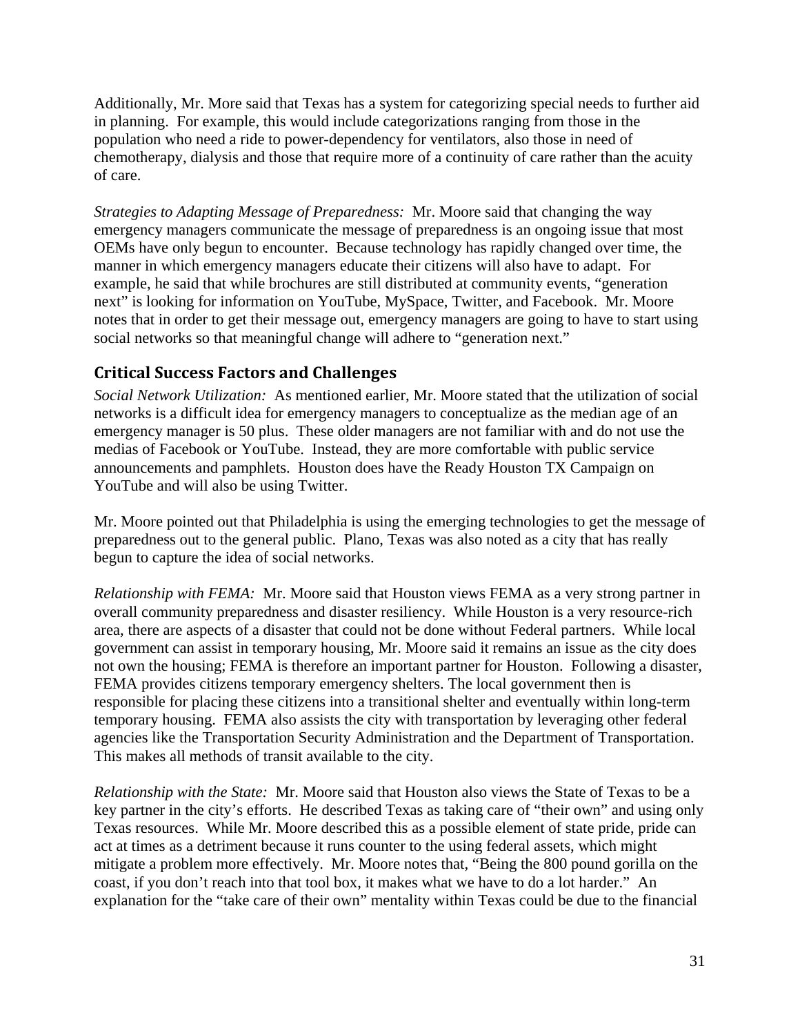Additionally, Mr. More said that Texas has a system for categorizing special needs to further aid in planning. For example, this would include categorizations ranging from those in the population who need a ride to power-dependency for ventilators, also those in need of chemotherapy, dialysis and those that require more of a continuity of care rather than the acuity of care.

*Strategies to Adapting Message of Preparedness:* Mr. Moore said that changing the way emergency managers communicate the message of preparedness is an ongoing issue that most OEMs have only begun to encounter. Because technology has rapidly changed over time, the manner in which emergency managers educate their citizens will also have to adapt. For example, he said that while brochures are still distributed at community events, "generation next" is looking for information on YouTube, MySpace, Twitter, and Facebook. Mr. Moore notes that in order to get their message out, emergency managers are going to have to start using social networks so that meaningful change will adhere to "generation next."

## Critical Success Factors and Challenges

*Social Network Utilization:* As mentioned earlier, Mr. Moore stated that the utilization of social networks is a difficult idea for emergency managers to conceptualize as the median age of an emergency manager is 50 plus. These older managers are not familiar with and do not use the medias of Facebook or YouTube. Instead, they are more comfortable with public service announcements and pamphlets. Houston does have the Ready Houston TX Campaign on YouTube and will also be using Twitter.

Mr. Moore pointed out that Philadelphia is using the emerging technologies to get the message of preparedness out to the general public. Plano, Texas was also noted as a city that has really begun to capture the idea of social networks.

*Relationship with FEMA:* Mr. Moore said that Houston views FEMA as a very strong partner in overall community preparedness and disaster resiliency. While Houston is a very resource-rich area, there are aspects of a disaster that could not be done without Federal partners. While local government can assist in temporary housing, Mr. Moore said it remains an issue as the city does not own the housing; FEMA is therefore an important partner for Houston. Following a disaster, FEMA provides citizens temporary emergency shelters. The local government then is responsible for placing these citizens into a transitional shelter and eventually within long-term temporary housing. FEMA also assists the city with transportation by leveraging other federal agencies like the Transportation Security Administration and the Department of Transportation. This makes all methods of transit available to the city.

*Relationship with the State:* Mr. Moore said that Houston also views the State of Texas to be a key partner in the city's efforts. He described Texas as taking care of "their own" and using only Texas resources. While Mr. Moore described this as a possible element of state pride, pride can act at times as a detriment because it runs counter to the using federal assets, which might mitigate a problem more effectively. Mr. Moore notes that, "Being the 800 pound gorilla on the coast, if you don't reach into that tool box, it makes what we have to do a lot harder." An explanation for the "take care of their own" mentality within Texas could be due to the financial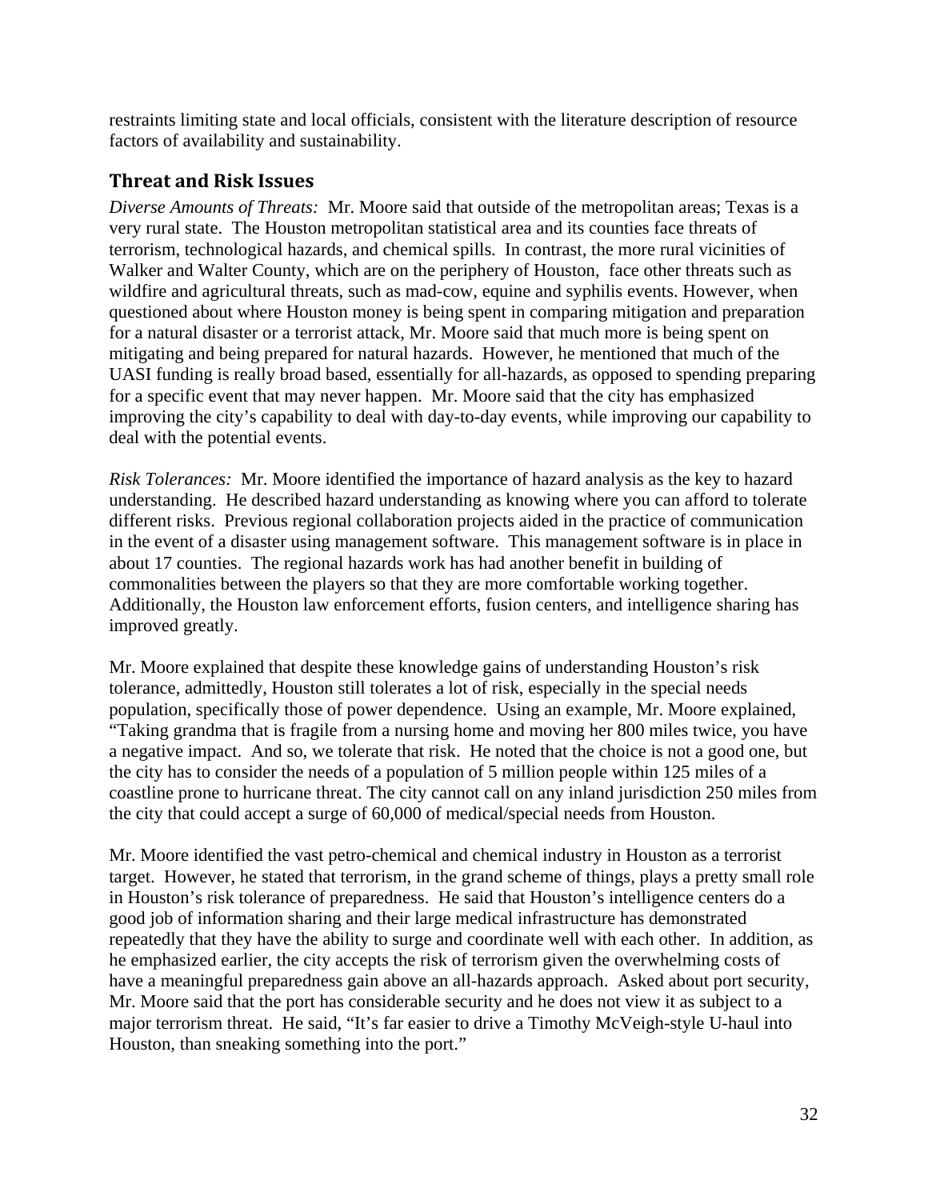restraints limiting state and local officials, consistent with the literature description of resource factors of availability and sustainability.

## Threat and Risk Issues

*Diverse Amounts of Threats:* Mr. Moore said that outside of the metropolitan areas; Texas is a very rural state. The Houston metropolitan statistical area and its counties face threats of terrorism, technological hazards, and chemical spills. In contrast, the more rural vicinities of Walker and Walter County, which are on the periphery of Houston, face other threats such as wildfire and agricultural threats, such as mad-cow, equine and syphilis events. However, when questioned about where Houston money is being spent in comparing mitigation and preparation for a natural disaster or a terrorist attack, Mr. Moore said that much more is being spent on mitigating and being prepared for natural hazards. However, he mentioned that much of the UASI funding is really broad based, essentially for all-hazards, as opposed to spending preparing for a specific event that may never happen. Mr. Moore said that the city has emphasized improving the city's capability to deal with day-to-day events, while improving our capability to deal with the potential events.

*Risk Tolerances:* Mr. Moore identified the importance of hazard analysis as the key to hazard understanding. He described hazard understanding as knowing where you can afford to tolerate different risks. Previous regional collaboration projects aided in the practice of communication in the event of a disaster using management software. This management software is in place in about 17 counties. The regional hazards work has had another benefit in building of commonalities between the players so that they are more comfortable working together. Additionally, the Houston law enforcement efforts, fusion centers, and intelligence sharing has improved greatly.

Mr. Moore explained that despite these knowledge gains of understanding Houston's risk tolerance, admittedly, Houston still tolerates a lot of risk, especially in the special needs population, specifically those of power dependence. Using an example, Mr. Moore explained, "Taking grandma that is fragile from a nursing home and moving her 800 miles twice, you have a negative impact. And so, we tolerate that risk. He noted that the choice is not a good one, but the city has to consider the needs of a population of 5 million people within 125 miles of a coastline prone to hurricane threat. The city cannot call on any inland jurisdiction 250 miles from the city that could accept a surge of 60,000 of medical/special needs from Houston.

Mr. Moore identified the vast petro-chemical and chemical industry in Houston as a terrorist target. However, he stated that terrorism, in the grand scheme of things, plays a pretty small role in Houston's risk tolerance of preparedness. He said that Houston's intelligence centers do a good job of information sharing and their large medical infrastructure has demonstrated repeatedly that they have the ability to surge and coordinate well with each other. In addition, as he emphasized earlier, the city accepts the risk of terrorism given the overwhelming costs of have a meaningful preparedness gain above an all-hazards approach. Asked about port security, Mr. Moore said that the port has considerable security and he does not view it as subject to a major terrorism threat. He said, "It's far easier to drive a Timothy McVeigh-style U-haul into Houston, than sneaking something into the port."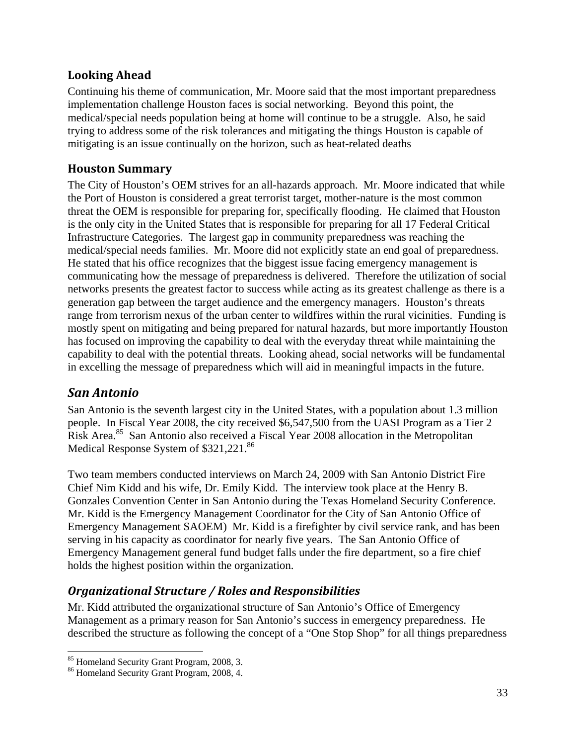### Looking Ahead

Continuing his theme of communication, Mr. Moore said that the most important preparedness implementation challenge Houston faces is social networking. Beyond this point, the medical/special needs population being at home will continue to be a struggle. Also, he said trying to address some of the risk tolerances and mitigating the things Houston is capable of mitigating is an issue continually on the horizon, such as heat-related deaths

### Houston Summary

The City of Houston's OEM strives for an all-hazards approach. Mr. Moore indicated that while the Port of Houston is considered a great terrorist target, mother-nature is the most common threat the OEM is responsible for preparing for, specifically flooding. He claimed that Houston is the only city in the United States that is responsible for preparing for all 17 Federal Critical Infrastructure Categories. The largest gap in community preparedness was reaching the medical/special needs families. Mr. Moore did not explicitly state an end goal of preparedness. He stated that his office recognizes that the biggest issue facing emergency management is communicating how the message of preparedness is delivered. Therefore the utilization of social networks presents the greatest factor to success while acting as its greatest challenge as there is a generation gap between the target audience and the emergency managers. Houston's threats range from terrorism nexus of the urban center to wildfires within the rural vicinities. Funding is mostly spent on mitigating and being prepared for natural hazards, but more importantly Houston has focused on improving the capability to deal with the everyday threat while maintaining the capability to deal with the potential threats. Looking ahead, social networks will be fundamental in excelling the message of preparedness which will aid in meaningful impacts in the future.

## *San Antonio*

San Antonio is the seventh largest city in the United States, with a population about 1.3 million people. In Fiscal Year 2008, the city received $6,547,500 from the UASI Program as a Tier 2 Risk Area.[85] San Antonio also received a Fiscal Year 2008 allocation in the Metropolitan Medical Response System of $321,221.[86]

Two team members conducted interviews on March 24, 2009 with San Antonio District Fire Chief Nim Kidd and his wife, Dr. Emily Kidd. The interview took place at the Henry B. Gonzales Convention Center in San Antonio during the Texas Homeland Security Conference. Mr. Kidd is the Emergency Management Coordinator for the City of San Antonio Office of Emergency Management SAOEM) Mr. Kidd is a firefighter by civil service rank, and has been serving in his capacity as coordinator for nearly five years. The San Antonio Office of Emergency Management general fund budget falls under the fire department, so a fire chief holds the highest position within the organization.

## *Organizational Structure / Roles and Responsibilities*

Mr. Kidd attributed the organizational structure of San Antonio's Office of Emergency Management as a primary reason for San Antonio's success in emergency preparedness. He described the structure as following the concept of a "One Stop Shop" for all things preparedness

---

[85] Homeland Security Grant Program, 2008, 3.

[86] Homeland Security Grant Program, 2008, 4.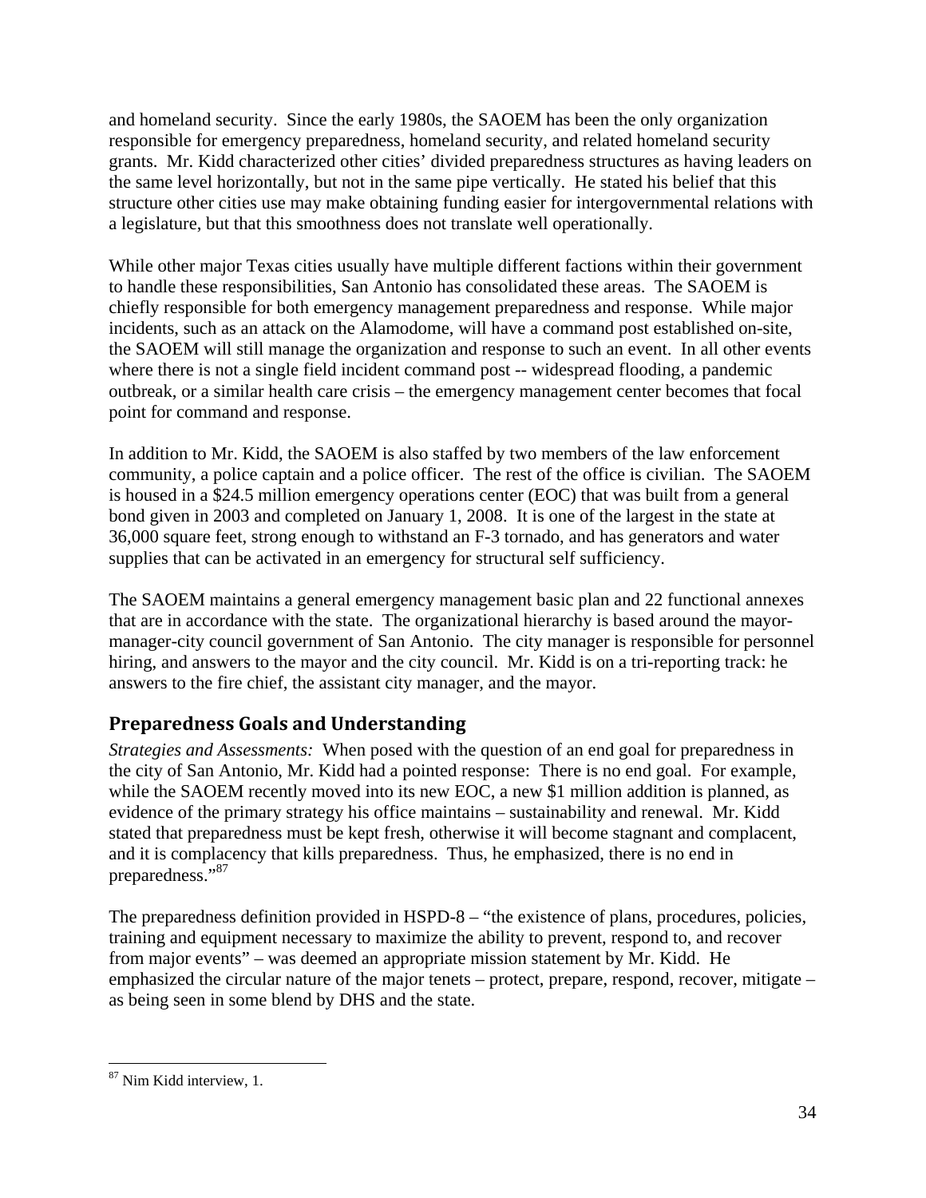and homeland security. Since the early 1980s, the SAOEM has been the only organization responsible for emergency preparedness, homeland security, and related homeland security grants. Mr. Kidd characterized other cities' divided preparedness structures as having leaders on the same level horizontally, but not in the same pipe vertically. He stated his belief that this structure other cities use may make obtaining funding easier for intergovernmental relations with a legislature, but that this smoothness does not translate well operationally.

While other major Texas cities usually have multiple different factions within their government to handle these responsibilities, San Antonio has consolidated these areas. The SAOEM is chiefly responsible for both emergency management preparedness and response. While major incidents, such as an attack on the Alamodome, will have a command post established on-site, the SAOEM will still manage the organization and response to such an event. In all other events where there is not a single field incident command post -- widespread flooding, a pandemic outbreak, or a similar health care crisis – the emergency management center becomes that focal point for command and response.

In addition to Mr. Kidd, the SAOEM is also staffed by two members of the law enforcement community, a police captain and a police officer. The rest of the office is civilian. The SAOEM is housed in a $24.5 million emergency operations center (EOC) that was built from a general bond given in 2003 and completed on January 1, 2008. It is one of the largest in the state at 36,000 square feet, strong enough to withstand an F-3 tornado, and has generators and water supplies that can be activated in an emergency for structural self sufficiency.

The SAOEM maintains a general emergency management basic plan and 22 functional annexes that are in accordance with the state. The organizational hierarchy is based around the mayor-manager-city council government of San Antonio. The city manager is responsible for personnel hiring, and answers to the mayor and the city council. Mr. Kidd is on a tri-reporting track: he answers to the fire chief, the assistant city manager, and the mayor.

## Preparedness Goals and Understanding

*Strategies and Assessments:* When posed with the question of an end goal for preparedness in the city of San Antonio, Mr. Kidd had a pointed response: There is no end goal. For example, while the SAOEM recently moved into its new EOC, a new $1 million addition is planned, as evidence of the primary strategy his office maintains – sustainability and renewal. Mr. Kidd stated that preparedness must be kept fresh, otherwise it will become stagnant and complacent, and it is complacency that kills preparedness. Thus, he emphasized, there is no end in preparedness."[87]

The preparedness definition provided in HSPD-8 – "the existence of plans, procedures, policies, training and equipment necessary to maximize the ability to prevent, respond to, and recover from major events" – was deemed an appropriate mission statement by Mr. Kidd. He emphasized the circular nature of the major tenets – protect, prepare, respond, recover, mitigate – as being seen in some blend by DHS and the state.

---

[87] Nim Kidd interview, 1.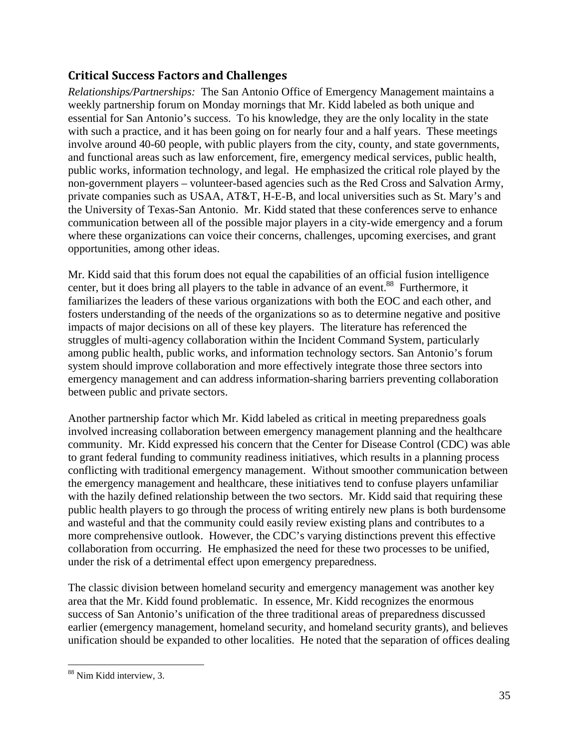## Critical Success Factors and Challenges

*Relationships/Partnerships:* The San Antonio Office of Emergency Management maintains a weekly partnership forum on Monday mornings that Mr. Kidd labeled as both unique and essential for San Antonio's success. To his knowledge, they are the only locality in the state with such a practice, and it has been going on for nearly four and a half years. These meetings involve around 40-60 people, with public players from the city, county, and state governments, and functional areas such as law enforcement, fire, emergency medical services, public health, public works, information technology, and legal. He emphasized the critical role played by the non-government players – volunteer-based agencies such as the Red Cross and Salvation Army, private companies such as USAA, AT&T, H-E-B, and local universities such as St. Mary's and the University of Texas-San Antonio. Mr. Kidd stated that these conferences serve to enhance communication between all of the possible major players in a city-wide emergency and a forum where these organizations can voice their concerns, challenges, upcoming exercises, and grant opportunities, among other ideas.

Mr. Kidd said that this forum does not equal the capabilities of an official fusion intelligence center, but it does bring all players to the table in advance of an event.[88] Furthermore, it familiarizes the leaders of these various organizations with both the EOC and each other, and fosters understanding of the needs of the organizations so as to determine negative and positive impacts of major decisions on all of these key players. The literature has referenced the struggles of multi-agency collaboration within the Incident Command System, particularly among public health, public works, and information technology sectors. San Antonio's forum system should improve collaboration and more effectively integrate those three sectors into emergency management and can address information-sharing barriers preventing collaboration between public and private sectors.

Another partnership factor which Mr. Kidd labeled as critical in meeting preparedness goals involved increasing collaboration between emergency management planning and the healthcare community. Mr. Kidd expressed his concern that the Center for Disease Control (CDC) was able to grant federal funding to community readiness initiatives, which results in a planning process conflicting with traditional emergency management. Without smoother communication between the emergency management and healthcare, these initiatives tend to confuse players unfamiliar with the hazily defined relationship between the two sectors. Mr. Kidd said that requiring these public health players to go through the process of writing entirely new plans is both burdensome and wasteful and that the community could easily review existing plans and contributes to a more comprehensive outlook. However, the CDC's varying distinctions prevent this effective collaboration from occurring. He emphasized the need for these two processes to be unified, under the risk of a detrimental effect upon emergency preparedness.

The classic division between homeland security and emergency management was another key area that the Mr. Kidd found problematic. In essence, Mr. Kidd recognizes the enormous success of San Antonio's unification of the three traditional areas of preparedness discussed earlier (emergency management, homeland security, and homeland security grants), and believes unification should be expanded to other localities. He noted that the separation of offices dealing

---

[88] Nim Kidd interview, 3.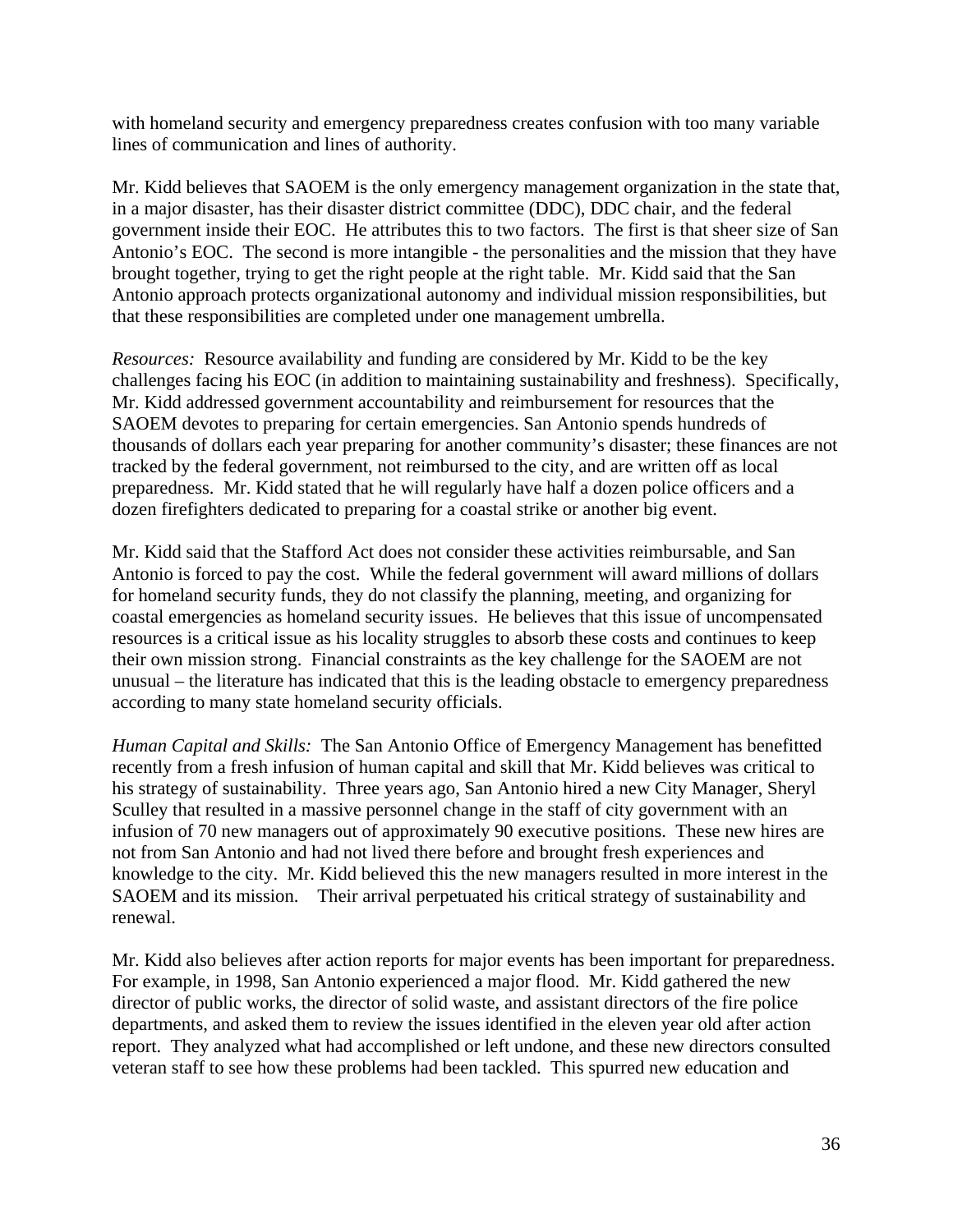with homeland security and emergency preparedness creates confusion with too many variable lines of communication and lines of authority.

Mr. Kidd believes that SAOEM is the only emergency management organization in the state that, in a major disaster, has their disaster district committee (DDC), DDC chair, and the federal government inside their EOC. He attributes this to two factors. The first is that sheer size of San Antonio's EOC. The second is more intangible - the personalities and the mission that they have brought together, trying to get the right people at the right table. Mr. Kidd said that the San Antonio approach protects organizational autonomy and individual mission responsibilities, but that these responsibilities are completed under one management umbrella.

*Resources:* Resource availability and funding are considered by Mr. Kidd to be the key challenges facing his EOC (in addition to maintaining sustainability and freshness). Specifically, Mr. Kidd addressed government accountability and reimbursement for resources that the SAOEM devotes to preparing for certain emergencies. San Antonio spends hundreds of thousands of dollars each year preparing for another community's disaster; these finances are not tracked by the federal government, not reimbursed to the city, and are written off as local preparedness. Mr. Kidd stated that he will regularly have half a dozen police officers and a dozen firefighters dedicated to preparing for a coastal strike or another big event.

Mr. Kidd said that the Stafford Act does not consider these activities reimbursable, and San Antonio is forced to pay the cost. While the federal government will award millions of dollars for homeland security funds, they do not classify the planning, meeting, and organizing for coastal emergencies as homeland security issues. He believes that this issue of uncompensated resources is a critical issue as his locality struggles to absorb these costs and continues to keep their own mission strong. Financial constraints as the key challenge for the SAOEM are not unusual – the literature has indicated that this is the leading obstacle to emergency preparedness according to many state homeland security officials.

*Human Capital and Skills:* The San Antonio Office of Emergency Management has benefitted recently from a fresh infusion of human capital and skill that Mr. Kidd believes was critical to his strategy of sustainability. Three years ago, San Antonio hired a new City Manager, Sheryl Sculley that resulted in a massive personnel change in the staff of city government with an infusion of 70 new managers out of approximately 90 executive positions. These new hires are not from San Antonio and had not lived there before and brought fresh experiences and knowledge to the city. Mr. Kidd believed this the new managers resulted in more interest in the SAOEM and its mission. Their arrival perpetuated his critical strategy of sustainability and renewal.

Mr. Kidd also believes after action reports for major events has been important for preparedness. For example, in 1998, San Antonio experienced a major flood. Mr. Kidd gathered the new director of public works, the director of solid waste, and assistant directors of the fire police departments, and asked them to review the issues identified in the eleven year old after action report. They analyzed what had accomplished or left undone, and these new directors consulted veteran staff to see how these problems had been tackled. This spurred new education and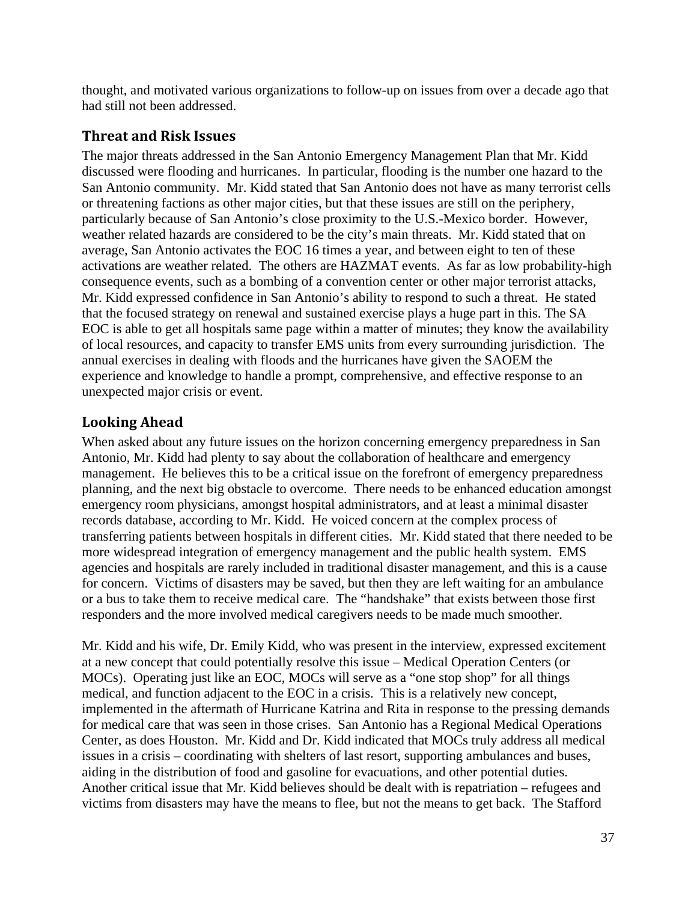thought, and motivated various organizations to follow-up on issues from over a decade ago that had still not been addressed.

## Threat and Risk Issues

The major threats addressed in the San Antonio Emergency Management Plan that Mr. Kidd discussed were flooding and hurricanes. In particular, flooding is the number one hazard to the San Antonio community. Mr. Kidd stated that San Antonio does not have as many terrorist cells or threatening factions as other major cities, but that these issues are still on the periphery, particularly because of San Antonio's close proximity to the U.S.-Mexico border. However, weather related hazards are considered to be the city's main threats. Mr. Kidd stated that on average, San Antonio activates the EOC 16 times a year, and between eight to ten of these activations are weather related. The others are HAZMAT events. As far as low probability-high consequence events, such as a bombing of a convention center or other major terrorist attacks, Mr. Kidd expressed confidence in San Antonio's ability to respond to such a threat. He stated that the focused strategy on renewal and sustained exercise plays a huge part in this. The SA EOC is able to get all hospitals same page within a matter of minutes; they know the availability of local resources, and capacity to transfer EMS units from every surrounding jurisdiction. The annual exercises in dealing with floods and the hurricanes have given the SAOEM the experience and knowledge to handle a prompt, comprehensive, and effective response to an unexpected major crisis or event.

## Looking Ahead

When asked about any future issues on the horizon concerning emergency preparedness in San Antonio, Mr. Kidd had plenty to say about the collaboration of healthcare and emergency management. He believes this to be a critical issue on the forefront of emergency preparedness planning, and the next big obstacle to overcome. There needs to be enhanced education amongst emergency room physicians, amongst hospital administrators, and at least a minimal disaster records database, according to Mr. Kidd. He voiced concern at the complex process of transferring patients between hospitals in different cities. Mr. Kidd stated that there needed to be more widespread integration of emergency management and the public health system. EMS agencies and hospitals are rarely included in traditional disaster management, and this is a cause for concern. Victims of disasters may be saved, but then they are left waiting for an ambulance or a bus to take them to receive medical care. The "handshake" that exists between those first responders and the more involved medical caregivers needs to be made much smoother.

Mr. Kidd and his wife, Dr. Emily Kidd, who was present in the interview, expressed excitement at a new concept that could potentially resolve this issue – Medical Operation Centers (or MOCs). Operating just like an EOC, MOCs will serve as a "one stop shop" for all things medical, and function adjacent to the EOC in a crisis. This is a relatively new concept, implemented in the aftermath of Hurricane Katrina and Rita in response to the pressing demands for medical care that was seen in those crises. San Antonio has a Regional Medical Operations Center, as does Houston. Mr. Kidd and Dr. Kidd indicated that MOCs truly address all medical issues in a crisis – coordinating with shelters of last resort, supporting ambulances and buses, aiding in the distribution of food and gasoline for evacuations, and other potential duties. Another critical issue that Mr. Kidd believes should be dealt with is repatriation – refugees and victims from disasters may have the means to flee, but not the means to get back. The Stafford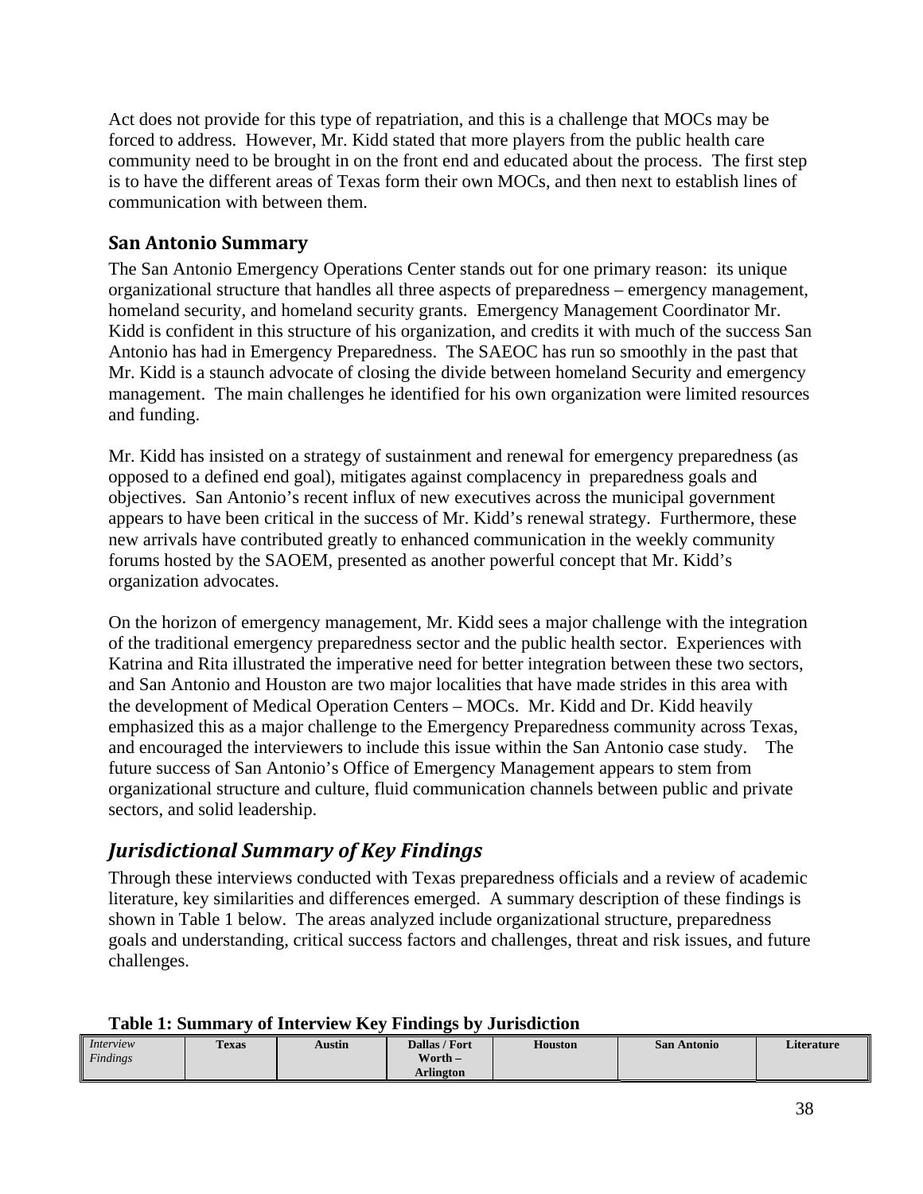Act does not provide for this type of repatriation, and this is a challenge that MOCs may be forced to address. However, Mr. Kidd stated that more players from the public health care community need to be brought in on the front end and educated about the process. The first step is to have the different areas of Texas form their own MOCs, and then next to establish lines of communication with between them.

### San Antonio Summary

The San Antonio Emergency Operations Center stands out for one primary reason: its unique organizational structure that handles all three aspects of preparedness – emergency management, homeland security, and homeland security grants. Emergency Management Coordinator Mr. Kidd is confident in this structure of his organization, and credits it with much of the success San Antonio has had in Emergency Preparedness. The SAEOC has run so smoothly in the past that Mr. Kidd is a staunch advocate of closing the divide between homeland Security and emergency management. The main challenges he identified for his own organization were limited resources and funding.

Mr. Kidd has insisted on a strategy of sustainment and renewal for emergency preparedness (as opposed to a defined end goal), mitigates against complacency in preparedness goals and objectives. San Antonio's recent influx of new executives across the municipal government appears to have been critical in the success of Mr. Kidd's renewal strategy. Furthermore, these new arrivals have contributed greatly to enhanced communication in the weekly community forums hosted by the SAOEM, presented as another powerful concept that Mr. Kidd's organization advocates.

On the horizon of emergency management, Mr. Kidd sees a major challenge with the integration of the traditional emergency preparedness sector and the public health sector. Experiences with Katrina and Rita illustrated the imperative need for better integration between these two sectors, and San Antonio and Houston are two major localities that have made strides in this area with the development of Medical Operation Centers – MOCs. Mr. Kidd and Dr. Kidd heavily emphasized this as a major challenge to the Emergency Preparedness community across Texas, and encouraged the interviewers to include this issue within the San Antonio case study. The future success of San Antonio's Office of Emergency Management appears to stem from organizational structure and culture, fluid communication channels between public and private sectors, and solid leadership.

## *Jurisdictional Summary of Key Findings*

Through these interviews conducted with Texas preparedness officials and a review of academic literature, key similarities and differences emerged. A summary description of these findings is shown in Table 1 below. The areas analyzed include organizational structure, preparedness goals and understanding, critical success factors and challenges, threat and risk issues, and future challenges.

**Table 1: Summary of Interview Key Findings by Jurisdiction**

| *Interview Findings* | Texas | Austin | Dallas / Fort Worth – Arlington | Houston | San Antonio | Literature |
|---|---|---|---|---|---|---|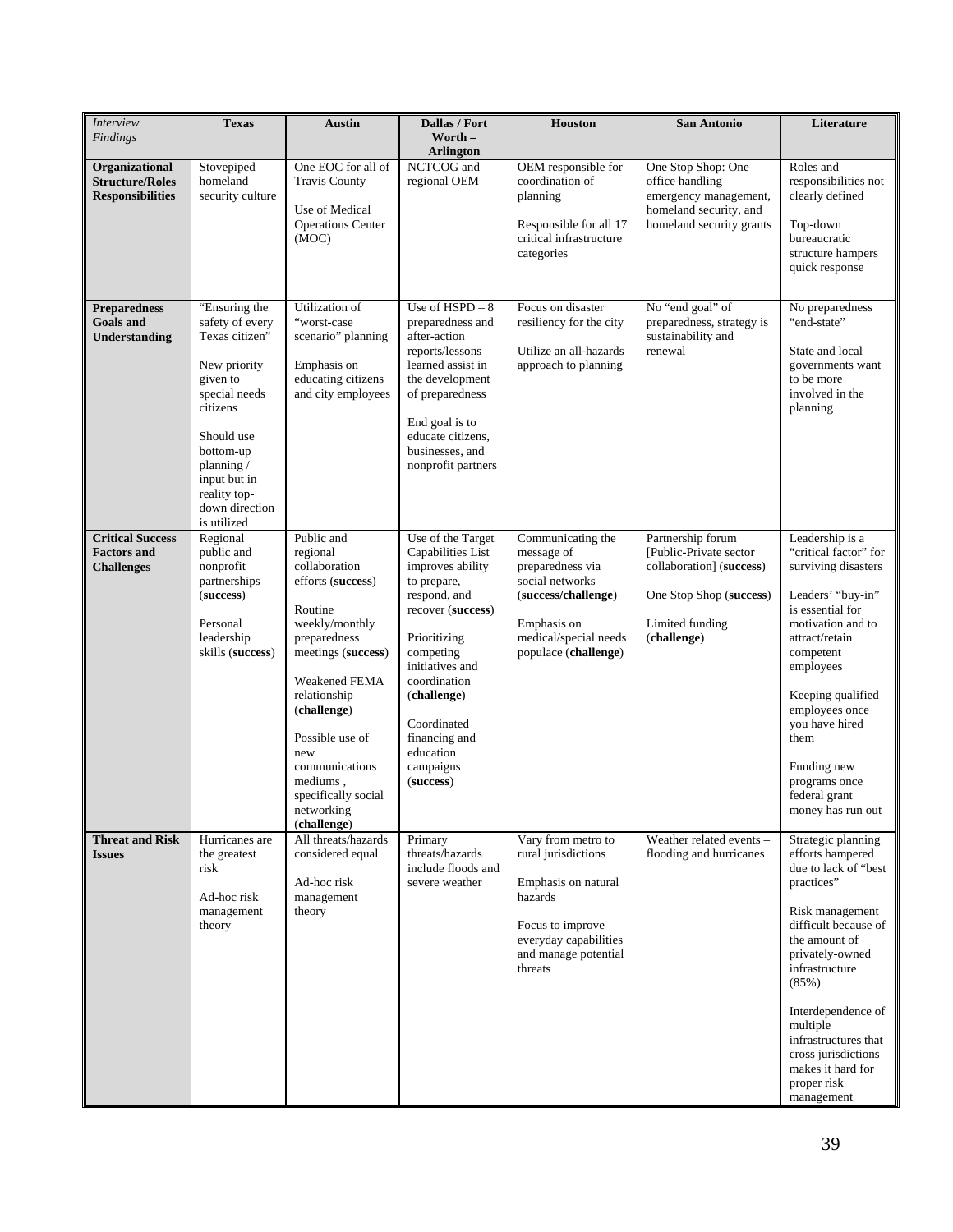| *Interview Findings* | **Texas** | **Austin** | **Dallas / Fort Worth – Arlington** | **Houston** | **San Antonio** | **Literature** |
|---|---|---|---|---|---|---|
| **Organizational Structure/Roles Responsibilities** | Stovepiped homeland security culture | One EOC for all of Travis County<br><br>Use of Medical Operations Center (MOC) | NCTCOG and regional OEM | OEM responsible for coordination of planning<br><br>Responsible for all 17 critical infrastructure categories | One Stop Shop: One office handling emergency management, homeland security, and homeland security grants | Roles and responsibilities not clearly defined<br><br>Top-down bureaucratic structure hampers quick response |
| **Preparedness Goals and Understanding** | "Ensuring the safety of every Texas citizen"<br><br>New priority given to special needs citizens<br><br>Should use bottom-up planning / input but in reality top-down direction is utilized | Utilization of "worst-case scenario" planning<br><br>Emphasis on educating citizens and city employees | Use of HSPD – 8 preparedness and after-action reports/lessons learned assist in the development of preparedness<br><br>End goal is to educate citizens, businesses, and nonprofit partners | Focus on disaster resiliency for the city<br><br>Utilize an all-hazards approach to planning | No "end goal" of preparedness, strategy is sustainability and renewal | No preparedness "end-state"<br><br>State and local governments want to be more involved in the planning |
| **Critical Success Factors and Challenges** | Regional public and nonprofit partnerships (**success**)<br><br>Personal leadership skills (**success**) | Public and regional collaboration efforts (**success**)<br><br>Routine weekly/monthly preparedness meetings (**success**)<br><br>Weakened FEMA relationship (**challenge**)<br><br>Possible use of new communications mediums , specifically social networking (**challenge**) | Use of the Target Capabilities List improves ability to prepare, respond, and recover (**success**)<br><br>Prioritizing competing initiatives and coordination (**challenge**)<br><br>Coordinated financing and education campaigns (**success**) | Communicating the message of preparedness via social networks (**success/challenge**)<br><br>Emphasis on medical/special needs populace (**challenge**) | Partnership forum [Public-Private sector collaboration] (**success**)<br><br>One Stop Shop (**success**)<br><br>Limited funding (**challenge**) | Leadership is a "critical factor" for surviving disasters<br><br>Leaders' "buy-in" is essential for motivation and to attract/retain competent employees<br><br>Keeping qualified employees once you have hired them<br><br>Funding new programs once federal grant money has run out |
| **Threat and Risk Issues** | Hurricanes are the greatest risk<br><br>Ad-hoc risk management theory | All threats/hazards considered equal<br><br>Ad-hoc risk management theory | Primary threats/hazards include floods and severe weather | Vary from metro to rural jurisdictions<br><br>Emphasis on natural hazards<br><br>Focus to improve everyday capabilities and manage potential threats | Weather related events – flooding and hurricanes | Strategic planning efforts hampered due to lack of "best practices"<br><br>Risk management difficult because of the amount of privately-owned infrastructure (85%)<br><br>Interdependence of multiple infrastructures that cross jurisdictions makes it hard for proper risk management |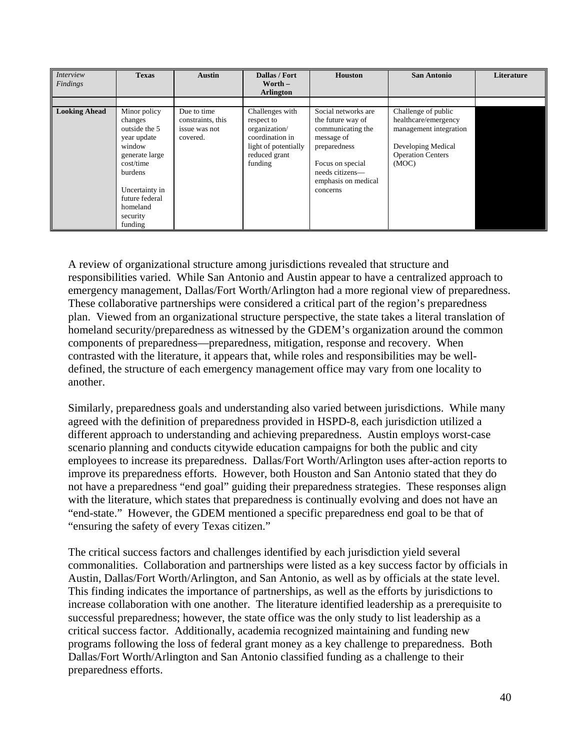| *Interview Findings* | **Texas** | **Austin** | **Dallas / Fort Worth – Arlington** | **Houston** | **San Antonio** | **Literature** |
|---|---|---|---|---|---|---|
| | | | | | | |
| **Looking Ahead** | Minor policy changes outside the 5 year update window generate large cost/time burdens<br><br>Uncertainty in future federal homeland security funding | Due to time constraints, this issue was not covered. | Challenges with respect to organization/ coordination in light of potentially reduced grant funding | Social networks are the future way of communicating the message of preparedness<br><br>Focus on special needs citizens—emphasis on medical concerns | Challenge of public healthcare/emergency management integration<br><br>Developing Medical Operation Centers (MOC) | |

A review of organizational structure among jurisdictions revealed that structure and responsibilities varied. While San Antonio and Austin appear to have a centralized approach to emergency management, Dallas/Fort Worth/Arlington had a more regional view of preparedness. These collaborative partnerships were considered a critical part of the region's preparedness plan. Viewed from an organizational structure perspective, the state takes a literal translation of homeland security/preparedness as witnessed by the GDEM's organization around the common components of preparedness—preparedness, mitigation, response and recovery. When contrasted with the literature, it appears that, while roles and responsibilities may be well-defined, the structure of each emergency management office may vary from one locality to another.

Similarly, preparedness goals and understanding also varied between jurisdictions. While many agreed with the definition of preparedness provided in HSPD-8, each jurisdiction utilized a different approach to understanding and achieving preparedness. Austin employs worst-case scenario planning and conducts citywide education campaigns for both the public and city employees to increase its preparedness. Dallas/Fort Worth/Arlington uses after-action reports to improve its preparedness efforts. However, both Houston and San Antonio stated that they do not have a preparedness "end goal" guiding their preparedness strategies. These responses align with the literature, which states that preparedness is continually evolving and does not have an "end-state." However, the GDEM mentioned a specific preparedness end goal to be that of "ensuring the safety of every Texas citizen."

The critical success factors and challenges identified by each jurisdiction yield several commonalities. Collaboration and partnerships were listed as a key success factor by officials in Austin, Dallas/Fort Worth/Arlington, and San Antonio, as well as by officials at the state level. This finding indicates the importance of partnerships, as well as the efforts by jurisdictions to increase collaboration with one another. The literature identified leadership as a prerequisite to successful preparedness; however, the state office was the only study to list leadership as a critical success factor. Additionally, academia recognized maintaining and funding new programs following the loss of federal grant money as a key challenge to preparedness. Both Dallas/Fort Worth/Arlington and San Antonio classified funding as a challenge to their preparedness efforts.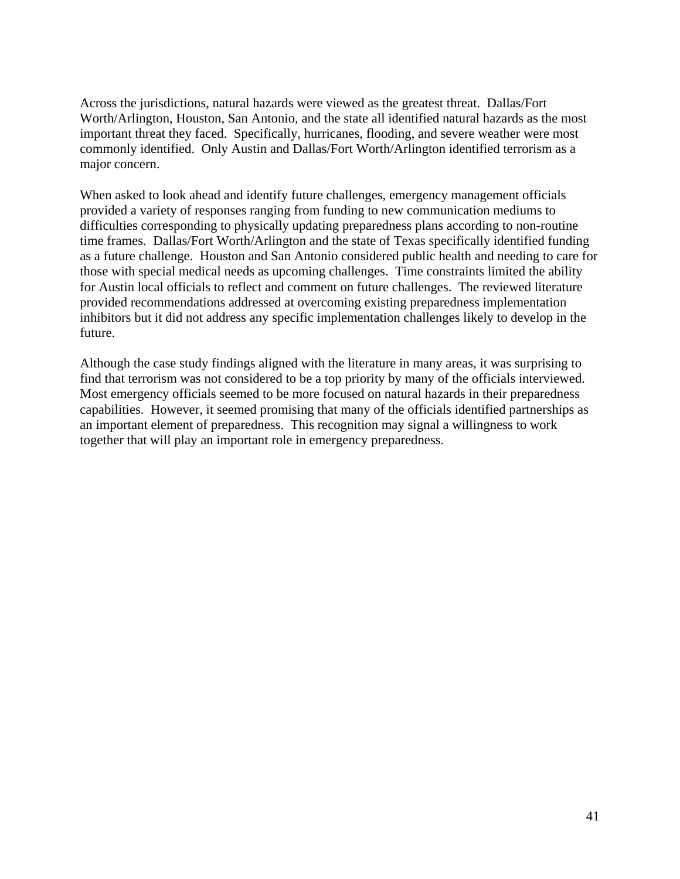Across the jurisdictions, natural hazards were viewed as the greatest threat. Dallas/Fort Worth/Arlington, Houston, San Antonio, and the state all identified natural hazards as the most important threat they faced. Specifically, hurricanes, flooding, and severe weather were most commonly identified. Only Austin and Dallas/Fort Worth/Arlington identified terrorism as a major concern.

When asked to look ahead and identify future challenges, emergency management officials provided a variety of responses ranging from funding to new communication mediums to difficulties corresponding to physically updating preparedness plans according to non-routine time frames. Dallas/Fort Worth/Arlington and the state of Texas specifically identified funding as a future challenge. Houston and San Antonio considered public health and needing to care for those with special medical needs as upcoming challenges. Time constraints limited the ability for Austin local officials to reflect and comment on future challenges. The reviewed literature provided recommendations addressed at overcoming existing preparedness implementation inhibitors but it did not address any specific implementation challenges likely to develop in the future.

Although the case study findings aligned with the literature in many areas, it was surprising to find that terrorism was not considered to be a top priority by many of the officials interviewed. Most emergency officials seemed to be more focused on natural hazards in their preparedness capabilities. However, it seemed promising that many of the officials identified partnerships as an important element of preparedness. This recognition may signal a willingness to work together that will play an important role in emergency preparedness.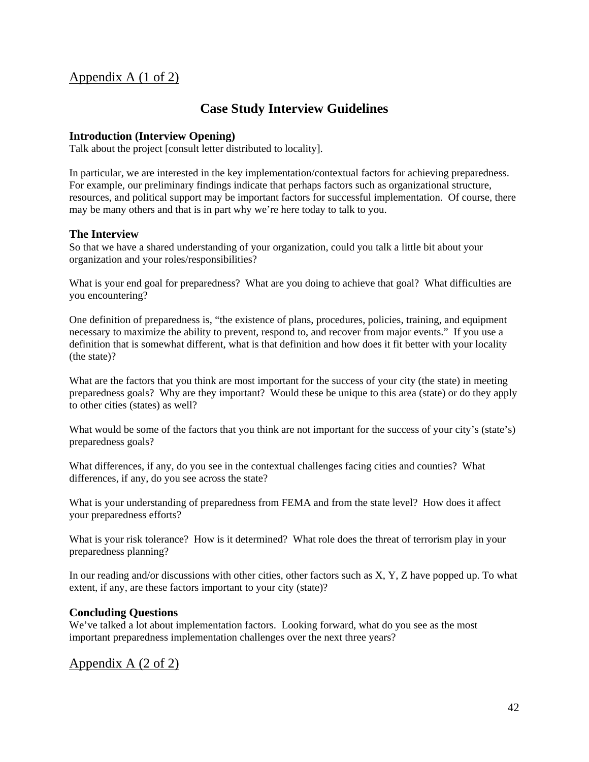Appendix A (1 of 2)

# Case Study Interview Guidelines

### Introduction (Interview Opening)

Talk about the project [consult letter distributed to locality].

In particular, we are interested in the key implementation/contextual factors for achieving preparedness. For example, our preliminary findings indicate that perhaps factors such as organizational structure, resources, and political support may be important factors for successful implementation. Of course, there may be many others and that is in part why we're here today to talk to you.

### The Interview

So that we have a shared understanding of your organization, could you talk a little bit about your organization and your roles/responsibilities?

What is your end goal for preparedness? What are you doing to achieve that goal? What difficulties are you encountering?

One definition of preparedness is, "the existence of plans, procedures, policies, training, and equipment necessary to maximize the ability to prevent, respond to, and recover from major events." If you use a definition that is somewhat different, what is that definition and how does it fit better with your locality (the state)?

What are the factors that you think are most important for the success of your city (the state) in meeting preparedness goals? Why are they important? Would these be unique to this area (state) or do they apply to other cities (states) as well?

What would be some of the factors that you think are not important for the success of your city's (state's) preparedness goals?

What differences, if any, do you see in the contextual challenges facing cities and counties? What differences, if any, do you see across the state?

What is your understanding of preparedness from FEMA and from the state level? How does it affect your preparedness efforts?

What is your risk tolerance? How is it determined? What role does the threat of terrorism play in your preparedness planning?

In our reading and/or discussions with other cities, other factors such as X, Y, Z have popped up. To what extent, if any, are these factors important to your city (state)?

### Concluding Questions

We've talked a lot about implementation factors. Looking forward, what do you see as the most important preparedness implementation challenges over the next three years?

Appendix A (2 of 2)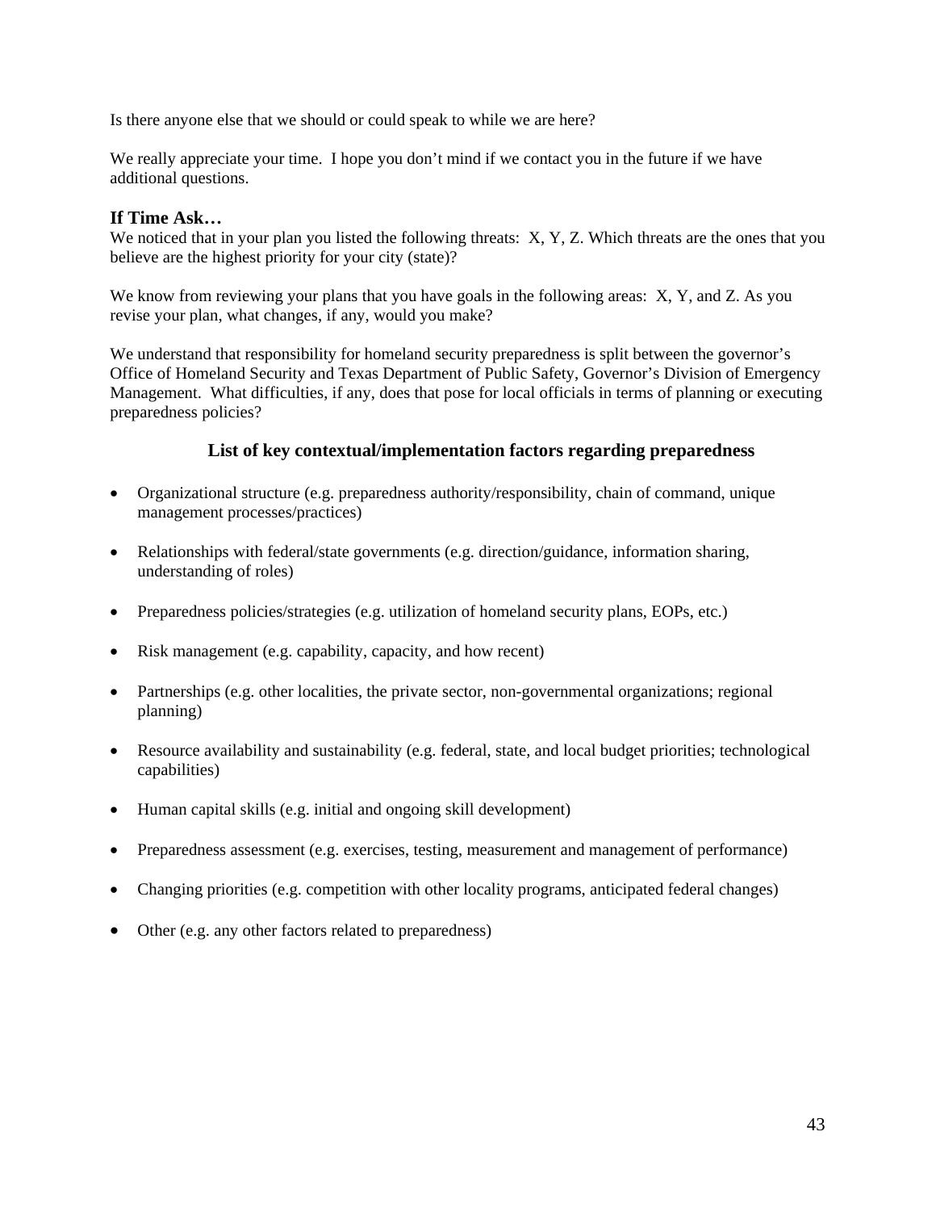Is there anyone else that we should or could speak to while we are here?

We really appreciate your time. I hope you don't mind if we contact you in the future if we have additional questions.

### If Time Ask…

We noticed that in your plan you listed the following threats: X, Y, Z. Which threats are the ones that you believe are the highest priority for your city (state)?

We know from reviewing your plans that you have goals in the following areas: X, Y, and Z. As you revise your plan, what changes, if any, would you make?

We understand that responsibility for homeland security preparedness is split between the governor's Office of Homeland Security and Texas Department of Public Safety, Governor's Division of Emergency Management. What difficulties, if any, does that pose for local officials in terms of planning or executing preparedness policies?

## List of key contextual/implementation factors regarding preparedness

- Organizational structure (e.g. preparedness authority/responsibility, chain of command, unique management processes/practices)
- Relationships with federal/state governments (e.g. direction/guidance, information sharing, understanding of roles)
- Preparedness policies/strategies (e.g. utilization of homeland security plans, EOPs, etc.)
- Risk management (e.g. capability, capacity, and how recent)
- Partnerships (e.g. other localities, the private sector, non-governmental organizations; regional planning)
- Resource availability and sustainability (e.g. federal, state, and local budget priorities; technological capabilities)
- Human capital skills (e.g. initial and ongoing skill development)
- Preparedness assessment (e.g. exercises, testing, measurement and management of performance)
- Changing priorities (e.g. competition with other locality programs, anticipated federal changes)
- Other (e.g. any other factors related to preparedness)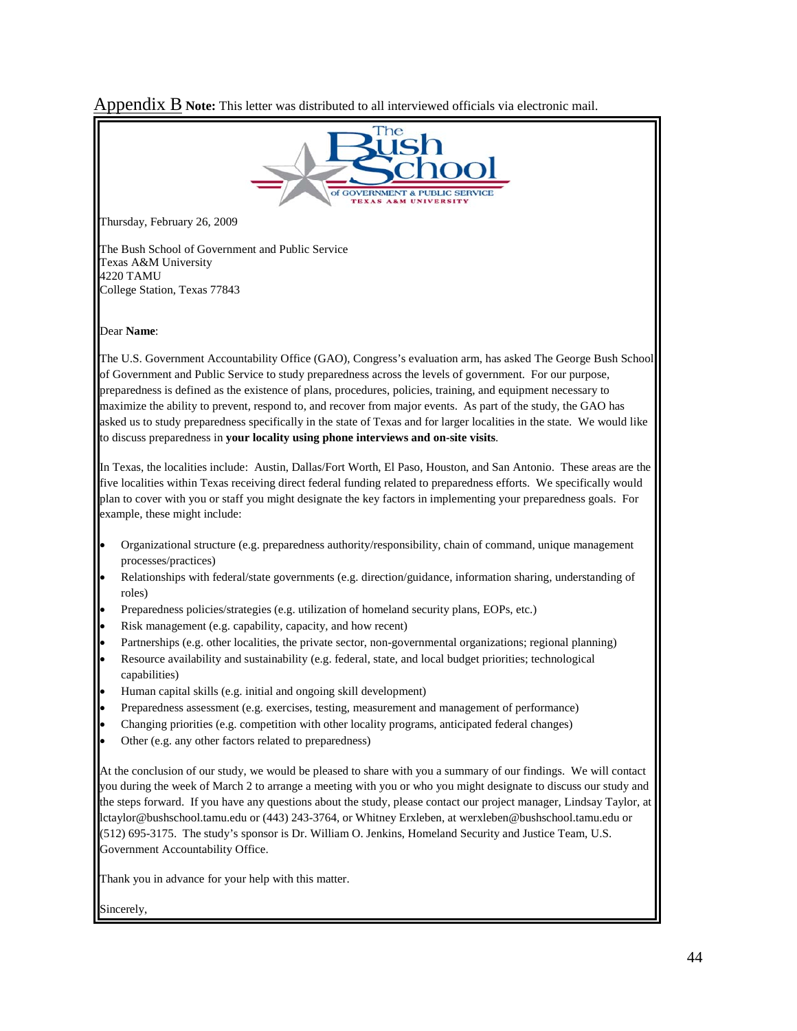## Appendix B

**Note:** This letter was distributed to all interviewed officials via electronic mail.

The Bush School of GOVERNMENT & PUBLIC SERVICE
TEXAS A&M UNIVERSITY

Thursday, February 26, 2009

The Bush School of Government and Public Service
Texas A&M University
4220 TAMU
College Station, Texas 77843

Dear **Name**:

The U.S. Government Accountability Office (GAO), Congress's evaluation arm, has asked The George Bush School of Government and Public Service to study preparedness across the levels of government. For our purpose, preparedness is defined as the existence of plans, procedures, policies, training, and equipment necessary to maximize the ability to prevent, respond to, and recover from major events. As part of the study, the GAO has asked us to study preparedness specifically in the state of Texas and for larger localities in the state. We would like to discuss preparedness in **your locality using phone interviews and on-site visits**.

In Texas, the localities include: Austin, Dallas/Fort Worth, El Paso, Houston, and San Antonio. These areas are the five localities within Texas receiving direct federal funding related to preparedness efforts. We specifically would plan to cover with you or staff you might designate the key factors in implementing your preparedness goals. For example, these might include:

- Organizational structure (e.g. preparedness authority/responsibility, chain of command, unique management processes/practices)
- Relationships with federal/state governments (e.g. direction/guidance, information sharing, understanding of roles)
- Preparedness policies/strategies (e.g. utilization of homeland security plans, EOPs, etc.)
- Risk management (e.g. capability, capacity, and how recent)
- Partnerships (e.g. other localities, the private sector, non-governmental organizations; regional planning)
- Resource availability and sustainability (e.g. federal, state, and local budget priorities; technological capabilities)
- Human capital skills (e.g. initial and ongoing skill development)
- Preparedness assessment (e.g. exercises, testing, measurement and management of performance)
- Changing priorities (e.g. competition with other locality programs, anticipated federal changes)
- Other (e.g. any other factors related to preparedness)

At the conclusion of our study, we would be pleased to share with you a summary of our findings. We will contact you during the week of March 2 to arrange a meeting with you or who you might designate to discuss our study and the steps forward. If you have any questions about the study, please contact our project manager, Lindsay Taylor, at lctaylor@bushschool.tamu.edu or (443) 243-3764, or Whitney Erxleben, at werxleben@bushschool.tamu.edu or (512) 695-3175. The study's sponsor is Dr. William O. Jenkins, Homeland Security and Justice Team, U.S. Government Accountability Office.

Thank you in advance for your help with this matter.

Sincerely,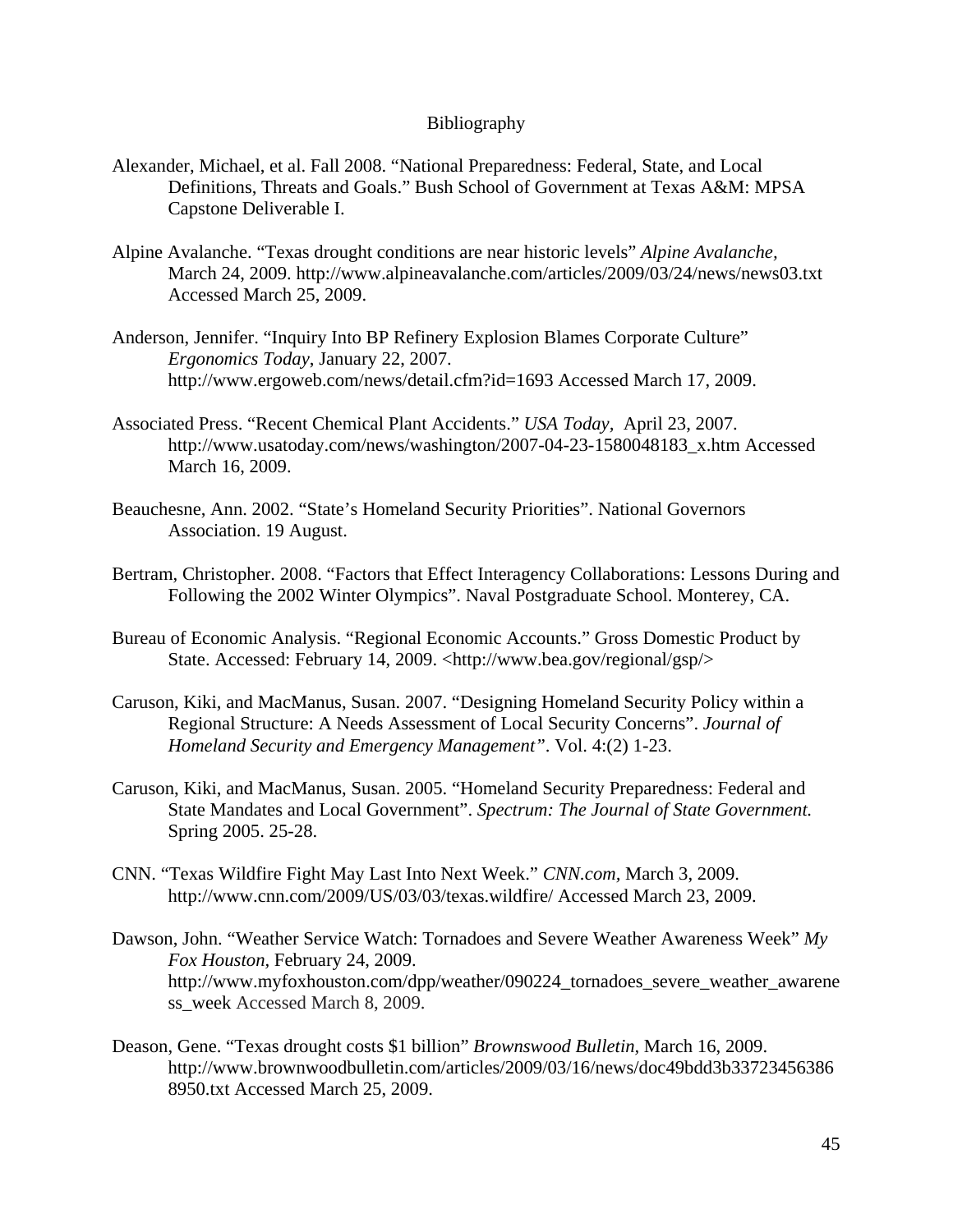# Bibliography

Alexander, Michael, et al. Fall 2008. "National Preparedness: Federal, State, and Local Definitions, Threats and Goals." Bush School of Government at Texas A&M: MPSA Capstone Deliverable I.

Alpine Avalanche. "Texas drought conditions are near historic levels" *Alpine Avalanche,* March 24, 2009. http://www.alpineavalanche.com/articles/2009/03/24/news/news03.txt Accessed March 25, 2009.

Anderson, Jennifer. "Inquiry Into BP Refinery Explosion Blames Corporate Culture" *Ergonomics Today*, January 22, 2007. http://www.ergoweb.com/news/detail.cfm?id=1693 Accessed March 17, 2009.

Associated Press. "Recent Chemical Plant Accidents." *USA Today*, April 23, 2007. http://www.usatoday.com/news/washington/2007-04-23-1580048183_x.htm Accessed March 16, 2009.

Beauchesne, Ann. 2002. "State's Homeland Security Priorities". National Governors Association. 19 August.

Bertram, Christopher. 2008. "Factors that Effect Interagency Collaborations: Lessons During and Following the 2002 Winter Olympics". Naval Postgraduate School. Monterey, CA.

Bureau of Economic Analysis. "Regional Economic Accounts." Gross Domestic Product by State. Accessed: February 14, 2009. <http://www.bea.gov/regional/gsp/>

Caruson, Kiki, and MacManus, Susan. 2007. "Designing Homeland Security Policy within a Regional Structure: A Needs Assessment of Local Security Concerns". *Journal of Homeland Security and Emergency Management"*. Vol. 4:(2) 1-23.

Caruson, Kiki, and MacManus, Susan. 2005. "Homeland Security Preparedness: Federal and State Mandates and Local Government". *Spectrum: The Journal of State Government.* Spring 2005. 25-28.

CNN. "Texas Wildfire Fight May Last Into Next Week." *CNN.com*, March 3, 2009. http://www.cnn.com/2009/US/03/03/texas.wildfire/ Accessed March 23, 2009.

Dawson, John. "Weather Service Watch: Tornadoes and Severe Weather Awareness Week" *My Fox Houston*, February 24, 2009. http://www.myfoxhouston.com/dpp/weather/090224_tornadoes_severe_weather_awareness_week Accessed March 8, 2009.

Deason, Gene. "Texas drought costs $1 billion" *Brownswood Bulletin*, March 16, 2009. http://www.brownwoodbulletin.com/articles/2009/03/16/news/doc49bdd3b337234563868950.txt Accessed March 25, 2009.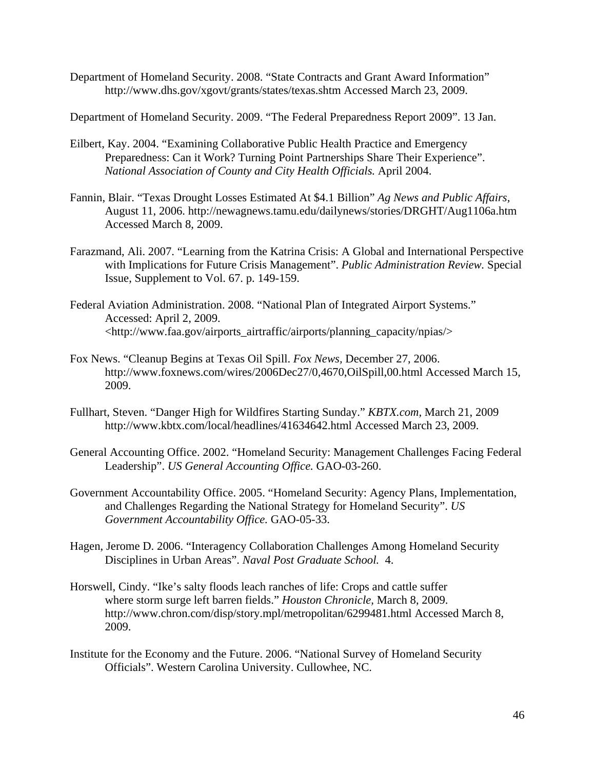Department of Homeland Security. 2008. "State Contracts and Grant Award Information" http://www.dhs.gov/xgovt/grants/states/texas.shtm Accessed March 23, 2009.

Department of Homeland Security. 2009. "The Federal Preparedness Report 2009". 13 Jan.

Eilbert, Kay. 2004. "Examining Collaborative Public Health Practice and Emergency Preparedness: Can it Work? Turning Point Partnerships Share Their Experience". *National Association of County and City Health Officials.* April 2004.

Fannin, Blair. "Texas Drought Losses Estimated At $4.1 Billion" *Ag News and Public Affairs,* August 11, 2006. http://newagnews.tamu.edu/dailynews/stories/DRGHT/Aug1106a.htm Accessed March 8, 2009.

Farazmand, Ali. 2007. "Learning from the Katrina Crisis: A Global and International Perspective with Implications for Future Crisis Management". *Public Administration Review.* Special Issue, Supplement to Vol. 67. p. 149-159.

Federal Aviation Administration. 2008. "National Plan of Integrated Airport Systems." Accessed: April 2, 2009. <http://www.faa.gov/airports_airtraffic/airports/planning_capacity/npias/>

Fox News. "Cleanup Begins at Texas Oil Spill. *Fox News,* December 27, 2006. http://www.foxnews.com/wires/2006Dec27/0,4670,OilSpill,00.html Accessed March 15, 2009.

Fullhart, Steven. "Danger High for Wildfires Starting Sunday." *KBTX.com,* March 21, 2009 http://www.kbtx.com/local/headlines/41634642.html Accessed March 23, 2009.

General Accounting Office. 2002. "Homeland Security: Management Challenges Facing Federal Leadership". *US General Accounting Office.* GAO-03-260.

Government Accountability Office. 2005. "Homeland Security: Agency Plans, Implementation, and Challenges Regarding the National Strategy for Homeland Security". *US Government Accountability Office.* GAO-05-33.

Hagen, Jerome D. 2006. "Interagency Collaboration Challenges Among Homeland Security Disciplines in Urban Areas". *Naval Post Graduate School.* 4.

Horswell, Cindy. "Ike's salty floods leach ranches of life: Crops and cattle suffer where storm surge left barren fields." *Houston Chronicle*, March 8, 2009. http://www.chron.com/disp/story.mpl/metropolitan/6299481.html Accessed March 8, 2009.

Institute for the Economy and the Future. 2006. "National Survey of Homeland Security Officials". Western Carolina University. Cullowhee, NC.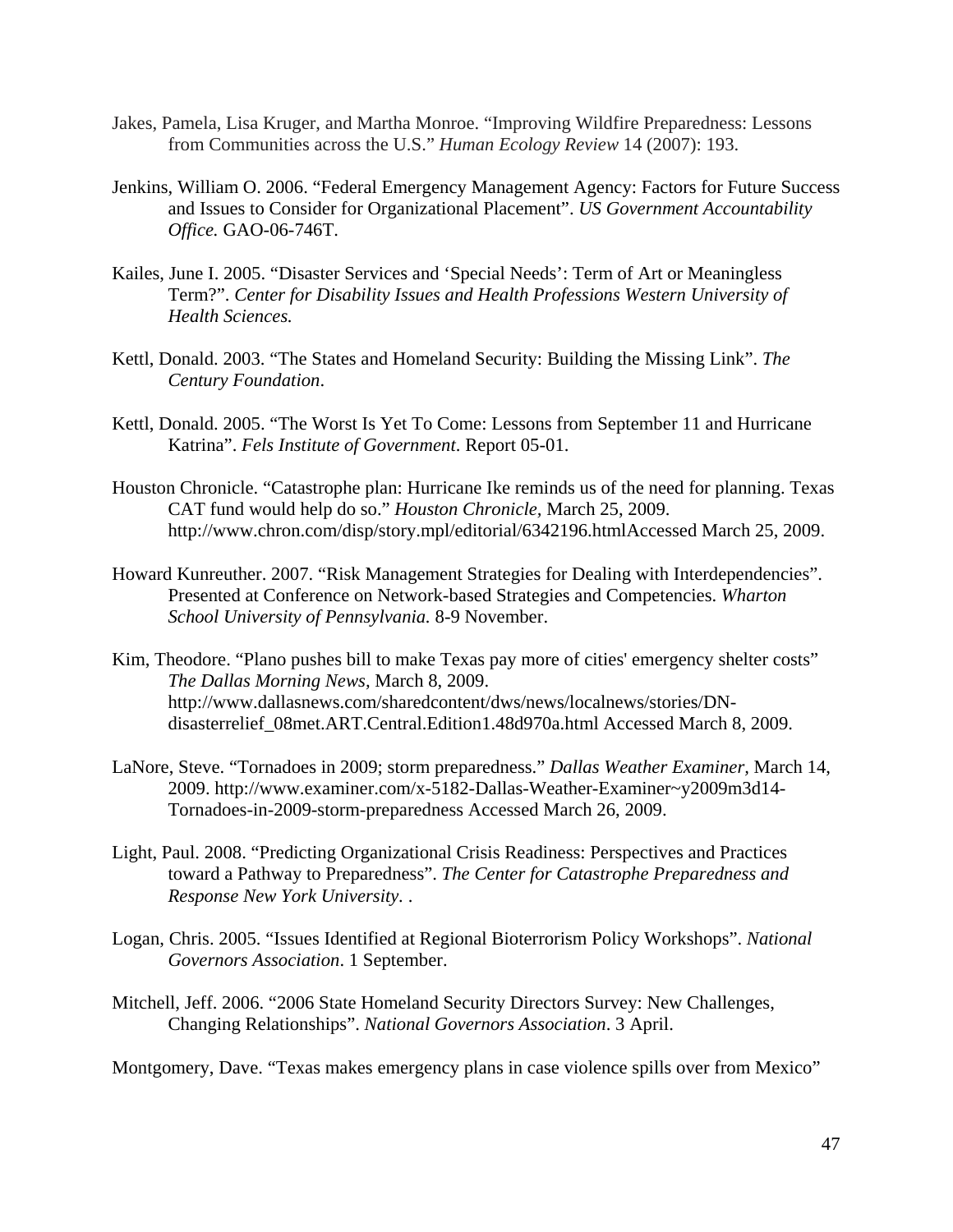Jakes, Pamela, Lisa Kruger, and Martha Monroe. "Improving Wildfire Preparedness: Lessons from Communities across the U.S." *Human Ecology Review* 14 (2007): 193.

Jenkins, William O. 2006. "Federal Emergency Management Agency: Factors for Future Success and Issues to Consider for Organizational Placement". *US Government Accountability Office.* GAO-06-746T.

Kailes, June I. 2005. "Disaster Services and 'Special Needs': Term of Art or Meaningless Term?". *Center for Disability Issues and Health Professions Western University of Health Sciences.*

Kettl, Donald. 2003. "The States and Homeland Security: Building the Missing Link". *The Century Foundation*.

Kettl, Donald. 2005. "The Worst Is Yet To Come: Lessons from September 11 and Hurricane Katrina". *Fels Institute of Government*. Report 05-01.

Houston Chronicle. "Catastrophe plan: Hurricane Ike reminds us of the need for planning. Texas CAT fund would help do so." *Houston Chronicle*, March 25, 2009. http://www.chron.com/disp/story.mpl/editorial/6342196.htmlAccessed March 25, 2009.

Howard Kunreuther. 2007. "Risk Management Strategies for Dealing with Interdependencies". Presented at Conference on Network-based Strategies and Competencies. *Wharton School University of Pennsylvania.* 8-9 November.

Kim, Theodore. "Plano pushes bill to make Texas pay more of cities' emergency shelter costs" *The Dallas Morning News*, March 8, 2009. http://www.dallasnews.com/sharedcontent/dws/news/localnews/stories/DN-disasterrelief_08met.ART.Central.Edition1.48d970a.html Accessed March 8, 2009.

LaNore, Steve. "Tornadoes in 2009; storm preparedness." *Dallas Weather Examiner*, March 14, 2009. http://www.examiner.com/x-5182-Dallas-Weather-Examiner~y2009m3d14-Tornadoes-in-2009-storm-preparedness Accessed March 26, 2009.

Light, Paul. 2008. "Predicting Organizational Crisis Readiness: Perspectives and Practices toward a Pathway to Preparedness". *The Center for Catastrophe Preparedness and Response New York University*. .

Logan, Chris. 2005. "Issues Identified at Regional Bioterrorism Policy Workshops". *National Governors Association*. 1 September.

Mitchell, Jeff. 2006. "2006 State Homeland Security Directors Survey: New Challenges, Changing Relationships". *National Governors Association*. 3 April.

Montgomery, Dave. "Texas makes emergency plans in case violence spills over from Mexico"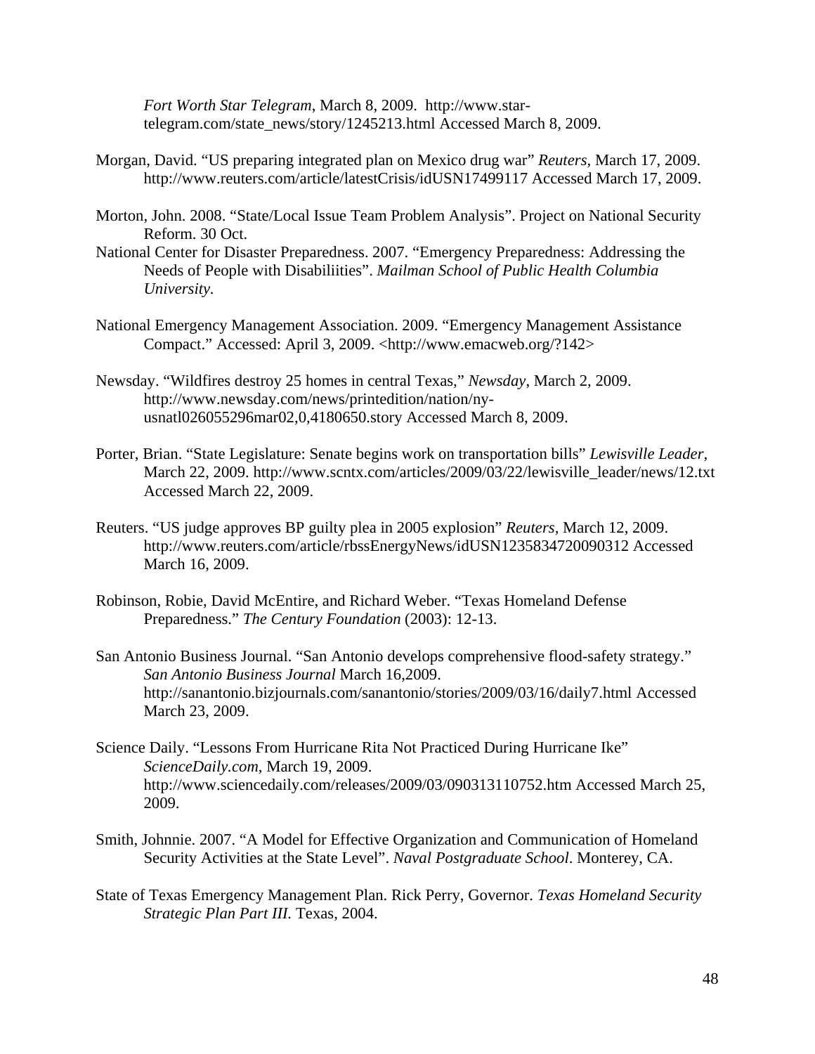*Fort Worth Star Telegram*, March 8, 2009. http://www.star-telegram.com/state_news/story/1245213.html Accessed March 8, 2009.

Morgan, David. "US preparing integrated plan on Mexico drug war" *Reuters*, March 17, 2009. http://www.reuters.com/article/latestCrisis/idUSN17499117 Accessed March 17, 2009.

Morton, John. 2008. "State/Local Issue Team Problem Analysis". Project on National Security Reform. 30 Oct.

National Center for Disaster Preparedness. 2007. "Emergency Preparedness: Addressing the Needs of People with Disabiliities". *Mailman School of Public Health Columbia University.*

National Emergency Management Association. 2009. "Emergency Management Assistance Compact." Accessed: April 3, 2009. <http://www.emacweb.org/?142>

Newsday. "Wildfires destroy 25 homes in central Texas," *Newsday*, March 2, 2009. http://www.newsday.com/news/printedition/nation/ny-usnatl026055296mar02,0,4180650.story Accessed March 8, 2009.

Porter, Brian. "State Legislature: Senate begins work on transportation bills" *Lewisville Leader*, March 22, 2009. http://www.scntx.com/articles/2009/03/22/lewisville_leader/news/12.txt Accessed March 22, 2009.

Reuters. "US judge approves BP guilty plea in 2005 explosion" *Reuters*, March 12, 2009. http://www.reuters.com/article/rbssEnergyNews/idUSN1235834720090312 Accessed March 16, 2009.

Robinson, Robie, David McEntire, and Richard Weber. "Texas Homeland Defense Preparedness." *The Century Foundation* (2003): 12-13.

San Antonio Business Journal. "San Antonio develops comprehensive flood-safety strategy." *San Antonio Business Journal* March 16,2009. http://sanantonio.bizjournals.com/sanantonio/stories/2009/03/16/daily7.html Accessed March 23, 2009.

Science Daily. "Lessons From Hurricane Rita Not Practiced During Hurricane Ike" *ScienceDaily.com*, March 19, 2009. http://www.sciencedaily.com/releases/2009/03/090313110752.htm Accessed March 25, 2009.

Smith, Johnnie. 2007. "A Model for Effective Organization and Communication of Homeland Security Activities at the State Level". *Naval Postgraduate School*. Monterey, CA.

State of Texas Emergency Management Plan. Rick Perry, Governor. *Texas Homeland Security Strategic Plan Part III.* Texas, 2004.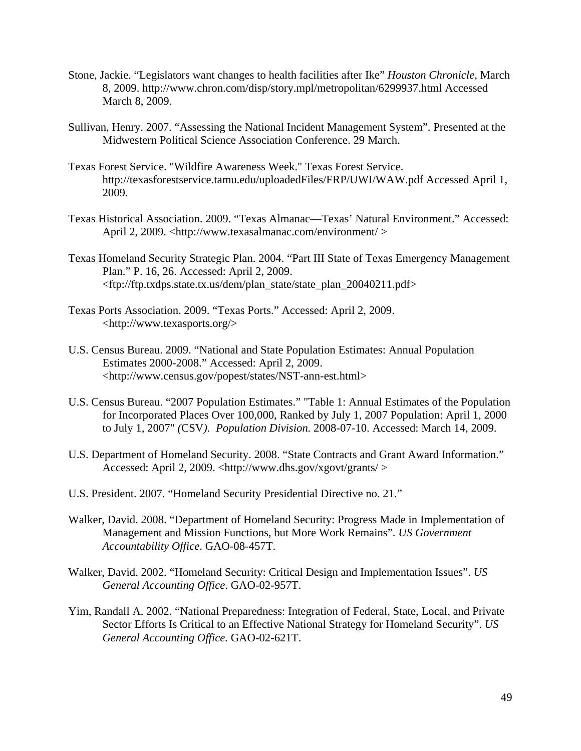Stone, Jackie. "Legislators want changes to health facilities after Ike" *Houston Chronicle,* March 8, 2009. http://www.chron.com/disp/story.mpl/metropolitan/6299937.html Accessed March 8, 2009.

Sullivan, Henry. 2007. "Assessing the National Incident Management System". Presented at the Midwestern Political Science Association Conference. 29 March.

Texas Forest Service. "Wildfire Awareness Week." Texas Forest Service. http://texasforestservice.tamu.edu/uploadedFiles/FRP/UWI/WAW.pdf Accessed April 1, 2009.

Texas Historical Association. 2009. "Texas Almanac—Texas' Natural Environment." Accessed: April 2, 2009. <http://www.texasalmanac.com/environment/ >

Texas Homeland Security Strategic Plan. 2004. "Part III State of Texas Emergency Management Plan." P. 16, 26. Accessed: April 2, 2009. <ftp://ftp.txdps.state.tx.us/dem/plan_state/state_plan_20040211.pdf>

Texas Ports Association. 2009. "Texas Ports." Accessed: April 2, 2009. <http://www.texasports.org/>

U.S. Census Bureau. 2009. "National and State Population Estimates: Annual Population Estimates 2000-2008." Accessed: April 2, 2009. <http://www.census.gov/popest/states/NST-ann-est.html>

U.S. Census Bureau. "2007 Population Estimates." "Table 1: Annual Estimates of the Population for Incorporated Places Over 100,000, Ranked by July 1, 2007 Population: April 1, 2000 to July 1, 2007" *(*CSV*). Population Division.* 2008-07-10. Accessed: March 14, 2009.

U.S. Department of Homeland Security. 2008. "State Contracts and Grant Award Information." Accessed: April 2, 2009. <http://www.dhs.gov/xgovt/grants/ >

U.S. President. 2007. "Homeland Security Presidential Directive no. 21."

Walker, David. 2008. "Department of Homeland Security: Progress Made in Implementation of Management and Mission Functions, but More Work Remains". *US Government Accountability Office*. GAO-08-457T.

Walker, David. 2002. "Homeland Security: Critical Design and Implementation Issues". *US General Accounting Office*. GAO-02-957T.

Yim, Randall A. 2002. "National Preparedness: Integration of Federal, State, Local, and Private Sector Efforts Is Critical to an Effective National Strategy for Homeland Security". *US General Accounting Office.* GAO-02-621T.